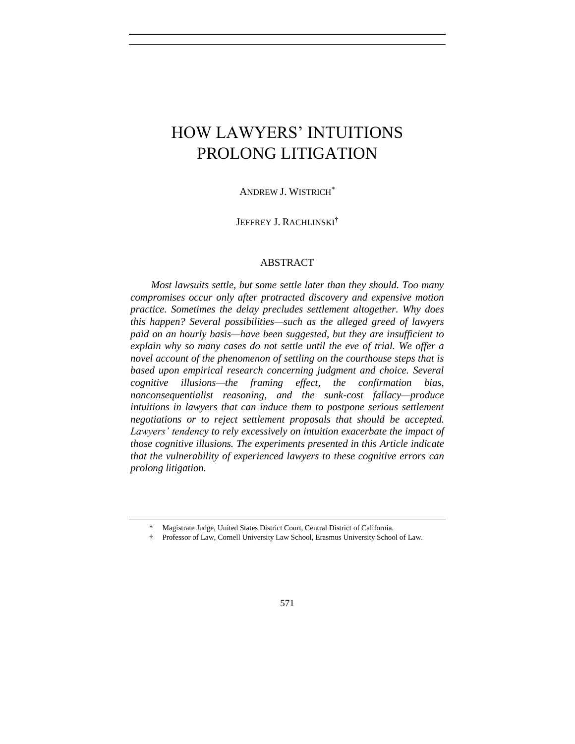# HOW LAWYERS' INTUITIONS PROLONG LITIGATION

ANDREW J. WISTRICH[*]

JEFFREY J. RACHLINSKI[†]

## ABSTRACT

*Most lawsuits settle, but some settle later than they should. Too many compromises occur only after protracted discovery and expensive motion practice. Sometimes the delay precludes settlement altogether. Why does this happen? Several possibilities—such as the alleged greed of lawyers paid on an hourly basis—have been suggested, but they are insufficient to explain why so many cases do not settle until the eve of trial. We offer a novel account of the phenomenon of settling on the courthouse steps that is based upon empirical research concerning judgment and choice. Several cognitive illusions—the framing effect, the confirmation bias, nonconsequentialist reasoning, and the sunk-cost fallacy—produce intuitions in lawyers that can induce them to postpone serious settlement negotiations or to reject settlement proposals that should be accepted. Lawyers' tendency to rely excessively on intuition exacerbate the impact of those cognitive illusions. The experiments presented in this Article indicate that the vulnerability of experienced lawyers to these cognitive errors can prolong litigation.*

---

[*] Magistrate Judge, United States District Court, Central District of California.

[†] Professor of Law, Cornell University Law School, Erasmus University School of Law.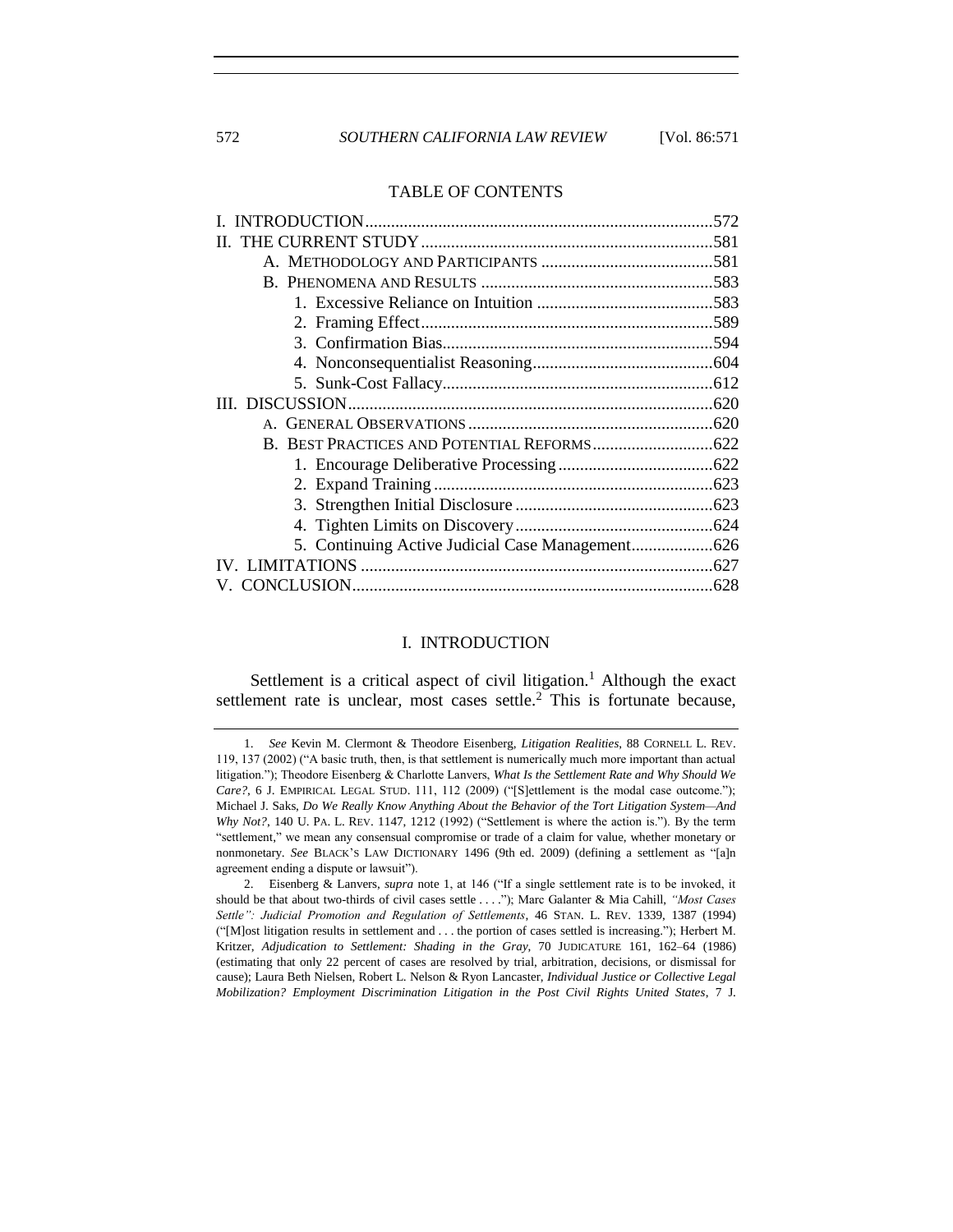## TABLE OF CONTENTS

I. INTRODUCTION ............................................................ 572
II. THE CURRENT STUDY ..................................................... 581
 A. METHODOLOGY AND PARTICIPANTS ...................................... 581
 B. PHENOMENA AND RESULTS ................................................ 583
  1. Excessive Reliance on Intuition ........................................ 583
  2. Framing Effect ............................................................ 589
  3. Confirmation Bias .......................................................... 594
  4. Nonconsequentialist Reasoning .......................................... 604
  5. Sunk-Cost Fallacy .......................................................... 612
III. DISCUSSION .................................................................. 620
 A. GENERAL OBSERVATIONS .................................................. 620
 B. BEST PRACTICES AND POTENTIAL REFORMS ............................ 622
  1. Encourage Deliberative Processing ...................................... 622
  2. Expand Training ............................................................ 623
  3. Strengthen Initial Disclosure ............................................ 623
  4. Tighten Limits on Discovery .............................................. 624
  5. Continuing Active Judicial Case Management ......................... 626
IV. LIMITATIONS ................................................................ 627
V. CONCLUSION .................................................................. 628

# I. INTRODUCTION

Settlement is a critical aspect of civil litigation.[1] Although the exact settlement rate is unclear, most cases settle.[2] This is fortunate because,

---

1. *See* Kevin M. Clermont & Theodore Eisenberg, *Litigation Realities*, 88 CORNELL L. REV. 119, 137 (2002) ("A basic truth, then, is that settlement is numerically much more important than actual litigation."); Theodore Eisenberg & Charlotte Lanvers, *What Is the Settlement Rate and Why Should We Care?*, 6 J. EMPIRICAL LEGAL STUD. 111, 112 (2009) ("[S]ettlement is the modal case outcome."); Michael J. Saks, *Do We Really Know Anything About the Behavior of the Tort Litigation System—And Why Not?*, 140 U. PA. L. REV. 1147, 1212 (1992) ("Settlement is where the action is."). By the term "settlement," we mean any consensual compromise or trade of a claim for value, whether monetary or nonmonetary. *See* BLACK'S LAW DICTIONARY 1496 (9th ed. 2009) (defining a settlement as "[a]n agreement ending a dispute or lawsuit").

2. Eisenberg & Lanvers, *supra* note 1, at 146 ("If a single settlement rate is to be invoked, it should be that about two-thirds of civil cases settle . . . ."); Marc Galanter & Mia Cahill, *"Most Cases Settle": Judicial Promotion and Regulation of Settlements*, 46 STAN. L. REV. 1339, 1387 (1994) ("[M]ost litigation results in settlement and . . . the portion of cases settled is increasing."); Herbert M. Kritzer, *Adjudication to Settlement: Shading in the Gray*, 70 JUDICATURE 161, 162–64 (1986) (estimating that only 22 percent of cases are resolved by trial, arbitration, decisions, or dismissal for cause); Laura Beth Nielsen, Robert L. Nelson & Ryon Lancaster, *Individual Justice or Collective Legal Mobilization? Employment Discrimination Litigation in the Post Civil Rights United States*, 7 J.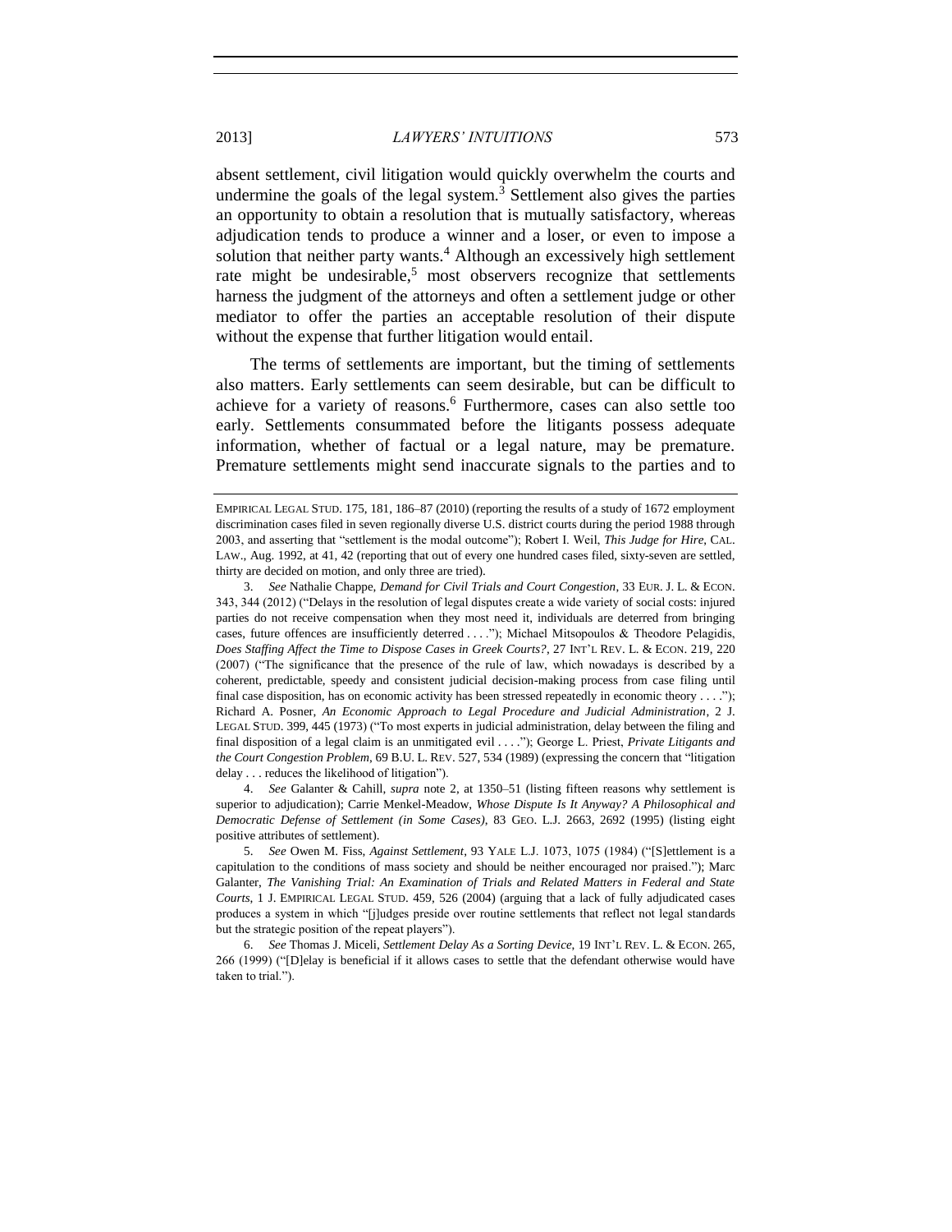absent settlement, civil litigation would quickly overwhelm the courts and undermine the goals of the legal system.[3] Settlement also gives the parties an opportunity to obtain a resolution that is mutually satisfactory, whereas adjudication tends to produce a winner and a loser, or even to impose a solution that neither party wants.[4] Although an excessively high settlement rate might be undesirable,[5] most observers recognize that settlements harness the judgment of the attorneys and often a settlement judge or other mediator to offer the parties an acceptable resolution of their dispute without the expense that further litigation would entail.

The terms of settlements are important, but the timing of settlements also matters. Early settlements can seem desirable, but can be difficult to achieve for a variety of reasons.[6] Furthermore, cases can also settle too early. Settlements consummated before the litigants possess adequate information, whether of factual or a legal nature, may be premature. Premature settlements might send inaccurate signals to the parties and to

---

EMPIRICAL LEGAL STUD. 175, 181, 186–87 (2010) (reporting the results of a study of 1672 employment discrimination cases filed in seven regionally diverse U.S. district courts during the period 1988 through 2003, and asserting that "settlement is the modal outcome"); Robert I. Weil, *This Judge for Hire*, CAL. LAW., Aug. 1992, at 41, 42 (reporting that out of every one hundred cases filed, sixty-seven are settled, thirty are decided on motion, and only three are tried).

3. *See* Nathalie Chappe, *Demand for Civil Trials and Court Congestion*, 33 EUR. J. L. & ECON. 343, 344 (2012) ("Delays in the resolution of legal disputes create a wide variety of social costs: injured parties do not receive compensation when they most need it, individuals are deterred from bringing cases, future offences are insufficiently deterred . . . ."); Michael Mitsopoulos & Theodore Pelagidis, *Does Staffing Affect the Time to Dispose Cases in Greek Courts?*, 27 INT'L REV. L. & ECON. 219, 220 (2007) ("The significance that the presence of the rule of law, which nowadays is described by a coherent, predictable, speedy and consistent judicial decision-making process from case filing until final case disposition, has on economic activity has been stressed repeatedly in economic theory . . . ."); Richard A. Posner, *An Economic Approach to Legal Procedure and Judicial Administration*, 2 J. LEGAL STUD. 399, 445 (1973) ("To most experts in judicial administration, delay between the filing and final disposition of a legal claim is an unmitigated evil . . . ."); George L. Priest, *Private Litigants and the Court Congestion Problem*, 69 B.U. L. REV. 527, 534 (1989) (expressing the concern that "litigation delay . . . reduces the likelihood of litigation").

4. *See* Galanter & Cahill, *supra* note 2, at 1350–51 (listing fifteen reasons why settlement is superior to adjudication); Carrie Menkel-Meadow, *Whose Dispute Is It Anyway? A Philosophical and Democratic Defense of Settlement (in Some Cases)*, 83 GEO. L.J. 2663, 2692 (1995) (listing eight positive attributes of settlement).

5. *See* Owen M. Fiss, *Against Settlement*, 93 YALE L.J. 1073, 1075 (1984) ("[S]ettlement is a capitulation to the conditions of mass society and should be neither encouraged nor praised."); Marc Galanter, *The Vanishing Trial: An Examination of Trials and Related Matters in Federal and State Courts*, 1 J. EMPIRICAL LEGAL STUD. 459, 526 (2004) (arguing that a lack of fully adjudicated cases produces a system in which "[j]udges preside over routine settlements that reflect not legal standards but the strategic position of the repeat players").

6. *See* Thomas J. Miceli, *Settlement Delay As a Sorting Device*, 19 INT'L REV. L. & ECON. 265, 266 (1999) ("[D]elay is beneficial if it allows cases to settle that the defendant otherwise would have taken to trial.").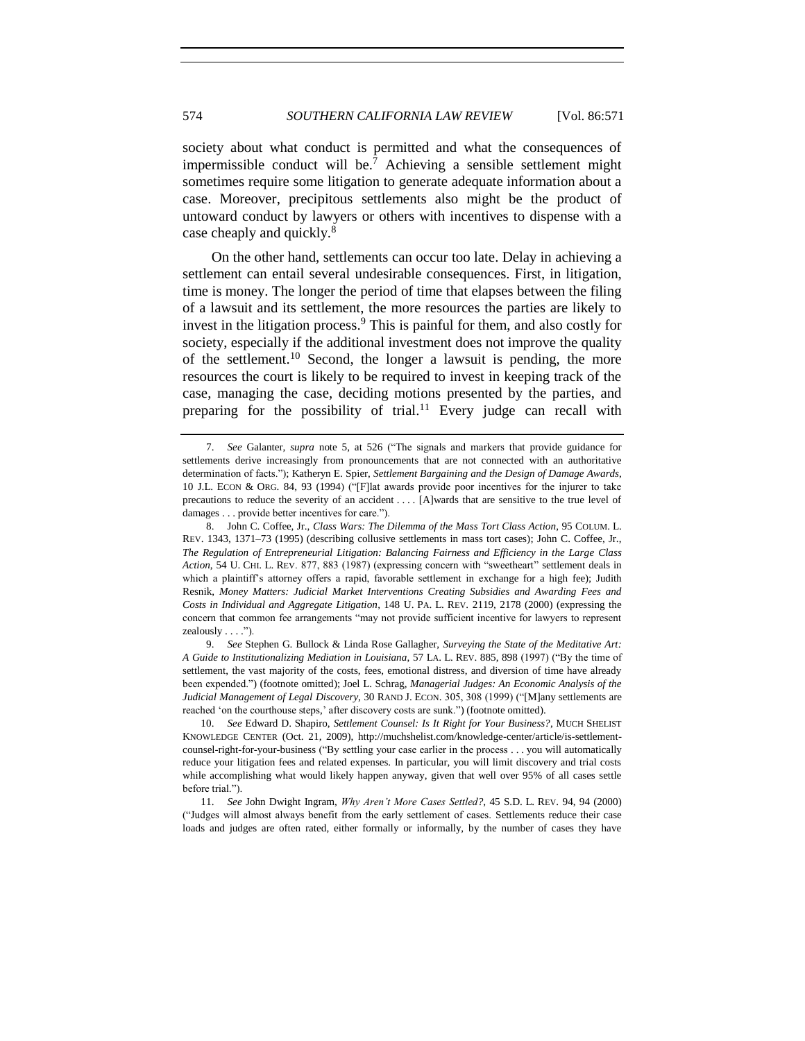society about what conduct is permitted and what the consequences of impermissible conduct will be.[7] Achieving a sensible settlement might sometimes require some litigation to generate adequate information about a case. Moreover, precipitous settlements also might be the product of untoward conduct by lawyers or others with incentives to dispense with a case cheaply and quickly.[8]

On the other hand, settlements can occur too late. Delay in achieving a settlement can entail several undesirable consequences. First, in litigation, time is money. The longer the period of time that elapses between the filing of a lawsuit and its settlement, the more resources the parties are likely to invest in the litigation process.[9] This is painful for them, and also costly for society, especially if the additional investment does not improve the quality of the settlement.[10] Second, the longer a lawsuit is pending, the more resources the court is likely to be required to invest in keeping track of the case, managing the case, deciding motions presented by the parties, and preparing for the possibility of trial.[11] Every judge can recall with

---

7. *See* Galanter, *supra* note 5, at 526 ("The signals and markers that provide guidance for settlements derive increasingly from pronouncements that are not connected with an authoritative determination of facts."); Katheryn E. Spier, *Settlement Bargaining and the Design of Damage Awards*, 10 J.L. ECON & ORG. 84, 93 (1994) ("[F]lat awards provide poor incentives for the injurer to take precautions to reduce the severity of an accident . . . . [A]wards that are sensitive to the true level of damages . . . provide better incentives for care.").

8. John C. Coffee, Jr., *Class Wars: The Dilemma of the Mass Tort Class Action*, 95 COLUM. L. REV. 1343, 1371–73 (1995) (describing collusive settlements in mass tort cases); John C. Coffee, Jr., *The Regulation of Entrepreneurial Litigation: Balancing Fairness and Efficiency in the Large Class Action*, 54 U. CHI. L. REV. 877, 883 (1987) (expressing concern with "sweetheart" settlement deals in which a plaintiff's attorney offers a rapid, favorable settlement in exchange for a high fee); Judith Resnik, *Money Matters: Judicial Market Interventions Creating Subsidies and Awarding Fees and Costs in Individual and Aggregate Litigation*, 148 U. PA. L. REV. 2119, 2178 (2000) (expressing the concern that common fee arrangements "may not provide sufficient incentive for lawyers to represent zealously . . . .").

9. *See* Stephen G. Bullock & Linda Rose Gallagher, *Surveying the State of the Meditative Art: A Guide to Institutionalizing Mediation in Louisiana*, 57 LA. L. REV. 885, 898 (1997) ("By the time of settlement, the vast majority of the costs, fees, emotional distress, and diversion of time have already been expended.") (footnote omitted); Joel L. Schrag, *Managerial Judges: An Economic Analysis of the Judicial Management of Legal Discovery*, 30 RAND J. ECON. 305, 308 (1999) ("[M]any settlements are reached 'on the courthouse steps,' after discovery costs are sunk.") (footnote omitted).

10. *See* Edward D. Shapiro, *Settlement Counsel: Is It Right for Your Business?*, MUCH SHELIST KNOWLEDGE CENTER (Oct. 21, 2009), http://muchshelist.com/knowledge-center/article/is-settlement-counsel-right-for-your-business ("By settling your case earlier in the process . . . you will automatically reduce your litigation fees and related expenses. In particular, you will limit discovery and trial costs while accomplishing what would likely happen anyway, given that well over 95% of all cases settle before trial.").

11. *See* John Dwight Ingram, *Why Aren't More Cases Settled?*, 45 S.D. L. REV. 94, 94 (2000) ("Judges will almost always benefit from the early settlement of cases. Settlements reduce their case loads and judges are often rated, either formally or informally, by the number of cases they have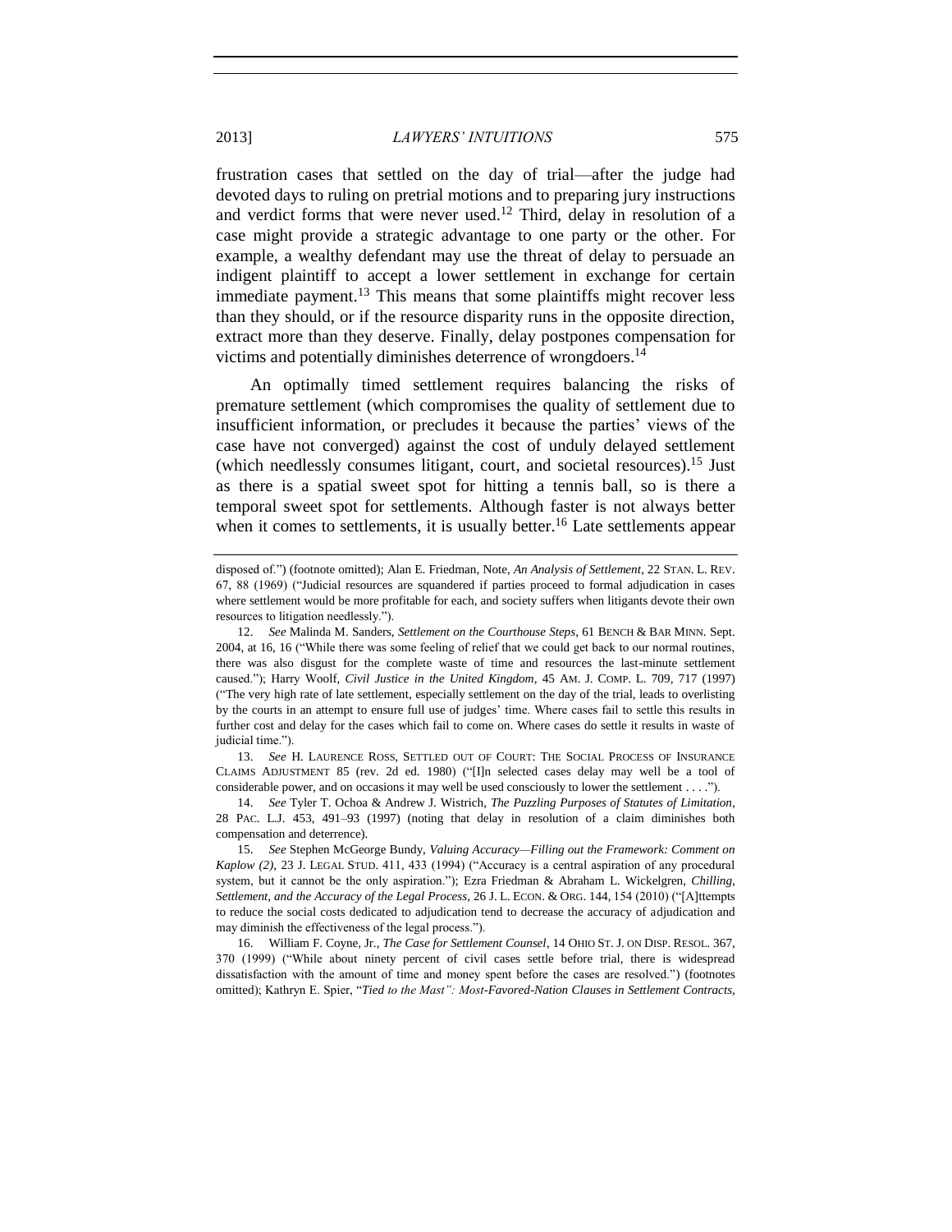frustration cases that settled on the day of trial—after the judge had devoted days to ruling on pretrial motions and to preparing jury instructions and verdict forms that were never used.[12] Third, delay in resolution of a case might provide a strategic advantage to one party or the other. For example, a wealthy defendant may use the threat of delay to persuade an indigent plaintiff to accept a lower settlement in exchange for certain immediate payment.[13] This means that some plaintiffs might recover less than they should, or if the resource disparity runs in the opposite direction, extract more than they deserve. Finally, delay postpones compensation for victims and potentially diminishes deterrence of wrongdoers.[14]

An optimally timed settlement requires balancing the risks of premature settlement (which compromises the quality of settlement due to insufficient information, or precludes it because the parties' views of the case have not converged) against the cost of unduly delayed settlement (which needlessly consumes litigant, court, and societal resources).[15] Just as there is a spatial sweet spot for hitting a tennis ball, so is there a temporal sweet spot for settlements. Although faster is not always better when it comes to settlements, it is usually better.[16] Late settlements appear

---

disposed of.") (footnote omitted); Alan E. Friedman, Note, *An Analysis of Settlement*, 22 STAN. L. REV. 67, 88 (1969) ("Judicial resources are squandered if parties proceed to formal adjudication in cases where settlement would be more profitable for each, and society suffers when litigants devote their own resources to litigation needlessly.").

12. *See* Malinda M. Sanders, *Settlement on the Courthouse Steps*, 61 BENCH & BAR MINN. Sept. 2004, at 16, 16 ("While there was some feeling of relief that we could get back to our normal routines, there was also disgust for the complete waste of time and resources the last-minute settlement caused."); Harry Woolf, *Civil Justice in the United Kingdom*, 45 AM. J. COMP. L. 709, 717 (1997) ("The very high rate of late settlement, especially settlement on the day of the trial, leads to overlisting by the courts in an attempt to ensure full use of judges' time. Where cases fail to settle this results in further cost and delay for the cases which fail to come on. Where cases do settle it results in waste of judicial time.").

13. *See* H. LAURENCE ROSS, SETTLED OUT OF COURT: THE SOCIAL PROCESS OF INSURANCE CLAIMS ADJUSTMENT 85 (rev. 2d ed. 1980) ("[I]n selected cases delay may well be a tool of considerable power, and on occasions it may well be used consciously to lower the settlement . . . .").

14. *See* Tyler T. Ochoa & Andrew J. Wistrich, *The Puzzling Purposes of Statutes of Limitation*, 28 PAC. L.J. 453, 491–93 (1997) (noting that delay in resolution of a claim diminishes both compensation and deterrence).

15. *See* Stephen McGeorge Bundy, *Valuing Accuracy—Filling out the Framework: Comment on Kaplow (2)*, 23 J. LEGAL STUD. 411, 433 (1994) ("Accuracy is a central aspiration of any procedural system, but it cannot be the only aspiration."); Ezra Friedman & Abraham L. Wickelgren, *Chilling, Settlement, and the Accuracy of the Legal Process*, 26 J. L. ECON. & ORG. 144, 154 (2010) ("[A]ttempts to reduce the social costs dedicated to adjudication tend to decrease the accuracy of adjudication and may diminish the effectiveness of the legal process.").

16. William F. Coyne, Jr., *The Case for Settlement Counsel*, 14 OHIO ST. J. ON DISP. RESOL. 367, 370 (1999) ("While about ninety percent of civil cases settle before trial, there is widespread dissatisfaction with the amount of time and money spent before the cases are resolved.") (footnotes omitted); Kathryn E. Spier, "*Tied to the Mast": Most-Favored-Nation Clauses in Settlement Contracts*,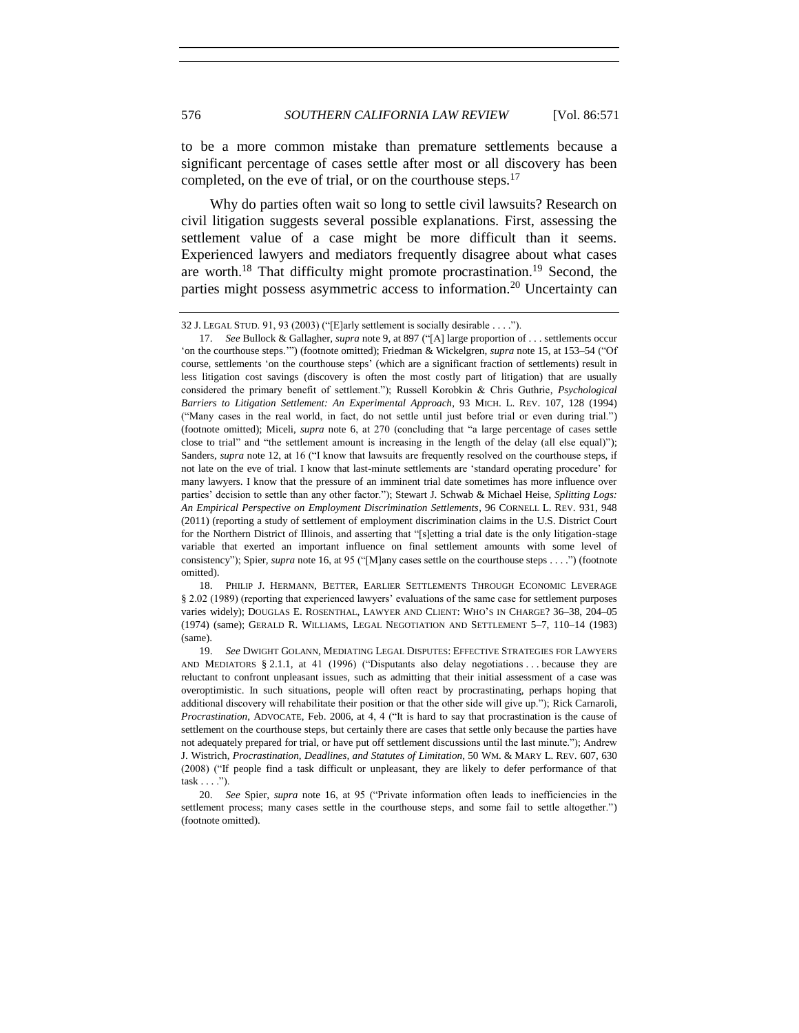to be a more common mistake than premature settlements because a significant percentage of cases settle after most or all discovery has been completed, on the eve of trial, or on the courthouse steps.[17]

Why do parties often wait so long to settle civil lawsuits? Research on civil litigation suggests several possible explanations. First, assessing the settlement value of a case might be more difficult than it seems. Experienced lawyers and mediators frequently disagree about what cases are worth.[18] That difficulty might promote procrastination.[19] Second, the parties might possess asymmetric access to information.[20] Uncertainty can

---

32 J. LEGAL STUD. 91, 93 (2003) ("[E]arly settlement is socially desirable . . . .").

17. *See* Bullock & Gallagher, *supra* note 9, at 897 ("[A] large proportion of . . . settlements occur 'on the courthouse steps.'") (footnote omitted); Friedman & Wickelgren, *supra* note 15, at 153–54 ("Of course, settlements 'on the courthouse steps' (which are a significant fraction of settlements) result in less litigation cost savings (discovery is often the most costly part of litigation) that are usually considered the primary benefit of settlement."); Russell Korobkin & Chris Guthrie, *Psychological Barriers to Litigation Settlement: An Experimental Approach*, 93 MICH. L. REV. 107, 128 (1994) ("Many cases in the real world, in fact, do not settle until just before trial or even during trial.") (footnote omitted); Miceli, *supra* note 6, at 270 (concluding that "a large percentage of cases settle close to trial" and "the settlement amount is increasing in the length of the delay (all else equal)"); Sanders, *supra* note 12, at 16 ("I know that lawsuits are frequently resolved on the courthouse steps, if not late on the eve of trial. I know that last-minute settlements are 'standard operating procedure' for many lawyers. I know that the pressure of an imminent trial date sometimes has more influence over parties' decision to settle than any other factor."); Stewart J. Schwab & Michael Heise, *Splitting Logs: An Empirical Perspective on Employment Discrimination Settlements*, 96 CORNELL L. REV. 931, 948 (2011) (reporting a study of settlement of employment discrimination claims in the U.S. District Court for the Northern District of Illinois, and asserting that "[s]etting a trial date is the only litigation-stage variable that exerted an important influence on final settlement amounts with some level of consistency"); Spier, *supra* note 16, at 95 ("[M]any cases settle on the courthouse steps . . . .") (footnote omitted).

18. PHILIP J. HERMANN, BETTER, EARLIER SETTLEMENTS THROUGH ECONOMIC LEVERAGE § 2.02 (1989) (reporting that experienced lawyers' evaluations of the same case for settlement purposes varies widely); DOUGLAS E. ROSENTHAL, LAWYER AND CLIENT: WHO'S IN CHARGE? 36–38, 204–05 (1974) (same); GERALD R. WILLIAMS, LEGAL NEGOTIATION AND SETTLEMENT 5–7, 110–14 (1983) (same).

19. *See* DWIGHT GOLANN, MEDIATING LEGAL DISPUTES: EFFECTIVE STRATEGIES FOR LAWYERS AND MEDIATORS § 2.1.1, at 41 (1996) ("Disputants also delay negotiations . . . because they are reluctant to confront unpleasant issues, such as admitting that their initial assessment of a case was overoptimistic. In such situations, people will often react by procrastinating, perhaps hoping that additional discovery will rehabilitate their position or that the other side will give up."); Rick Carnaroli, *Procrastination*, ADVOCATE, Feb. 2006, at 4, 4 ("It is hard to say that procrastination is the cause of settlement on the courthouse steps, but certainly there are cases that settle only because the parties have not adequately prepared for trial, or have put off settlement discussions until the last minute."); Andrew J. Wistrich, *Procrastination, Deadlines, and Statutes of Limitation*, 50 WM. & MARY L. REV. 607, 630 (2008) ("If people find a task difficult or unpleasant, they are likely to defer performance of that task . . . .").

20. *See* Spier, *supra* note 16, at 95 ("Private information often leads to inefficiencies in the settlement process; many cases settle in the courthouse steps, and some fail to settle altogether.") (footnote omitted).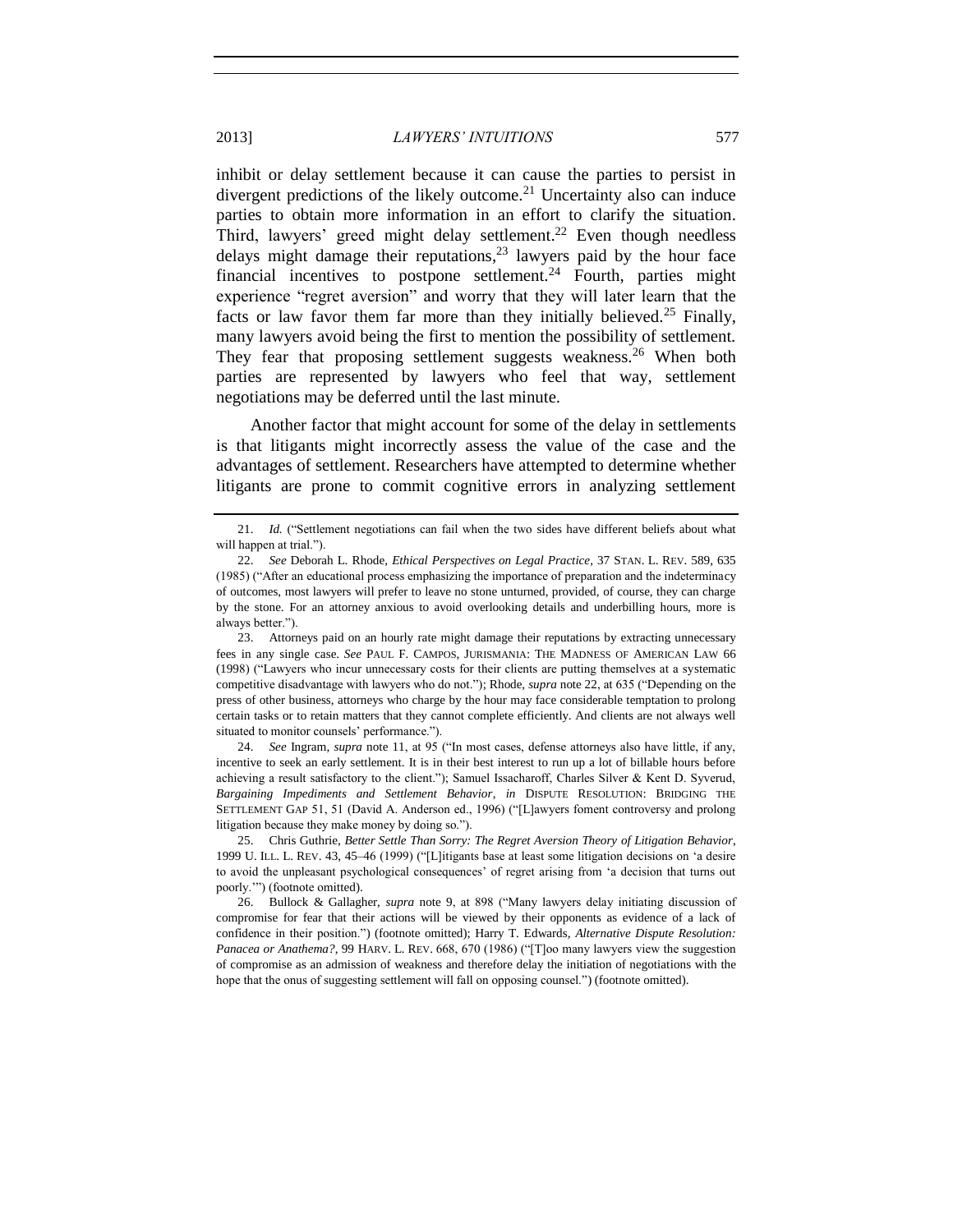inhibit or delay settlement because it can cause the parties to persist in divergent predictions of the likely outcome.[21] Uncertainty also can induce parties to obtain more information in an effort to clarify the situation. Third, lawyers' greed might delay settlement.[22] Even though needless delays might damage their reputations,[23] lawyers paid by the hour face financial incentives to postpone settlement.[24] Fourth, parties might experience "regret aversion" and worry that they will later learn that the facts or law favor them far more than they initially believed.[25] Finally, many lawyers avoid being the first to mention the possibility of settlement. They fear that proposing settlement suggests weakness.[26] When both parties are represented by lawyers who feel that way, settlement negotiations may be deferred until the last minute.

Another factor that might account for some of the delay in settlements is that litigants might incorrectly assess the value of the case and the advantages of settlement. Researchers have attempted to determine whether litigants are prone to commit cognitive errors in analyzing settlement

---

21. *Id.* ("Settlement negotiations can fail when the two sides have different beliefs about what will happen at trial.").

22. *See* Deborah L. Rhode, *Ethical Perspectives on Legal Practice*, 37 STAN. L. REV. 589, 635 (1985) ("After an educational process emphasizing the importance of preparation and the indeterminacy of outcomes, most lawyers will prefer to leave no stone unturned, provided, of course, they can charge by the stone. For an attorney anxious to avoid overlooking details and underbilling hours, more is always better.").

23. Attorneys paid on an hourly rate might damage their reputations by extracting unnecessary fees in any single case. *See* PAUL F. CAMPOS, JURISMANIA: THE MADNESS OF AMERICAN LAW 66 (1998) ("Lawyers who incur unnecessary costs for their clients are putting themselves at a systematic competitive disadvantage with lawyers who do not."); Rhode, *supra* note 22, at 635 ("Depending on the press of other business, attorneys who charge by the hour may face considerable temptation to prolong certain tasks or to retain matters that they cannot complete efficiently. And clients are not always well situated to monitor counsels' performance.").

24. *See* Ingram, *supra* note 11, at 95 ("In most cases, defense attorneys also have little, if any, incentive to seek an early settlement. It is in their best interest to run up a lot of billable hours before achieving a result satisfactory to the client."); Samuel Issacharoff, Charles Silver & Kent D. Syverud, *Bargaining Impediments and Settlement Behavior*, *in* DISPUTE RESOLUTION: BRIDGING THE SETTLEMENT GAP 51, 51 (David A. Anderson ed., 1996) ("[L]awyers foment controversy and prolong litigation because they make money by doing so.").

25. Chris Guthrie, *Better Settle Than Sorry: The Regret Aversion Theory of Litigation Behavior*, 1999 U. ILL. L. REV. 43, 45–46 (1999) ("[L]itigants base at least some litigation decisions on 'a desire to avoid the unpleasant psychological consequences' of regret arising from 'a decision that turns out poorly.'") (footnote omitted).

26. Bullock & Gallagher, *supra* note 9, at 898 ("Many lawyers delay initiating discussion of compromise for fear that their actions will be viewed by their opponents as evidence of a lack of confidence in their position.") (footnote omitted); Harry T. Edwards, *Alternative Dispute Resolution: Panacea or Anathema?*, 99 HARV. L. REV. 668, 670 (1986) ("[T]oo many lawyers view the suggestion of compromise as an admission of weakness and therefore delay the initiation of negotiations with the hope that the onus of suggesting settlement will fall on opposing counsel.") (footnote omitted).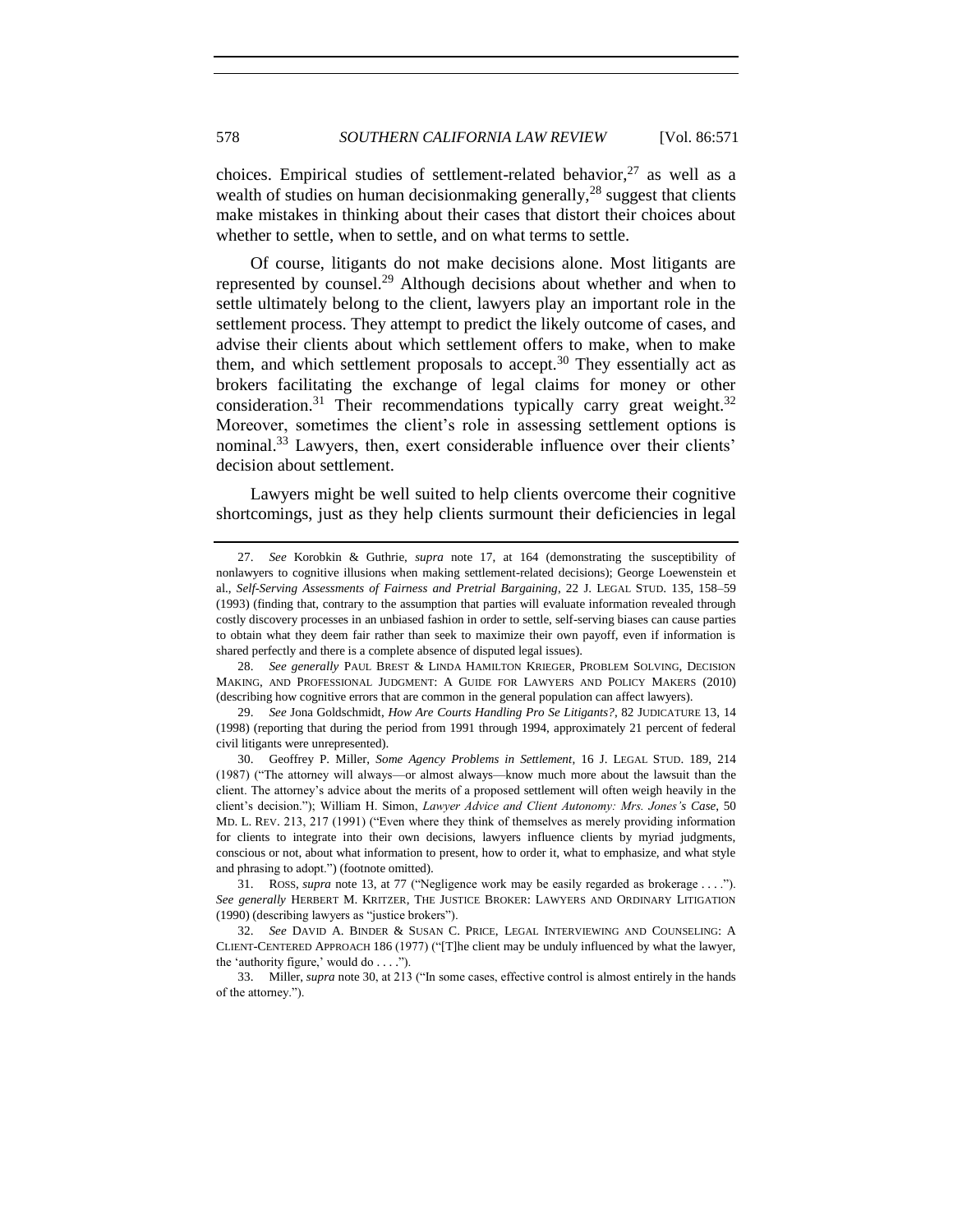choices. Empirical studies of settlement-related behavior,[27] as well as a wealth of studies on human decisionmaking generally,[28] suggest that clients make mistakes in thinking about their cases that distort their choices about whether to settle, when to settle, and on what terms to settle.

Of course, litigants do not make decisions alone. Most litigants are represented by counsel.[29] Although decisions about whether and when to settle ultimately belong to the client, lawyers play an important role in the settlement process. They attempt to predict the likely outcome of cases, and advise their clients about which settlement offers to make, when to make them, and which settlement proposals to accept.[30] They essentially act as brokers facilitating the exchange of legal claims for money or other consideration.[31] Their recommendations typically carry great weight.[32] Moreover, sometimes the client's role in assessing settlement options is nominal.[33] Lawyers, then, exert considerable influence over their clients' decision about settlement.

Lawyers might be well suited to help clients overcome their cognitive shortcomings, just as they help clients surmount their deficiencies in legal

---

27. *See* Korobkin & Guthrie, *supra* note 17, at 164 (demonstrating the susceptibility of nonlawyers to cognitive illusions when making settlement-related decisions); George Loewenstein et al., *Self-Serving Assessments of Fairness and Pretrial Bargaining*, 22 J. LEGAL STUD. 135, 158–59 (1993) (finding that, contrary to the assumption that parties will evaluate information revealed through costly discovery processes in an unbiased fashion in order to settle, self-serving biases can cause parties to obtain what they deem fair rather than seek to maximize their own payoff, even if information is shared perfectly and there is a complete absence of disputed legal issues).

28. *See generally* PAUL BREST & LINDA HAMILTON KRIEGER, PROBLEM SOLVING, DECISION MAKING, AND PROFESSIONAL JUDGMENT: A GUIDE FOR LAWYERS AND POLICY MAKERS (2010) (describing how cognitive errors that are common in the general population can affect lawyers).

29. *See* Jona Goldschmidt, *How Are Courts Handling Pro Se Litigants?*, 82 JUDICATURE 13, 14 (1998) (reporting that during the period from 1991 through 1994, approximately 21 percent of federal civil litigants were unrepresented).

30. Geoffrey P. Miller, *Some Agency Problems in Settlement*, 16 J. LEGAL STUD. 189, 214 (1987) ("The attorney will always—or almost always—know much more about the lawsuit than the client. The attorney's advice about the merits of a proposed settlement will often weigh heavily in the client's decision."); William H. Simon, *Lawyer Advice and Client Autonomy: Mrs. Jones's Case*, 50 MD. L. REV. 213, 217 (1991) ("Even where they think of themselves as merely providing information for clients to integrate into their own decisions, lawyers influence clients by myriad judgments, conscious or not, about what information to present, how to order it, what to emphasize, and what style and phrasing to adopt.") (footnote omitted).

31. ROSS, *supra* note 13, at 77 ("Negligence work may be easily regarded as brokerage . . . ."). *See generally* HERBERT M. KRITZER, THE JUSTICE BROKER: LAWYERS AND ORDINARY LITIGATION (1990) (describing lawyers as "justice brokers").

32. *See* DAVID A. BINDER & SUSAN C. PRICE, LEGAL INTERVIEWING AND COUNSELING: A CLIENT-CENTERED APPROACH 186 (1977) ("[T]he client may be unduly influenced by what the lawyer, the 'authority figure,' would do . . . .").

33. Miller, *supra* note 30, at 213 ("In some cases, effective control is almost entirely in the hands of the attorney.").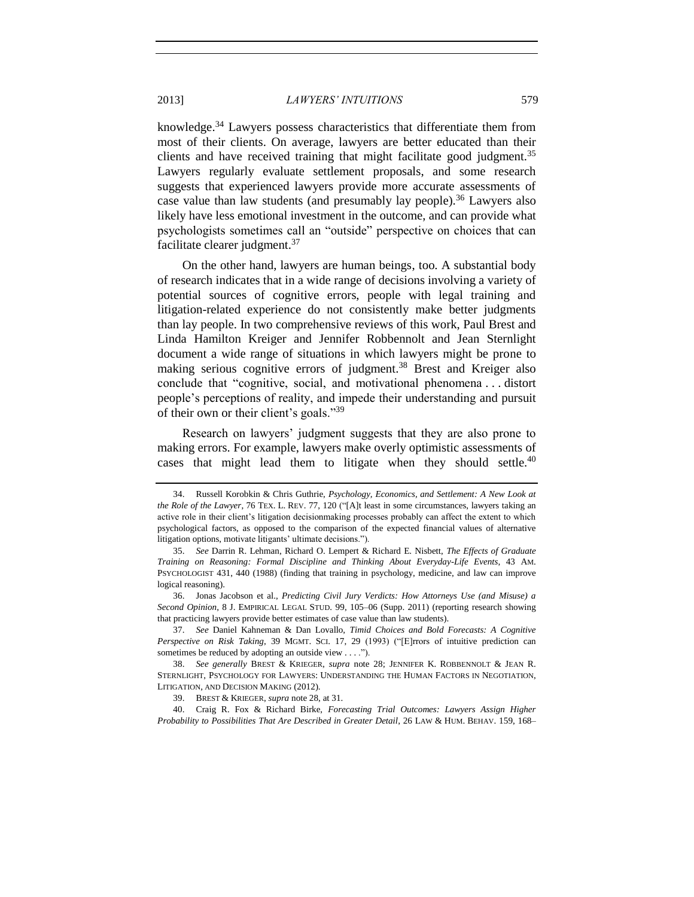knowledge.[34] Lawyers possess characteristics that differentiate them from most of their clients. On average, lawyers are better educated than their clients and have received training that might facilitate good judgment.[35] Lawyers regularly evaluate settlement proposals, and some research suggests that experienced lawyers provide more accurate assessments of case value than law students (and presumably lay people).[36] Lawyers also likely have less emotional investment in the outcome, and can provide what psychologists sometimes call an "outside" perspective on choices that can facilitate clearer judgment.[37]

On the other hand, lawyers are human beings, too. A substantial body of research indicates that in a wide range of decisions involving a variety of potential sources of cognitive errors, people with legal training and litigation-related experience do not consistently make better judgments than lay people. In two comprehensive reviews of this work, Paul Brest and Linda Hamilton Kreiger and Jennifer Robbennolt and Jean Sternlight document a wide range of situations in which lawyers might be prone to making serious cognitive errors of judgment.[38] Brest and Kreiger also conclude that "cognitive, social, and motivational phenomena . . . distort people's perceptions of reality, and impede their understanding and pursuit of their own or their client's goals."[39]

Research on lawyers' judgment suggests that they are also prone to making errors. For example, lawyers make overly optimistic assessments of cases that might lead them to litigate when they should settle.[40]

---

34. Russell Korobkin & Chris Guthrie, *Psychology, Economics, and Settlement: A New Look at the Role of the Lawyer*, 76 TEX. L. REV. 77, 120 ("[A]t least in some circumstances, lawyers taking an active role in their client's litigation decisionmaking processes probably can affect the extent to which psychological factors, as opposed to the comparison of the expected financial values of alternative litigation options, motivate litigants' ultimate decisions.").

35. *See* Darrin R. Lehman, Richard O. Lempert & Richard E. Nisbett, *The Effects of Graduate Training on Reasoning: Formal Discipline and Thinking About Everyday-Life Events*, 43 AM. PSYCHOLOGIST 431, 440 (1988) (finding that training in psychology, medicine, and law can improve logical reasoning).

36. Jonas Jacobson et al., *Predicting Civil Jury Verdicts: How Attorneys Use (and Misuse) a Second Opinion*, 8 J. EMPIRICAL LEGAL STUD. 99, 105–06 (Supp. 2011) (reporting research showing that practicing lawyers provide better estimates of case value than law students).

37. *See* Daniel Kahneman & Dan Lovallo, *Timid Choices and Bold Forecasts: A Cognitive Perspective on Risk Taking*, 39 MGMT. SCI. 17, 29 (1993) ("[E]rrors of intuitive prediction can sometimes be reduced by adopting an outside view . . . .").

38. *See generally* BREST & KRIEGER, *supra* note 28; JENNIFER K. ROBBENNOLT & JEAN R. STERNLIGHT, PSYCHOLOGY FOR LAWYERS: UNDERSTANDING THE HUMAN FACTORS IN NEGOTIATION, LITIGATION, AND DECISION MAKING (2012).

39. BREST & KRIEGER, *supra* note 28, at 31.

40. Craig R. Fox & Richard Birke, *Forecasting Trial Outcomes: Lawyers Assign Higher Probability to Possibilities That Are Described in Greater Detail*, 26 LAW & HUM. BEHAV. 159, 168–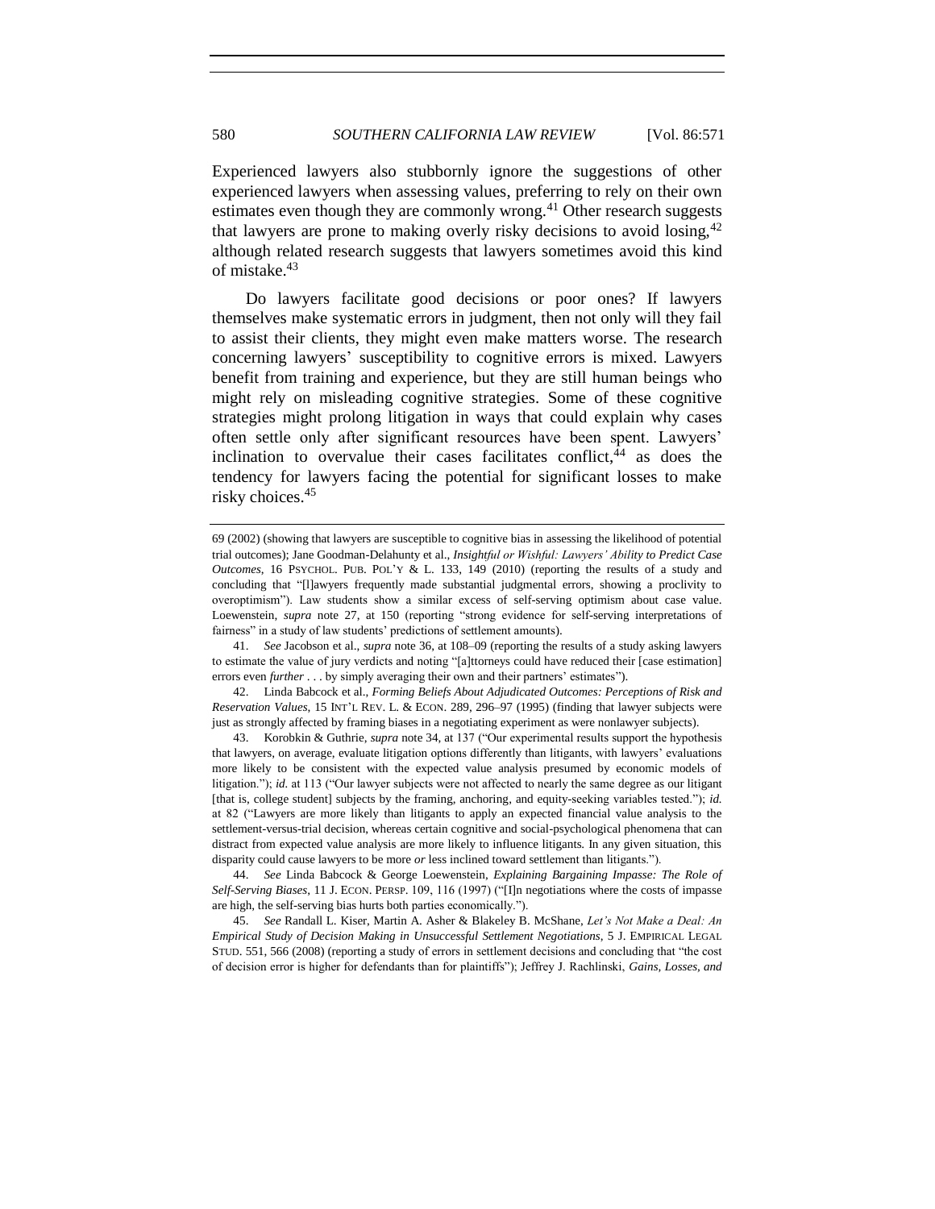Experienced lawyers also stubbornly ignore the suggestions of other experienced lawyers when assessing values, preferring to rely on their own estimates even though they are commonly wrong.[41] Other research suggests that lawyers are prone to making overly risky decisions to avoid losing,[42] although related research suggests that lawyers sometimes avoid this kind of mistake.[43]

Do lawyers facilitate good decisions or poor ones? If lawyers themselves make systematic errors in judgment, then not only will they fail to assist their clients, they might even make matters worse. The research concerning lawyers' susceptibility to cognitive errors is mixed. Lawyers benefit from training and experience, but they are still human beings who might rely on misleading cognitive strategies. Some of these cognitive strategies might prolong litigation in ways that could explain why cases often settle only after significant resources have been spent. Lawyers' inclination to overvalue their cases facilitates conflict,[44] as does the tendency for lawyers facing the potential for significant losses to make risky choices.[45]

---

69 (2002) (showing that lawyers are susceptible to cognitive bias in assessing the likelihood of potential trial outcomes); Jane Goodman-Delahunty et al., *Insightful or Wishful: Lawyers' Ability to Predict Case Outcomes*, 16 PSYCHOL. PUB. POL'Y & L. 133, 149 (2010) (reporting the results of a study and concluding that "[l]awyers frequently made substantial judgmental errors, showing a proclivity to overoptimism"). Law students show a similar excess of self-serving optimism about case value. Loewenstein, *supra* note 27, at 150 (reporting "strong evidence for self-serving interpretations of fairness" in a study of law students' predictions of settlement amounts).

41. *See* Jacobson et al., *supra* note 36, at 108–09 (reporting the results of a study asking lawyers to estimate the value of jury verdicts and noting "[a]ttorneys could have reduced their [case estimation] errors even *further* . . . by simply averaging their own and their partners' estimates").

42. Linda Babcock et al., *Forming Beliefs About Adjudicated Outcomes: Perceptions of Risk and Reservation Values*, 15 INT'L REV. L. & ECON. 289, 296–97 (1995) (finding that lawyer subjects were just as strongly affected by framing biases in a negotiating experiment as were nonlawyer subjects).

43. Korobkin & Guthrie, *supra* note 34, at 137 ("Our experimental results support the hypothesis that lawyers, on average, evaluate litigation options differently than litigants, with lawyers' evaluations more likely to be consistent with the expected value analysis presumed by economic models of litigation."); *id.* at 113 ("Our lawyer subjects were not affected to nearly the same degree as our litigant [that is, college student] subjects by the framing, anchoring, and equity-seeking variables tested."); *id.* at 82 ("Lawyers are more likely than litigants to apply an expected financial value analysis to the settlement-versus-trial decision, whereas certain cognitive and social-psychological phenomena that can distract from expected value analysis are more likely to influence litigants. In any given situation, this disparity could cause lawyers to be more *or* less inclined toward settlement than litigants.").

44. *See* Linda Babcock & George Loewenstein, *Explaining Bargaining Impasse: The Role of Self-Serving Biases*, 11 J. ECON. PERSP. 109, 116 (1997) ("[I]n negotiations where the costs of impasse are high, the self-serving bias hurts both parties economically.").

45. *See* Randall L. Kiser, Martin A. Asher & Blakeley B. McShane, *Let's Not Make a Deal: An Empirical Study of Decision Making in Unsuccessful Settlement Negotiations*, 5 J. EMPIRICAL LEGAL STUD. 551, 566 (2008) (reporting a study of errors in settlement decisions and concluding that "the cost of decision error is higher for defendants than for plaintiffs"); Jeffrey J. Rachlinski, *Gains, Losses, and*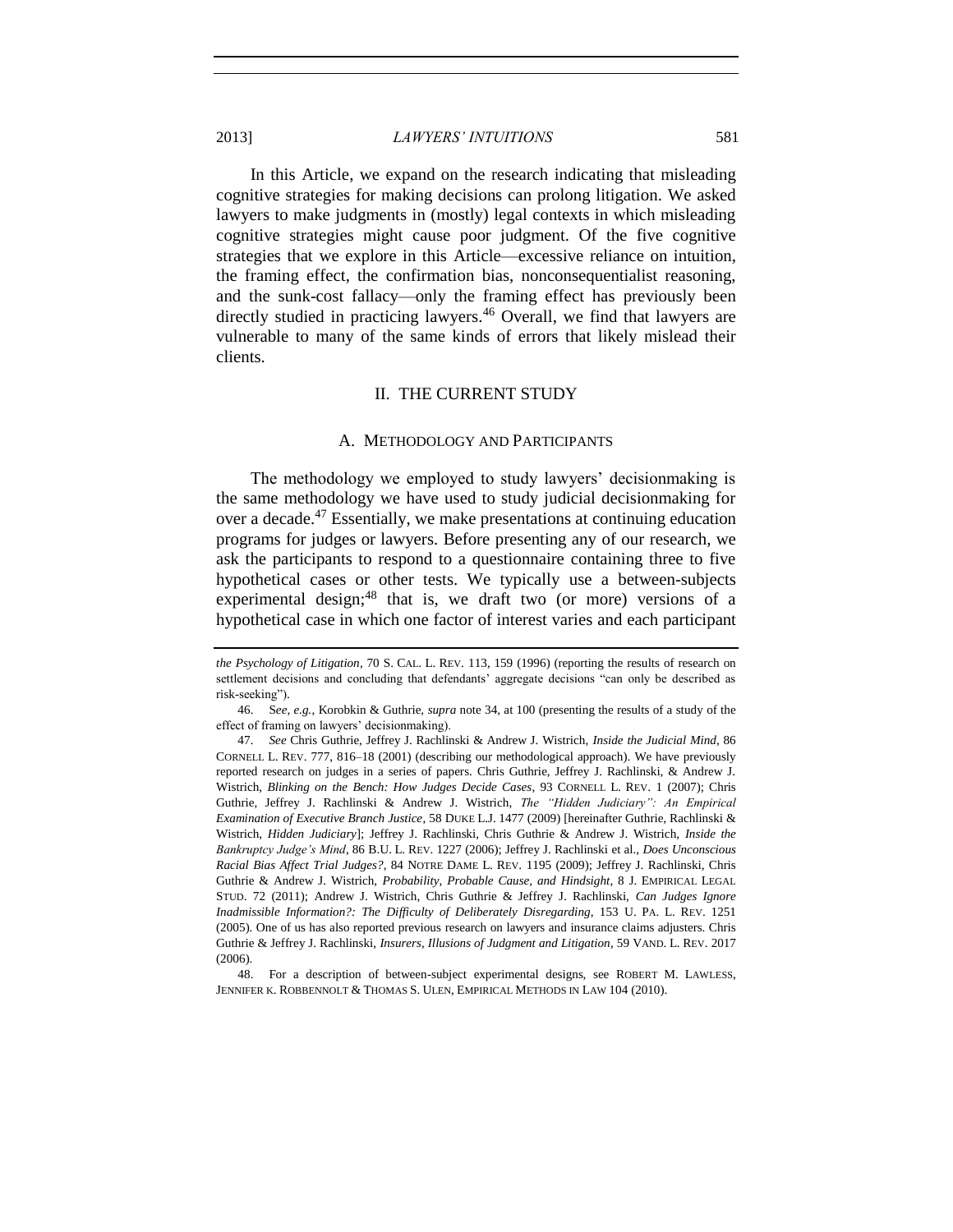In this Article, we expand on the research indicating that misleading cognitive strategies for making decisions can prolong litigation. We asked lawyers to make judgments in (mostly) legal contexts in which misleading cognitive strategies might cause poor judgment. Of the five cognitive strategies that we explore in this Article—excessive reliance on intuition, the framing effect, the confirmation bias, nonconsequentialist reasoning, and the sunk-cost fallacy—only the framing effect has previously been directly studied in practicing lawyers.[46] Overall, we find that lawyers are vulnerable to many of the same kinds of errors that likely mislead their clients.

## II. THE CURRENT STUDY

### A. METHODOLOGY AND PARTICIPANTS

The methodology we employed to study lawyers' decisionmaking is the same methodology we have used to study judicial decisionmaking for over a decade.[47] Essentially, we make presentations at continuing education programs for judges or lawyers. Before presenting any of our research, we ask the participants to respond to a questionnaire containing three to five hypothetical cases or other tests. We typically use a between-subjects experimental design;[48] that is, we draft two (or more) versions of a hypothetical case in which one factor of interest varies and each participant

---

*the Psychology of Litigation*, 70 S. CAL. L. REV. 113, 159 (1996) (reporting the results of research on settlement decisions and concluding that defendants' aggregate decisions "can only be described as risk-seeking").

46. S*ee, e.g.*, Korobkin & Guthrie, *supra* note 34, at 100 (presenting the results of a study of the effect of framing on lawyers' decisionmaking).

47. *See* Chris Guthrie, Jeffrey J. Rachlinski & Andrew J. Wistrich, *Inside the Judicial Mind*, 86 CORNELL L. REV. 777, 816–18 (2001) (describing our methodological approach). We have previously reported research on judges in a series of papers. Chris Guthrie, Jeffrey J. Rachlinski, & Andrew J. Wistrich, *Blinking on the Bench: How Judges Decide Cases*, 93 CORNELL L. REV. 1 (2007); Chris Guthrie, Jeffrey J. Rachlinski & Andrew J. Wistrich, *The "Hidden Judiciary": An Empirical Examination of Executive Branch Justice*, 58 DUKE L.J. 1477 (2009) [hereinafter Guthrie, Rachlinski & Wistrich, *Hidden Judiciary*]; Jeffrey J. Rachlinski, Chris Guthrie & Andrew J. Wistrich, *Inside the Bankruptcy Judge's Mind*, 86 B.U. L. REV. 1227 (2006); Jeffrey J. Rachlinski et al., *Does Unconscious Racial Bias Affect Trial Judges?*, 84 NOTRE DAME L. REV. 1195 (2009); Jeffrey J. Rachlinski, Chris Guthrie & Andrew J. Wistrich, *Probability, Probable Cause, and Hindsight*, 8 J. EMPIRICAL LEGAL STUD. 72 (2011); Andrew J. Wistrich, Chris Guthrie & Jeffrey J. Rachlinski, *Can Judges Ignore Inadmissible Information?: The Difficulty of Deliberately Disregarding*, 153 U. PA. L. REV. 1251 (2005). One of us has also reported previous research on lawyers and insurance claims adjusters. Chris Guthrie & Jeffrey J. Rachlinski, *Insurers, Illusions of Judgment and Litigation*, 59 VAND. L. REV. 2017 (2006).

48. For a description of between-subject experimental designs, see ROBERT M. LAWLESS, JENNIFER K. ROBBENNOLT & THOMAS S. ULEN, EMPIRICAL METHODS IN LAW 104 (2010).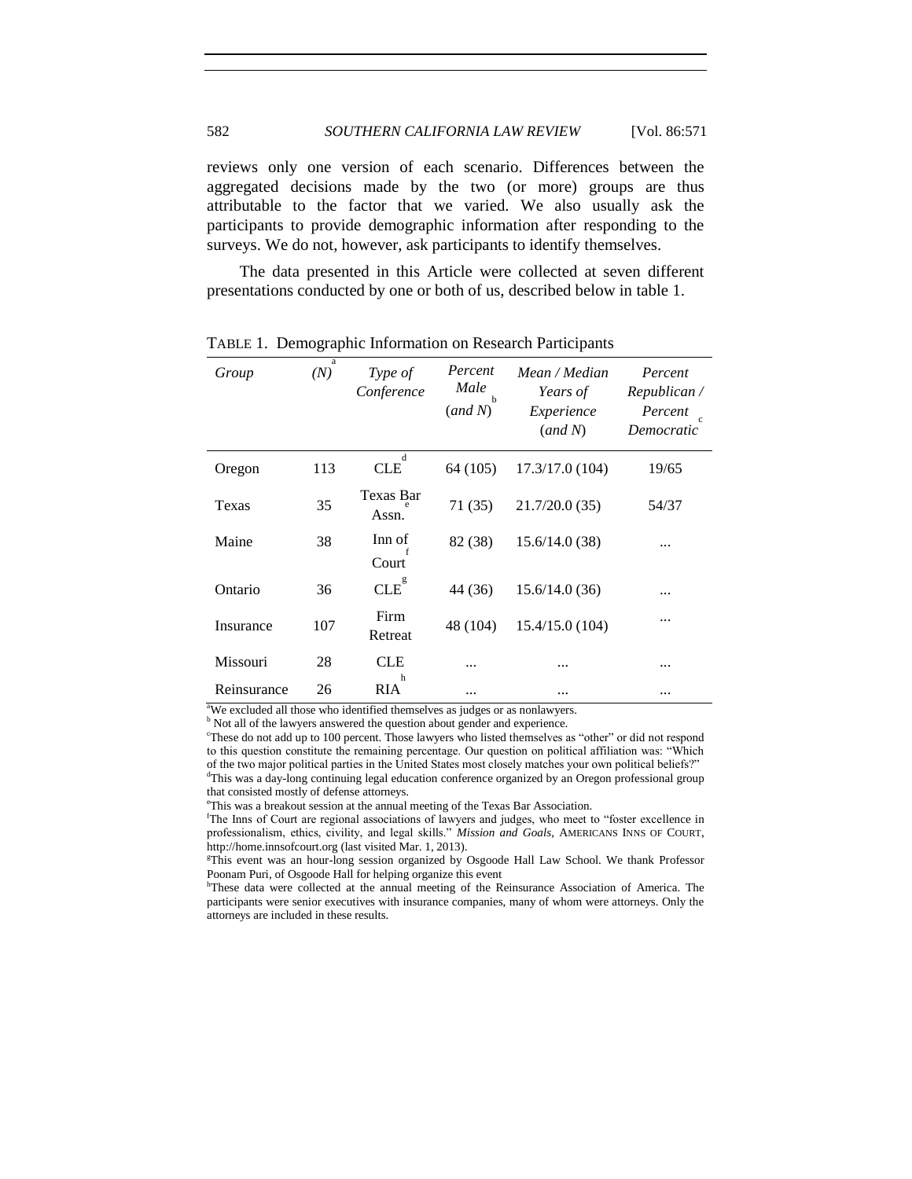reviews only one version of each scenario. Differences between the aggregated decisions made by the two (or more) groups are thus attributable to the factor that we varied. We also usually ask the participants to provide demographic information after responding to the surveys. We do not, however, ask participants to identify themselves.

The data presented in this Article were collected at seven different presentations conducted by one or both of us, described below in table 1.

TABLE 1. Demographic Information on Research Participants

| *Group* | *(N)*[a] | *Type of Conference* | *Percent Male (and N)*[b] | *Mean / Median Years of Experience (and N)* | *Percent Republican / Percent Democratic*[c] |
|---|---|---|---|---|---|
| Oregon | 113 | CLE[d] | 64 (105) | 17.3/17.0 (104) | 19/65 |
| Texas | 35 | Texas Bar Assn.[e] | 71 (35) | 21.7/20.0 (35) | 54/37 |
| Maine | 38 | Inn of Court[f] | 82 (38) | 15.6/14.0 (38) | ... |
| Ontario | 36 | CLE[g] | 44 (36) | 15.6/14.0 (36) | ... |
| Insurance | 107 | Firm Retreat | 48 (104) | 15.4/15.0 (104) | ... |
| Missouri | 28 | CLE | ... | ... | ... |
| Reinsurance | 26 | RIA[h] | ... | ... | ... |

[a]We excluded all those who identified themselves as judges or as nonlawyers.

[b] Not all of the lawyers answered the question about gender and experience.

[c]These do not add up to 100 percent. Those lawyers who listed themselves as "other" or did not respond to this question constitute the remaining percentage. Our question on political affiliation was: "Which of the two major political parties in the United States most closely matches your own political beliefs?"

[d]This was a day-long continuing legal education conference organized by an Oregon professional group that consisted mostly of defense attorneys.

[e]This was a breakout session at the annual meeting of the Texas Bar Association.

[f]The Inns of Court are regional associations of lawyers and judges, who meet to "foster excellence in professionalism, ethics, civility, and legal skills." *Mission and Goals*, AMERICANS INNS OF COURT, http://home.innsofcourt.org (last visited Mar. 1, 2013).

[g]This event was an hour-long session organized by Osgoode Hall Law School. We thank Professor Poonam Puri, of Osgoode Hall for helping organize this event

[h]These data were collected at the annual meeting of the Reinsurance Association of America. The participants were senior executives with insurance companies, many of whom were attorneys. Only the attorneys are included in these results.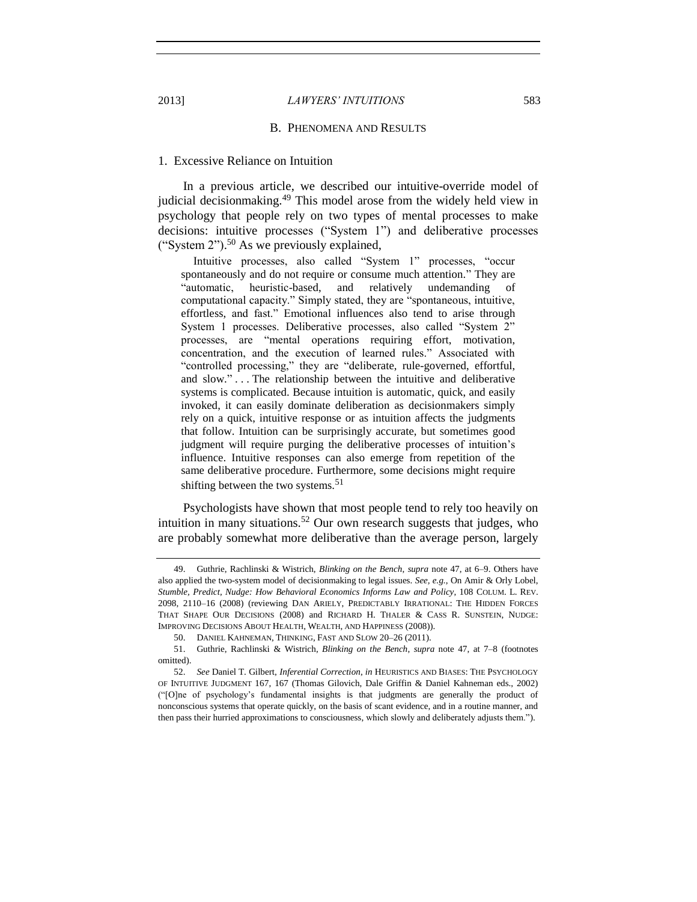### B. Phenomena and Results

#### 1. Excessive Reliance on Intuition

In a previous article, we described our intuitive-override model of judicial decisionmaking.[49] This model arose from the widely held view in psychology that people rely on two types of mental processes to make decisions: intuitive processes ("System 1") and deliberative processes ("System 2").[50] As we previously explained,

> Intuitive processes, also called "System 1" processes, "occur spontaneously and do not require or consume much attention." They are "automatic, heuristic-based, and relatively undemanding of computational capacity." Simply stated, they are "spontaneous, intuitive, effortless, and fast." Emotional influences also tend to arise through System 1 processes. Deliberative processes, also called "System 2" processes, are "mental operations requiring effort, motivation, concentration, and the execution of learned rules." Associated with "controlled processing," they are "deliberate, rule-governed, effortful, and slow." . . . The relationship between the intuitive and deliberative systems is complicated. Because intuition is automatic, quick, and easily invoked, it can easily dominate deliberation as decisionmakers simply rely on a quick, intuitive response or as intuition affects the judgments that follow. Intuition can be surprisingly accurate, but sometimes good judgment will require purging the deliberative processes of intuition's influence. Intuitive responses can also emerge from repetition of the same deliberative procedure. Furthermore, some decisions might require shifting between the two systems.[51]

Psychologists have shown that most people tend to rely too heavily on intuition in many situations.[52] Our own research suggests that judges, who are probably somewhat more deliberative than the average person, largely

---

49. Guthrie, Rachlinski & Wistrich, *Blinking on the Bench*, *supra* note 47, at 6–9. Others have also applied the two-system model of decisionmaking to legal issues. *See, e.g.*, On Amir & Orly Lobel, *Stumble, Predict, Nudge: How Behavioral Economics Informs Law and Policy*, 108 COLUM. L. REV. 2098, 2110–16 (2008) (reviewing DAN ARIELY, PREDICTABLY IRRATIONAL: THE HIDDEN FORCES THAT SHAPE OUR DECISIONS (2008) and RICHARD H. THALER & CASS R. SUNSTEIN, NUDGE: IMPROVING DECISIONS ABOUT HEALTH, WEALTH, AND HAPPINESS (2008)).

50. DANIEL KAHNEMAN, THINKING, FAST AND SLOW 20–26 (2011).

51. Guthrie, Rachlinski & Wistrich, *Blinking on the Bench*, *supra* note 47, at 7–8 (footnotes omitted).

52. *See* Daniel T. Gilbert, *Inferential Correction*, *in* HEURISTICS AND BIASES: THE PSYCHOLOGY OF INTUITIVE JUDGMENT 167, 167 (Thomas Gilovich, Dale Griffin & Daniel Kahneman eds., 2002) ("[O]ne of psychology's fundamental insights is that judgments are generally the product of nonconscious systems that operate quickly, on the basis of scant evidence, and in a routine manner, and then pass their hurried approximations to consciousness, which slowly and deliberately adjusts them.").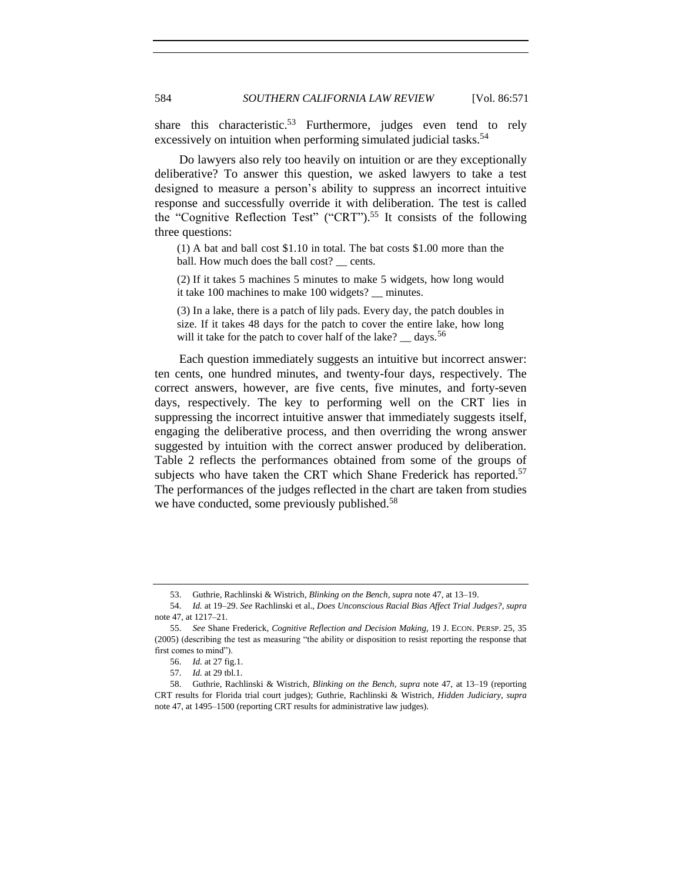share this characteristic.[53] Furthermore, judges even tend to rely excessively on intuition when performing simulated judicial tasks.[54]

Do lawyers also rely too heavily on intuition or are they exceptionally deliberative? To answer this question, we asked lawyers to take a test designed to measure a person's ability to suppress an incorrect intuitive response and successfully override it with deliberation. The test is called the "Cognitive Reflection Test" ("CRT").[55] It consists of the following three questions:

> (1) A bat and ball cost $1.10 in total. The bat costs $1.00 more than the ball. How much does the ball cost? __ cents.
>
> (2) If it takes 5 machines 5 minutes to make 5 widgets, how long would it take 100 machines to make 100 widgets? __ minutes.
>
> (3) In a lake, there is a patch of lily pads. Every day, the patch doubles in size. If it takes 48 days for the patch to cover the entire lake, how long will it take for the patch to cover half of the lake? __ days.[56]

Each question immediately suggests an intuitive but incorrect answer: ten cents, one hundred minutes, and twenty-four days, respectively. The correct answers, however, are five cents, five minutes, and forty-seven days, respectively. The key to performing well on the CRT lies in suppressing the incorrect intuitive answer that immediately suggests itself, engaging the deliberative process, and then overriding the wrong answer suggested by intuition with the correct answer produced by deliberation. Table 2 reflects the performances obtained from some of the groups of subjects who have taken the CRT which Shane Frederick has reported.[57] The performances of the judges reflected in the chart are taken from studies we have conducted, some previously published.[58]

---

53. Guthrie, Rachlinski & Wistrich, *Blinking on the Bench*, *supra* note 47, at 13–19.

54. *Id.* at 19–29. *See* Rachlinski et al., *Does Unconscious Racial Bias Affect Trial Judges?*, *supra* note 47, at 1217–21.

55. *See* Shane Frederick, *Cognitive Reflection and Decision Making*, 19 J. ECON. PERSP. 25, 35 (2005) (describing the test as measuring "the ability or disposition to resist reporting the response that first comes to mind").

56. *Id.* at 27 fig.1.

57. *Id.* at 29 tbl.1.

58. Guthrie, Rachlinski & Wistrich, *Blinking on the Bench*, *supra* note 47, at 13–19 (reporting CRT results for Florida trial court judges); Guthrie, Rachlinski & Wistrich, *Hidden Judiciary*, *supra* note 47, at 1495–1500 (reporting CRT results for administrative law judges).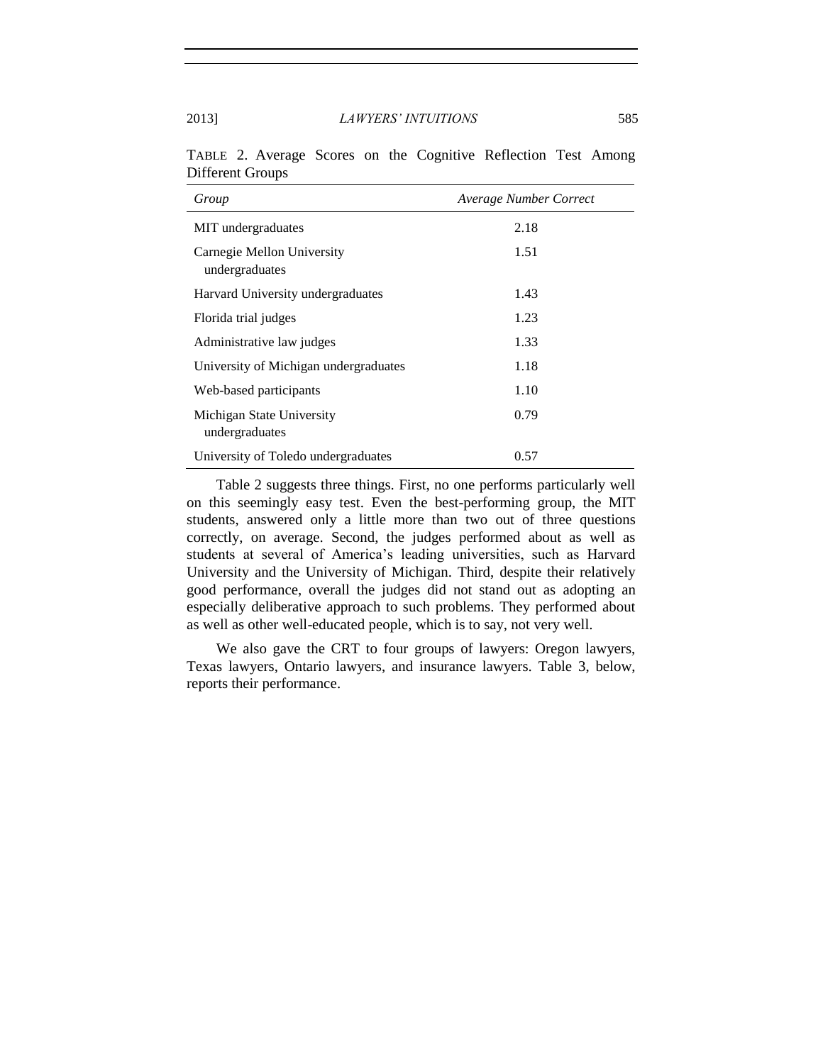TABLE 2. Average Scores on the Cognitive Reflection Test Among Different Groups

| *Group* | *Average Number Correct* |
|---|---|
| MIT undergraduates | 2.18 |
| Carnegie Mellon University undergraduates | 1.51 |
| Harvard University undergraduates | 1.43 |
| Florida trial judges | 1.23 |
| Administrative law judges | 1.33 |
| University of Michigan undergraduates | 1.18 |
| Web-based participants | 1.10 |
| Michigan State University undergraduates | 0.79 |
| University of Toledo undergraduates | 0.57 |

Table 2 suggests three things. First, no one performs particularly well on this seemingly easy test. Even the best-performing group, the MIT students, answered only a little more than two out of three questions correctly, on average. Second, the judges performed about as well as students at several of America's leading universities, such as Harvard University and the University of Michigan. Third, despite their relatively good performance, overall the judges did not stand out as adopting an especially deliberative approach to such problems. They performed about as well as other well-educated people, which is to say, not very well.

We also gave the CRT to four groups of lawyers: Oregon lawyers, Texas lawyers, Ontario lawyers, and insurance lawyers. Table 3, below, reports their performance.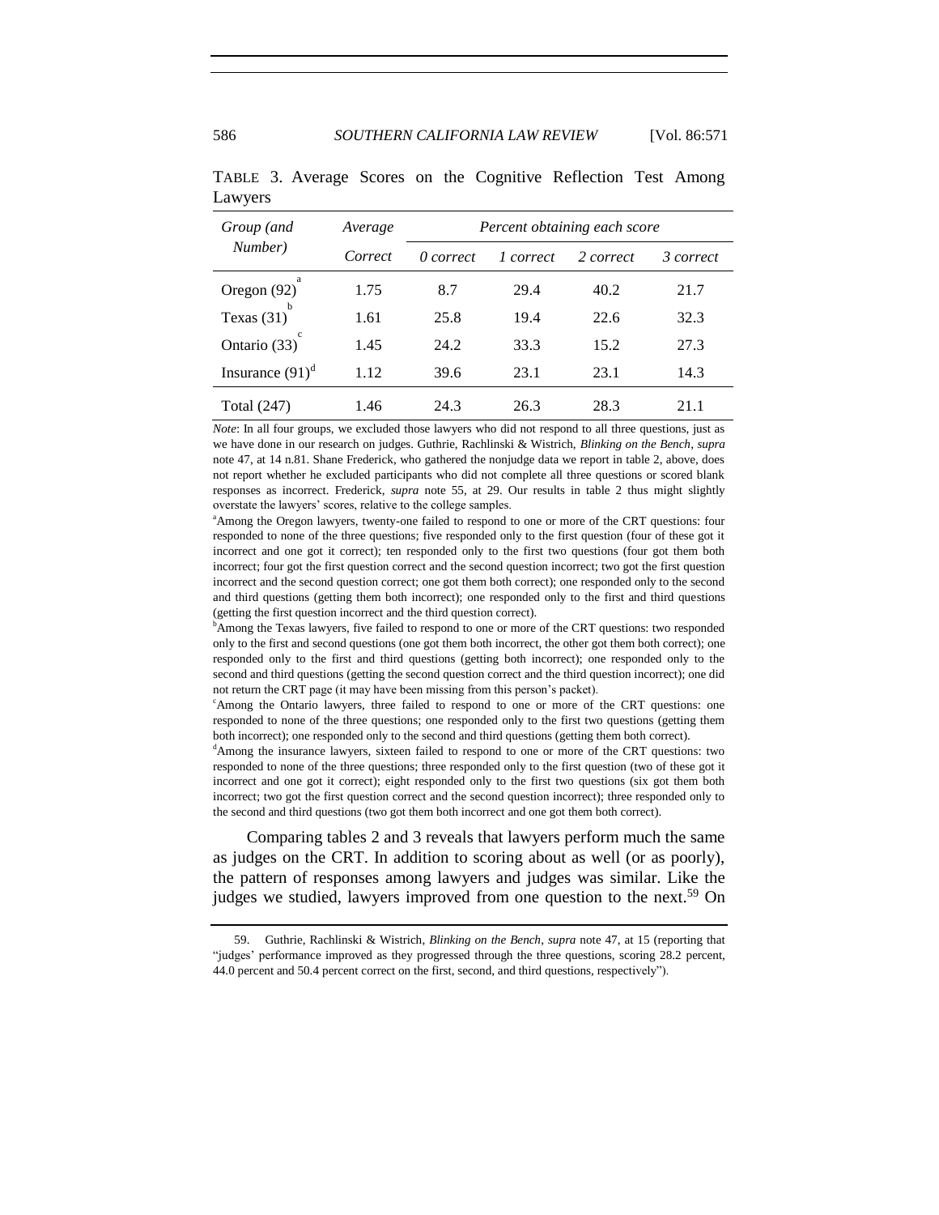TABLE 3. Average Scores on the Cognitive Reflection Test Among Lawyers

| *Group (and Number)* | *Average Correct* | *Percent obtaining each score* | | | |
|---|---|---|---|---|---|
| | | *0 correct* | *1 correct* | *2 correct* | *3 correct* |
| Oregon (92)[a] | 1.75 | 8.7 | 29.4 | 40.2 | 21.7 |
| Texas (31)[b] | 1.61 | 25.8 | 19.4 | 22.6 | 32.3 |
| Ontario (33)[c] | 1.45 | 24.2 | 33.3 | 15.2 | 27.3 |
| Insurance (91)[d] | 1.12 | 39.6 | 23.1 | 23.1 | 14.3 |
| Total (247) | 1.46 | 24.3 | 26.3 | 28.3 | 21.1 |

*Note*: In all four groups, we excluded those lawyers who did not respond to all three questions, just as we have done in our research on judges. Guthrie, Rachlinski & Wistrich, *Blinking on the Bench*, *supra* note 47, at 14 n.81. Shane Frederick, who gathered the nonjudge data we report in table 2, above, does not report whether he excluded participants who did not complete all three questions or scored blank responses as incorrect. Frederick, *supra* note 55, at 29. Our results in table 2 thus might slightly overstate the lawyers' scores, relative to the college samples.

[a]Among the Oregon lawyers, twenty-one failed to respond to one or more of the CRT questions: four responded to none of the three questions; five responded only to the first question (four of these got it incorrect and one got it correct); ten responded only to the first two questions (four got them both incorrect; four got the first question correct and the second question incorrect; two got the first question incorrect and the second question correct; one got them both correct); one responded only to the second and third questions (getting them both incorrect); one responded only to the first and third questions (getting the first question incorrect and the third question correct).

[b]Among the Texas lawyers, five failed to respond to one or more of the CRT questions: two responded only to the first and second questions (one got them both incorrect, the other got them both correct); one responded only to the first and third questions (getting both incorrect); one responded only to the second and third questions (getting the second question correct and the third question incorrect); one did not return the CRT page (it may have been missing from this person's packet).

[c]Among the Ontario lawyers, three failed to respond to one or more of the CRT questions: one responded to none of the three questions; one responded only to the first two questions (getting them both incorrect); one responded only to the second and third questions (getting them both correct).

[d]Among the insurance lawyers, sixteen failed to respond to one or more of the CRT questions: two responded to none of the three questions; three responded only to the first question (two of these got it incorrect and one got it correct); eight responded only to the first two questions (six got them both incorrect; two got the first question correct and the second question incorrect); three responded only to the second and third questions (two got them both incorrect and one got them both correct).

Comparing tables 2 and 3 reveals that lawyers perform much the same as judges on the CRT. In addition to scoring about as well (or as poorly), the pattern of responses among lawyers and judges was similar. Like the judges we studied, lawyers improved from one question to the next.[59] On

59. Guthrie, Rachlinski & Wistrich, *Blinking on the Bench*, *supra* note 47, at 15 (reporting that "judges' performance improved as they progressed through the three questions, scoring 28.2 percent, 44.0 percent and 50.4 percent correct on the first, second, and third questions, respectively").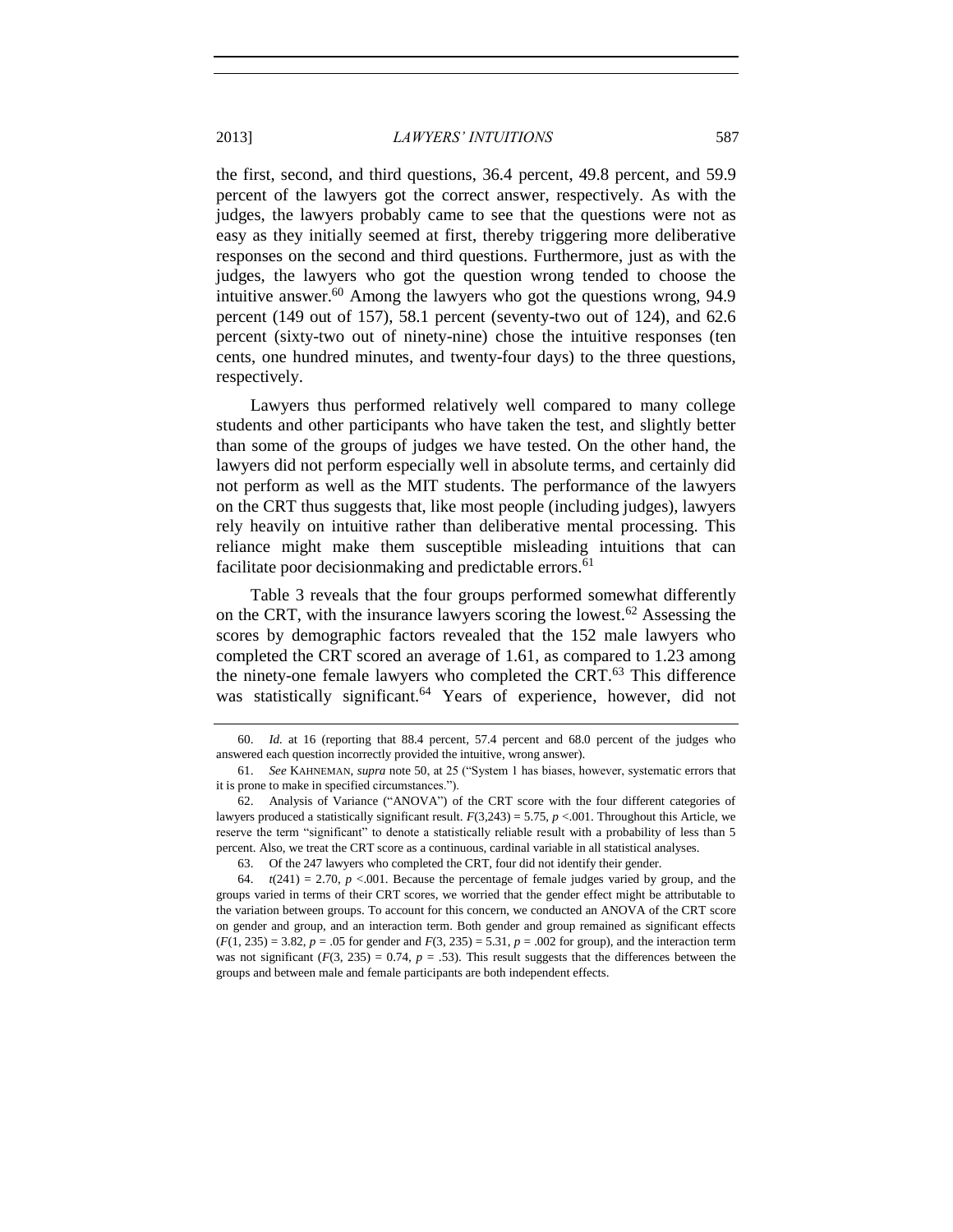the first, second, and third questions, 36.4 percent, 49.8 percent, and 59.9 percent of the lawyers got the correct answer, respectively. As with the judges, the lawyers probably came to see that the questions were not as easy as they initially seemed at first, thereby triggering more deliberative responses on the second and third questions. Furthermore, just as with the judges, the lawyers who got the question wrong tended to choose the intuitive answer.[60] Among the lawyers who got the questions wrong, 94.9 percent (149 out of 157), 58.1 percent (seventy-two out of 124), and 62.6 percent (sixty-two out of ninety-nine) chose the intuitive responses (ten cents, one hundred minutes, and twenty-four days) to the three questions, respectively.

Lawyers thus performed relatively well compared to many college students and other participants who have taken the test, and slightly better than some of the groups of judges we have tested. On the other hand, the lawyers did not perform especially well in absolute terms, and certainly did not perform as well as the MIT students. The performance of the lawyers on the CRT thus suggests that, like most people (including judges), lawyers rely heavily on intuitive rather than deliberative mental processing. This reliance might make them susceptible misleading intuitions that can facilitate poor decisionmaking and predictable errors.[61]

Table 3 reveals that the four groups performed somewhat differently on the CRT, with the insurance lawyers scoring the lowest.[62] Assessing the scores by demographic factors revealed that the 152 male lawyers who completed the CRT scored an average of 1.61, as compared to 1.23 among the ninety-one female lawyers who completed the CRT.[63] This difference was statistically significant.[64] Years of experience, however, did not

---

60. *Id.* at 16 (reporting that 88.4 percent, 57.4 percent and 68.0 percent of the judges who answered each question incorrectly provided the intuitive, wrong answer).

61. *See* KAHNEMAN, *supra* note 50, at 25 ("System 1 has biases, however, systematic errors that it is prone to make in specified circumstances.").

62. Analysis of Variance ("ANOVA") of the CRT score with the four different categories of lawyers produced a statistically significant result. $F(3,243) = 5.75$, $p < .001$. Throughout this Article, we reserve the term "significant" to denote a statistically reliable result with a probability of less than 5 percent. Also, we treat the CRT score as a continuous, cardinal variable in all statistical analyses.

63. Of the 247 lawyers who completed the CRT, four did not identify their gender.

64. $t(241) = 2.70$, $p < .001$. Because the percentage of female judges varied by group, and the groups varied in terms of their CRT scores, we worried that the gender effect might be attributable to the variation between groups. To account for this concern, we conducted an ANOVA of the CRT score on gender and group, and an interaction term. Both gender and group remained as significant effects ($F(1, 235) = 3.82$, $p = .05$ for gender and $F(3, 235) = 5.31$, $p = .002$ for group), and the interaction term was not significant ($F(3, 235) = 0.74$, $p = .53$). This result suggests that the differences between the groups and between male and female participants are both independent effects.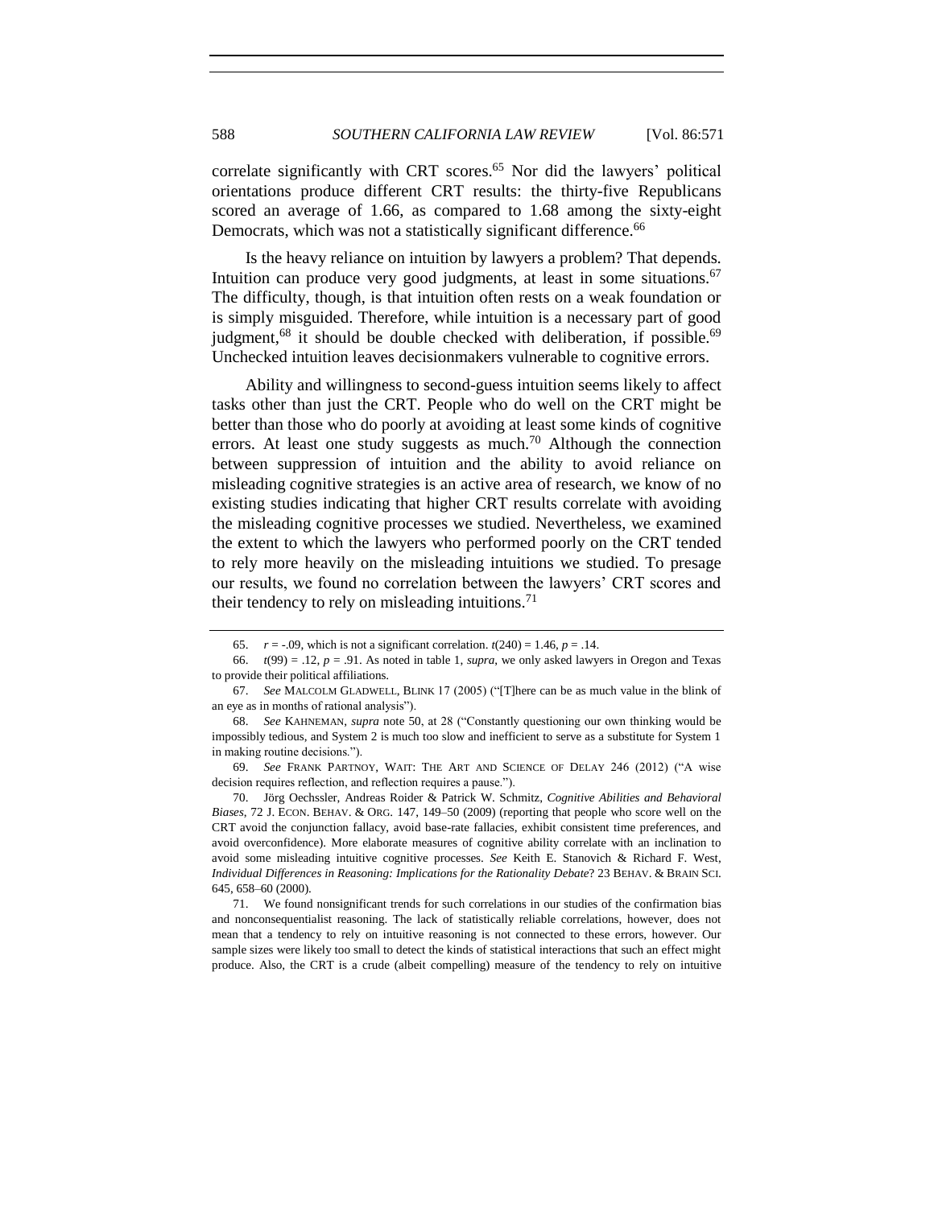correlate significantly with CRT scores.[65] Nor did the lawyers' political orientations produce different CRT results: the thirty-five Republicans scored an average of 1.66, as compared to 1.68 among the sixty-eight Democrats, which was not a statistically significant difference.[66]

Is the heavy reliance on intuition by lawyers a problem? That depends. Intuition can produce very good judgments, at least in some situations.[67] The difficulty, though, is that intuition often rests on a weak foundation or is simply misguided. Therefore, while intuition is a necessary part of good judgment,[68] it should be double checked with deliberation, if possible.[69] Unchecked intuition leaves decisionmakers vulnerable to cognitive errors.

Ability and willingness to second-guess intuition seems likely to affect tasks other than just the CRT. People who do well on the CRT might be better than those who do poorly at avoiding at least some kinds of cognitive errors. At least one study suggests as much.[70] Although the connection between suppression of intuition and the ability to avoid reliance on misleading cognitive strategies is an active area of research, we know of no existing studies indicating that higher CRT results correlate with avoiding the misleading cognitive processes we studied. Nevertheless, we examined the extent to which the lawyers who performed poorly on the CRT tended to rely more heavily on the misleading intuitions we studied. To presage our results, we found no correlation between the lawyers' CRT scores and their tendency to rely on misleading intuitions.[71]

---

65. $r = -.09$, which is not a significant correlation. $t(240) = 1.46$, $p = .14$.

66. $t(99) = .12$, $p = .91$. As noted in table 1, *supra*, we only asked lawyers in Oregon and Texas to provide their political affiliations.

67. *See* MALCOLM GLADWELL, BLINK 17 (2005) ("[T]here can be as much value in the blink of an eye as in months of rational analysis").

68. *See* KAHNEMAN, *supra* note 50, at 28 ("Constantly questioning our own thinking would be impossibly tedious, and System 2 is much too slow and inefficient to serve as a substitute for System 1 in making routine decisions.").

69. *See* FRANK PARTNOY, WAIT: THE ART AND SCIENCE OF DELAY 246 (2012) ("A wise decision requires reflection, and reflection requires a pause.").

70. Jörg Oechssler, Andreas Roider & Patrick W. Schmitz, *Cognitive Abilities and Behavioral Biases*, 72 J. ECON. BEHAV. & ORG. 147, 149–50 (2009) (reporting that people who score well on the CRT avoid the conjunction fallacy, avoid base-rate fallacies, exhibit consistent time preferences, and avoid overconfidence). More elaborate measures of cognitive ability correlate with an inclination to avoid some misleading intuitive cognitive processes. *See* Keith E. Stanovich & Richard F. West, *Individual Differences in Reasoning: Implications for the Rationality Debate*? 23 BEHAV. & BRAIN SCI. 645, 658–60 (2000).

71. We found nonsignificant trends for such correlations in our studies of the confirmation bias and nonconsequentialist reasoning. The lack of statistically reliable correlations, however, does not mean that a tendency to rely on intuitive reasoning is not connected to these errors, however. Our sample sizes were likely too small to detect the kinds of statistical interactions that such an effect might produce. Also, the CRT is a crude (albeit compelling) measure of the tendency to rely on intuitive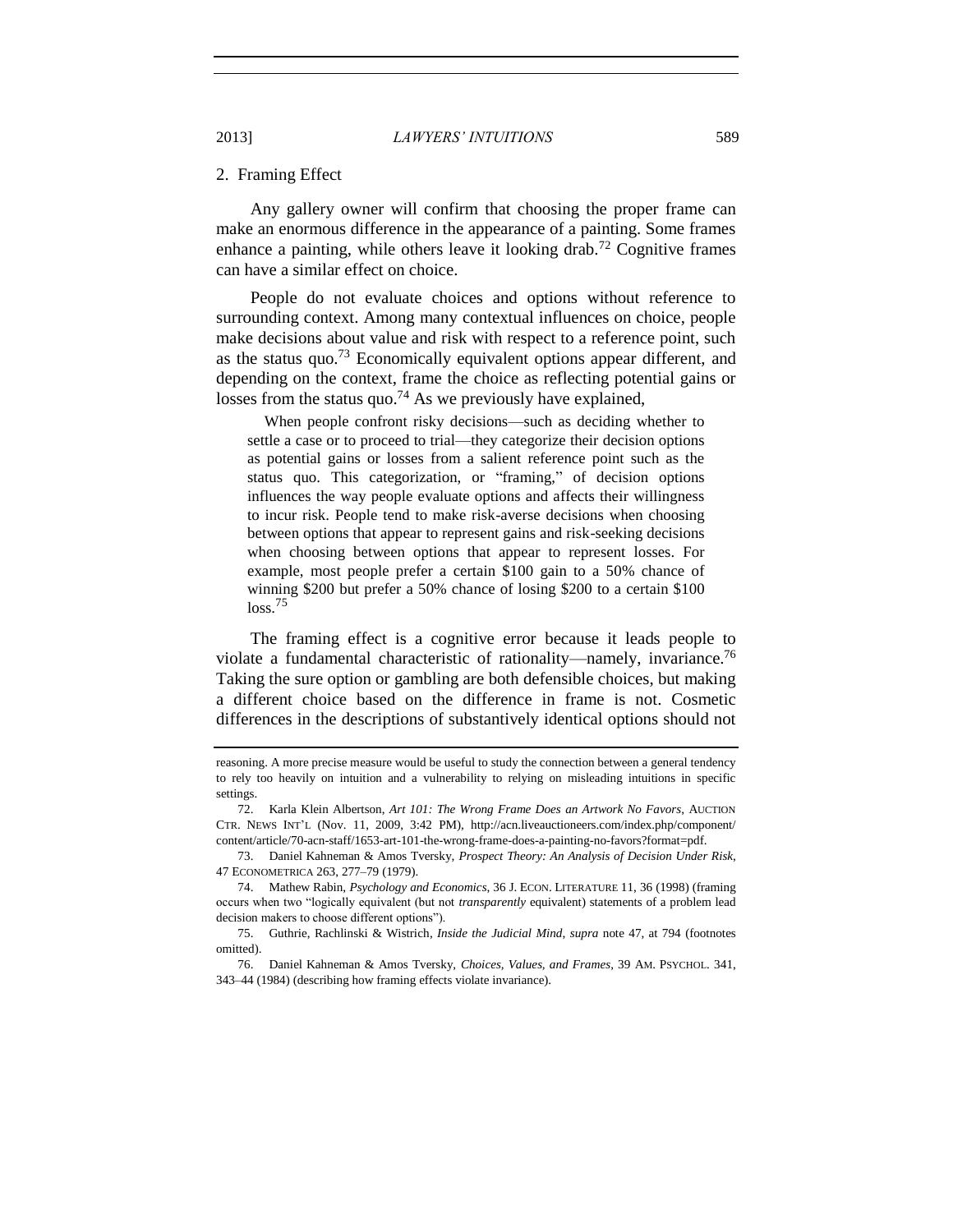### 2. Framing Effect

Any gallery owner will confirm that choosing the proper frame can make an enormous difference in the appearance of a painting. Some frames enhance a painting, while others leave it looking drab.[72] Cognitive frames can have a similar effect on choice.

People do not evaluate choices and options without reference to surrounding context. Among many contextual influences on choice, people make decisions about value and risk with respect to a reference point, such as the status quo.[73] Economically equivalent options appear different, and depending on the context, frame the choice as reflecting potential gains or losses from the status quo.[74] As we previously have explained,

> When people confront risky decisions—such as deciding whether to settle a case or to proceed to trial—they categorize their decision options as potential gains or losses from a salient reference point such as the status quo. This categorization, or "framing," of decision options influences the way people evaluate options and affects their willingness to incur risk. People tend to make risk-averse decisions when choosing between options that appear to represent gains and risk-seeking decisions when choosing between options that appear to represent losses. For example, most people prefer a certain $100 gain to a 50% chance of winning $200 but prefer a 50% chance of losing $200 to a certain $100 loss.[75]

The framing effect is a cognitive error because it leads people to violate a fundamental characteristic of rationality—namely, invariance.[76] Taking the sure option or gambling are both defensible choices, but making a different choice based on the difference in frame is not. Cosmetic differences in the descriptions of substantively identical options should not

---

reasoning. A more precise measure would be useful to study the connection between a general tendency to rely too heavily on intuition and a vulnerability to relying on misleading intuitions in specific settings.

72. Karla Klein Albertson, *Art 101: The Wrong Frame Does an Artwork No Favors*, AUCTION CTR. NEWS INT'L (Nov. 11, 2009, 3:42 PM), http://acn.liveauctioneers.com/index.php/component/content/article/70-acn-staff/1653-art-101-the-wrong-frame-does-a-painting-no-favors?format=pdf.

73. Daniel Kahneman & Amos Tversky, *Prospect Theory: An Analysis of Decision Under Risk*, 47 ECONOMETRICA 263, 277–79 (1979).

74. Mathew Rabin, *Psychology and Economics*, 36 J. ECON. LITERATURE 11, 36 (1998) (framing occurs when two "logically equivalent (but not *transparently* equivalent) statements of a problem lead decision makers to choose different options").

75. Guthrie, Rachlinski & Wistrich, *Inside the Judicial Mind*, *supra* note 47, at 794 (footnotes omitted).

76. Daniel Kahneman & Amos Tversky, *Choices, Values, and Frames*, 39 AM. PSYCHOL. 341, 343–44 (1984) (describing how framing effects violate invariance).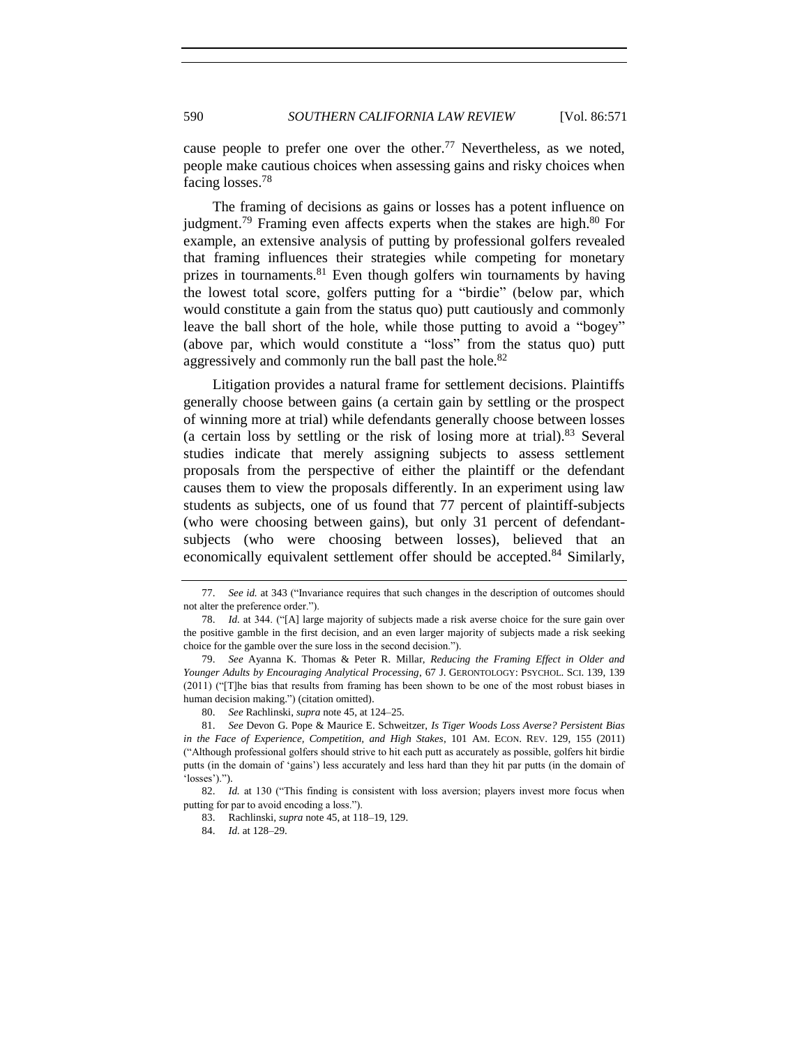cause people to prefer one over the other.[77] Nevertheless, as we noted, people make cautious choices when assessing gains and risky choices when facing losses.[78]

The framing of decisions as gains or losses has a potent influence on judgment.[79] Framing even affects experts when the stakes are high.[80] For example, an extensive analysis of putting by professional golfers revealed that framing influences their strategies while competing for monetary prizes in tournaments.[81] Even though golfers win tournaments by having the lowest total score, golfers putting for a "birdie" (below par, which would constitute a gain from the status quo) putt cautiously and commonly leave the ball short of the hole, while those putting to avoid a "bogey" (above par, which would constitute a "loss" from the status quo) putt aggressively and commonly run the ball past the hole.[82]

Litigation provides a natural frame for settlement decisions. Plaintiffs generally choose between gains (a certain gain by settling or the prospect of winning more at trial) while defendants generally choose between losses (a certain loss by settling or the risk of losing more at trial).[83] Several studies indicate that merely assigning subjects to assess settlement proposals from the perspective of either the plaintiff or the defendant causes them to view the proposals differently. In an experiment using law students as subjects, one of us found that 77 percent of plaintiff-subjects (who were choosing between gains), but only 31 percent of defendant-subjects (who were choosing between losses), believed that an economically equivalent settlement offer should be accepted.[84] Similarly,

---

77. *See id.* at 343 ("Invariance requires that such changes in the description of outcomes should not alter the preference order.").

78. *Id.* at 344. ("[A] large majority of subjects made a risk averse choice for the sure gain over the positive gamble in the first decision, and an even larger majority of subjects made a risk seeking choice for the gamble over the sure loss in the second decision.").

79. *See* Ayanna K. Thomas & Peter R. Millar, *Reducing the Framing Effect in Older and Younger Adults by Encouraging Analytical Processing*, 67 J. GERONTOLOGY: PSYCHOL. SCI. 139, 139 (2011) ("[T]he bias that results from framing has been shown to be one of the most robust biases in human decision making.") (citation omitted).

80. *See* Rachlinski, *supra* note 45, at 124–25.

81. *See* Devon G. Pope & Maurice E. Schweitzer, *Is Tiger Woods Loss Averse? Persistent Bias in the Face of Experience, Competition, and High Stakes*, 101 AM. ECON. REV. 129, 155 (2011) ("Although professional golfers should strive to hit each putt as accurately as possible, golfers hit birdie putts (in the domain of 'gains') less accurately and less hard than they hit par putts (in the domain of 'losses').").

82. *Id.* at 130 ("This finding is consistent with loss aversion; players invest more focus when putting for par to avoid encoding a loss.").

83. Rachlinski, *supra* note 45, at 118–19, 129.

84. *Id.* at 128–29.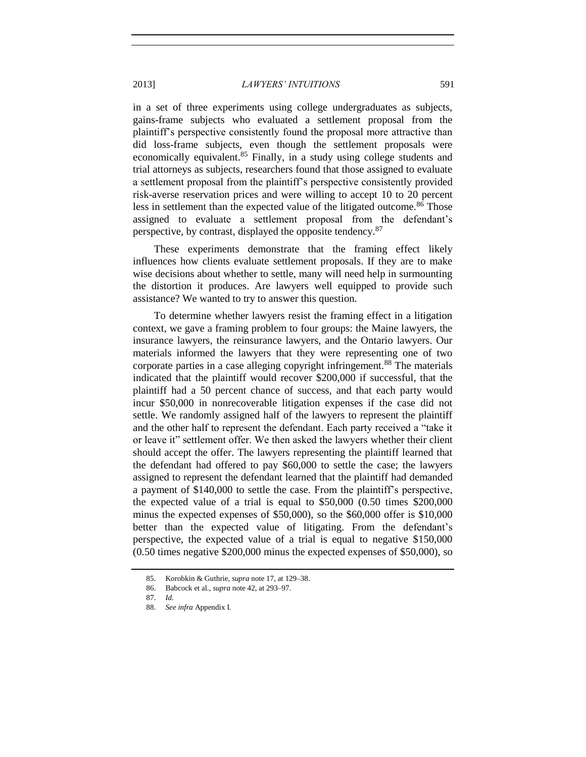in a set of three experiments using college undergraduates as subjects, gains-frame subjects who evaluated a settlement proposal from the plaintiff's perspective consistently found the proposal more attractive than did loss-frame subjects, even though the settlement proposals were economically equivalent.[85] Finally, in a study using college students and trial attorneys as subjects, researchers found that those assigned to evaluate a settlement proposal from the plaintiff's perspective consistently provided risk-averse reservation prices and were willing to accept 10 to 20 percent less in settlement than the expected value of the litigated outcome.[86] Those assigned to evaluate a settlement proposal from the defendant's perspective, by contrast, displayed the opposite tendency.[87]

These experiments demonstrate that the framing effect likely influences how clients evaluate settlement proposals. If they are to make wise decisions about whether to settle, many will need help in surmounting the distortion it produces. Are lawyers well equipped to provide such assistance? We wanted to try to answer this question.

To determine whether lawyers resist the framing effect in a litigation context, we gave a framing problem to four groups: the Maine lawyers, the insurance lawyers, the reinsurance lawyers, and the Ontario lawyers. Our materials informed the lawyers that they were representing one of two corporate parties in a case alleging copyright infringement.[88] The materials indicated that the plaintiff would recover $200,000 if successful, that the plaintiff had a 50 percent chance of success, and that each party would incur $50,000 in nonrecoverable litigation expenses if the case did not settle. We randomly assigned half of the lawyers to represent the plaintiff and the other half to represent the defendant. Each party received a "take it or leave it" settlement offer. We then asked the lawyers whether their client should accept the offer. The lawyers representing the plaintiff learned that the defendant had offered to pay $60,000 to settle the case; the lawyers assigned to represent the defendant learned that the plaintiff had demanded a payment of $140,000 to settle the case. From the plaintiff's perspective, the expected value of a trial is equal to $50,000 (0.50 times $200,000 minus the expected expenses of $50,000), so the $60,000 offer is $10,000 better than the expected value of litigating. From the defendant's perspective, the expected value of a trial is equal to negative $150,000 (0.50 times negative $200,000 minus the expected expenses of $50,000), so

---

85. Korobkin & Guthrie, *supra* note 17, at 129–38.

86. Babcock et al., *supra* note 42, at 293–97.

87. *Id.*

88. *See infra* Appendix I.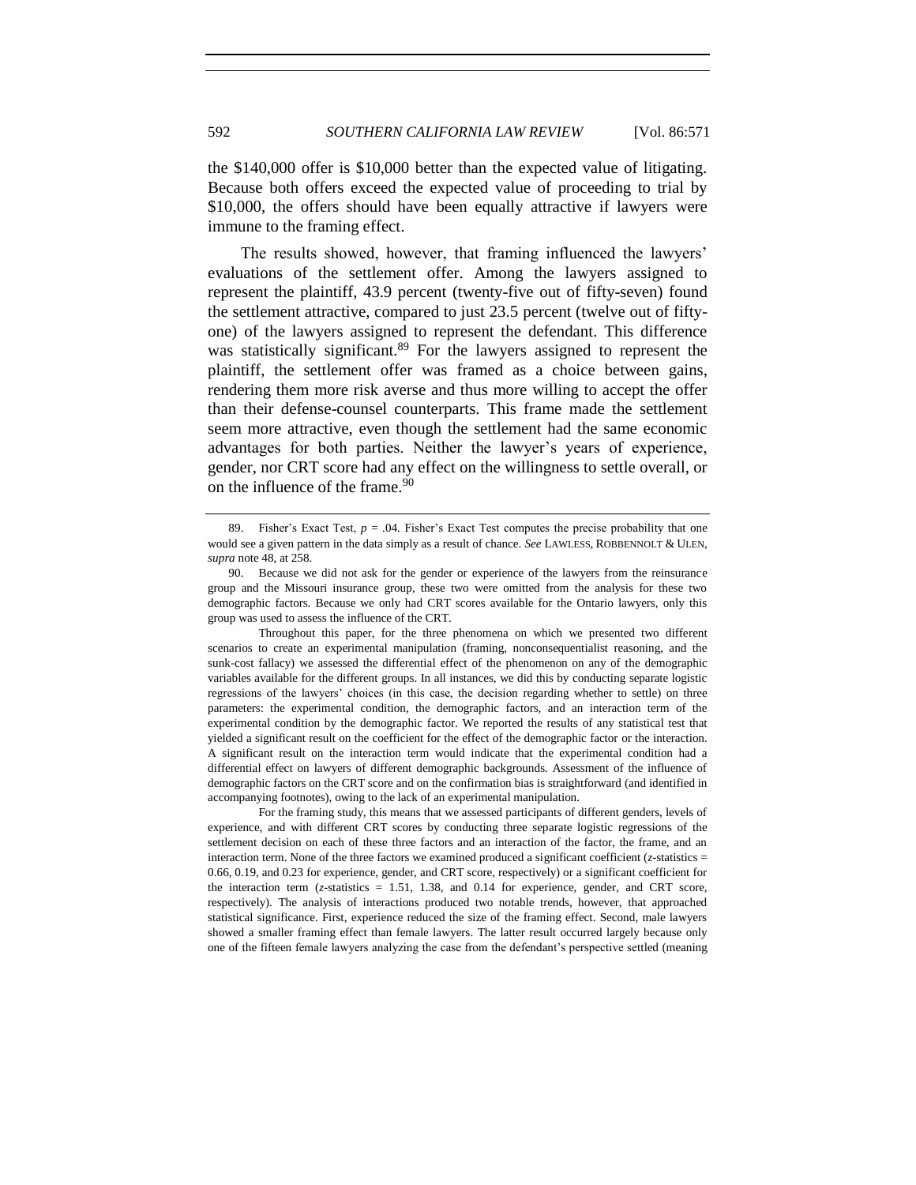the $140,000 offer is $10,000 better than the expected value of litigating. Because both offers exceed the expected value of proceeding to trial by $10,000, the offers should have been equally attractive if lawyers were immune to the framing effect.

The results showed, however, that framing influenced the lawyers' evaluations of the settlement offer. Among the lawyers assigned to represent the plaintiff, 43.9 percent (twenty-five out of fifty-seven) found the settlement attractive, compared to just 23.5 percent (twelve out of fifty-one) of the lawyers assigned to represent the defendant. This difference was statistically significant.[89] For the lawyers assigned to represent the plaintiff, the settlement offer was framed as a choice between gains, rendering them more risk averse and thus more willing to accept the offer than their defense-counsel counterparts. This frame made the settlement seem more attractive, even though the settlement had the same economic advantages for both parties. Neither the lawyer's years of experience, gender, nor CRT score had any effect on the willingness to settle overall, or on the influence of the frame.[90]

---

89. Fisher's Exact Test, $p = .04$. Fisher's Exact Test computes the precise probability that one would see a given pattern in the data simply as a result of chance. *See* LAWLESS, ROBBENNOLT & ULEN, *supra* note 48, at 258.

90. Because we did not ask for the gender or experience of the lawyers from the reinsurance group and the Missouri insurance group, these two were omitted from the analysis for these two demographic factors. Because we only had CRT scores available for the Ontario lawyers, only this group was used to assess the influence of the CRT.

Throughout this paper, for the three phenomena on which we presented two different scenarios to create an experimental manipulation (framing, nonconsequentialist reasoning, and the sunk-cost fallacy) we assessed the differential effect of the phenomenon on any of the demographic variables available for the different groups. In all instances, we did this by conducting separate logistic regressions of the lawyers' choices (in this case, the decision regarding whether to settle) on three parameters: the experimental condition, the demographic factors, and an interaction term of the experimental condition by the demographic factor. We reported the results of any statistical test that yielded a significant result on the coefficient for the effect of the demographic factor or the interaction. A significant result on the interaction term would indicate that the experimental condition had a differential effect on lawyers of different demographic backgrounds. Assessment of the influence of demographic factors on the CRT score and on the confirmation bias is straightforward (and identified in accompanying footnotes), owing to the lack of an experimental manipulation.

For the framing study, this means that we assessed participants of different genders, levels of experience, and with different CRT scores by conducting three separate logistic regressions of the settlement decision on each of these three factors and an interaction of the factor, the frame, and an interaction term. None of the three factors we examined produced a significant coefficient ($z$-statistics = 0.66, 0.19, and 0.23 for experience, gender, and CRT score, respectively) or a significant coefficient for the interaction term ($z$-statistics = 1.51, 1.38, and 0.14 for experience, gender, and CRT score, respectively). The analysis of interactions produced two notable trends, however, that approached statistical significance. First, experience reduced the size of the framing effect. Second, male lawyers showed a smaller framing effect than female lawyers. The latter result occurred largely because only one of the fifteen female lawyers analyzing the case from the defendant's perspective settled (meaning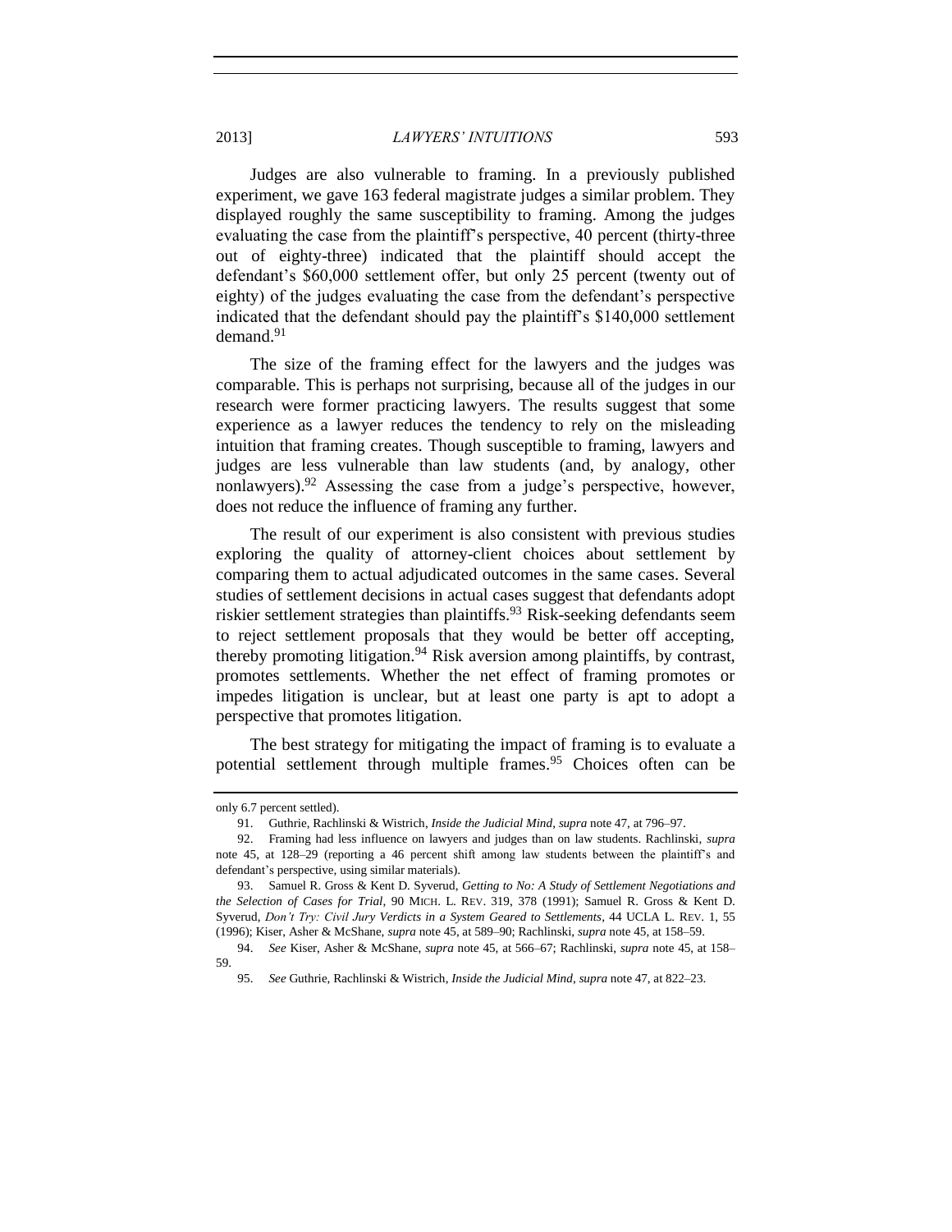Judges are also vulnerable to framing. In a previously published experiment, we gave 163 federal magistrate judges a similar problem. They displayed roughly the same susceptibility to framing. Among the judges evaluating the case from the plaintiff's perspective, 40 percent (thirty-three out of eighty-three) indicated that the plaintiff should accept the defendant's $60,000 settlement offer, but only 25 percent (twenty out of eighty) of the judges evaluating the case from the defendant's perspective indicated that the defendant should pay the plaintiff's $140,000 settlement demand.[91]

The size of the framing effect for the lawyers and the judges was comparable. This is perhaps not surprising, because all of the judges in our research were former practicing lawyers. The results suggest that some experience as a lawyer reduces the tendency to rely on the misleading intuition that framing creates. Though susceptible to framing, lawyers and judges are less vulnerable than law students (and, by analogy, other nonlawyers).[92] Assessing the case from a judge's perspective, however, does not reduce the influence of framing any further.

The result of our experiment is also consistent with previous studies exploring the quality of attorney-client choices about settlement by comparing them to actual adjudicated outcomes in the same cases. Several studies of settlement decisions in actual cases suggest that defendants adopt riskier settlement strategies than plaintiffs.[93] Risk-seeking defendants seem to reject settlement proposals that they would be better off accepting, thereby promoting litigation.[94] Risk aversion among plaintiffs, by contrast, promotes settlements. Whether the net effect of framing promotes or impedes litigation is unclear, but at least one party is apt to adopt a perspective that promotes litigation.

The best strategy for mitigating the impact of framing is to evaluate a potential settlement through multiple frames.[95] Choices often can be

---

only 6.7 percent settled).

91. Guthrie, Rachlinski & Wistrich, *Inside the Judicial Mind*, *supra* note 47, at 796–97.

92. Framing had less influence on lawyers and judges than on law students. Rachlinski, *supra* note 45, at 128–29 (reporting a 46 percent shift among law students between the plaintiff's and defendant's perspective, using similar materials).

93. Samuel R. Gross & Kent D. Syverud, *Getting to No: A Study of Settlement Negotiations and the Selection of Cases for Trial*, 90 MICH. L. REV. 319, 378 (1991); Samuel R. Gross & Kent D. Syverud, *Don't Try: Civil Jury Verdicts in a System Geared to Settlements*, 44 UCLA L. REV. 1, 55 (1996); Kiser, Asher & McShane, *supra* note 45, at 589–90; Rachlinski, *supra* note 45, at 158–59.

94. *See* Kiser, Asher & McShane, *supra* note 45, at 566–67; Rachlinski, *supra* note 45, at 158–59.

95. *See* Guthrie, Rachlinski & Wistrich, *Inside the Judicial Mind*, *supra* note 47, at 822–23.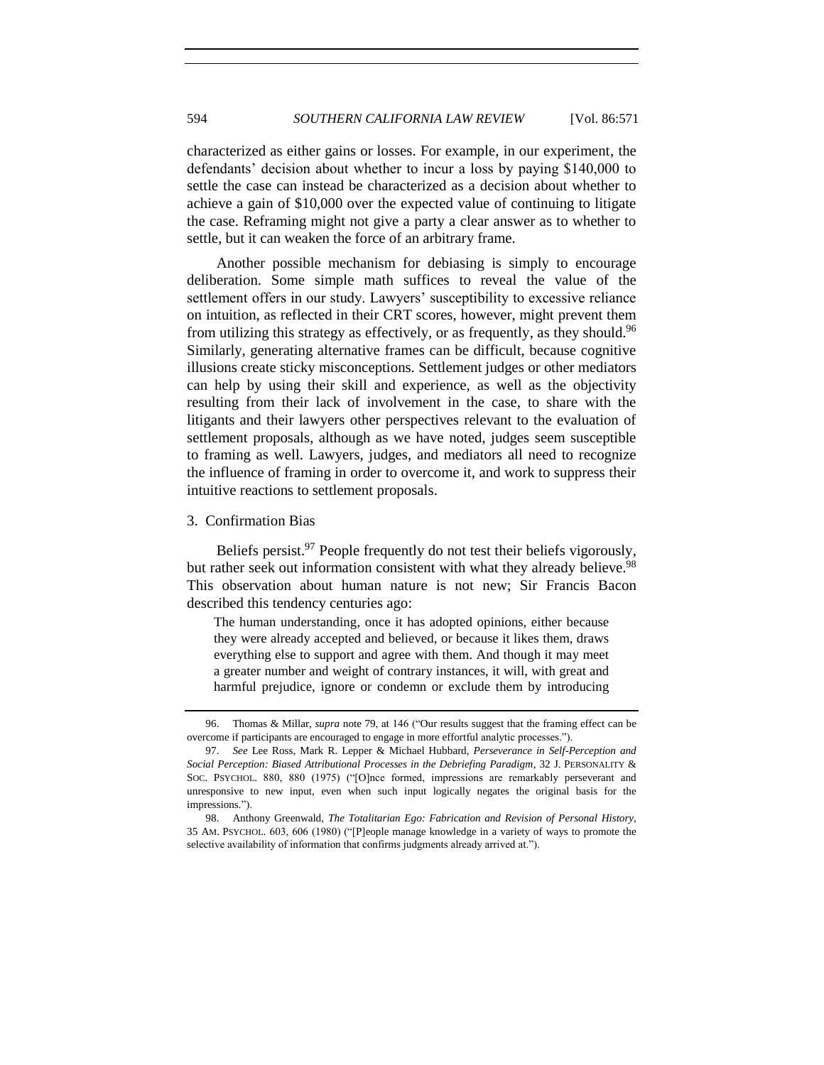characterized as either gains or losses. For example, in our experiment, the defendants' decision about whether to incur a loss by paying $140,000 to settle the case can instead be characterized as a decision about whether to achieve a gain of $10,000 over the expected value of continuing to litigate the case. Reframing might not give a party a clear answer as to whether to settle, but it can weaken the force of an arbitrary frame.

Another possible mechanism for debiasing is simply to encourage deliberation. Some simple math suffices to reveal the value of the settlement offers in our study. Lawyers' susceptibility to excessive reliance on intuition, as reflected in their CRT scores, however, might prevent them from utilizing this strategy as effectively, or as frequently, as they should.[96] Similarly, generating alternative frames can be difficult, because cognitive illusions create sticky misconceptions. Settlement judges or other mediators can help by using their skill and experience, as well as the objectivity resulting from their lack of involvement in the case, to share with the litigants and their lawyers other perspectives relevant to the evaluation of settlement proposals, although as we have noted, judges seem susceptible to framing as well. Lawyers, judges, and mediators all need to recognize the influence of framing in order to overcome it, and work to suppress their intuitive reactions to settlement proposals.

### 3. Confirmation Bias

Beliefs persist.[97] People frequently do not test their beliefs vigorously, but rather seek out information consistent with what they already believe.[98] This observation about human nature is not new; Sir Francis Bacon described this tendency centuries ago:

> The human understanding, once it has adopted opinions, either because they were already accepted and believed, or because it likes them, draws everything else to support and agree with them. And though it may meet a greater number and weight of contrary instances, it will, with great and harmful prejudice, ignore or condemn or exclude them by introducing

---

96. Thomas & Millar, *supra* note 79, at 146 ("Our results suggest that the framing effect can be overcome if participants are encouraged to engage in more effortful analytic processes.").

97. *See* Lee Ross, Mark R. Lepper & Michael Hubbard, *Perseverance in Self-Perception and Social Perception: Biased Attributional Processes in the Debriefing Paradigm*, 32 J. PERSONALITY & SOC. PSYCHOL. 880, 880 (1975) ("[O]nce formed, impressions are remarkably perseverant and unresponsive to new input, even when such input logically negates the original basis for the impressions.").

98. Anthony Greenwald, *The Totalitarian Ego: Fabrication and Revision of Personal History*, 35 AM. PSYCHOL. 603, 606 (1980) ("[P]eople manage knowledge in a variety of ways to promote the selective availability of information that confirms judgments already arrived at.").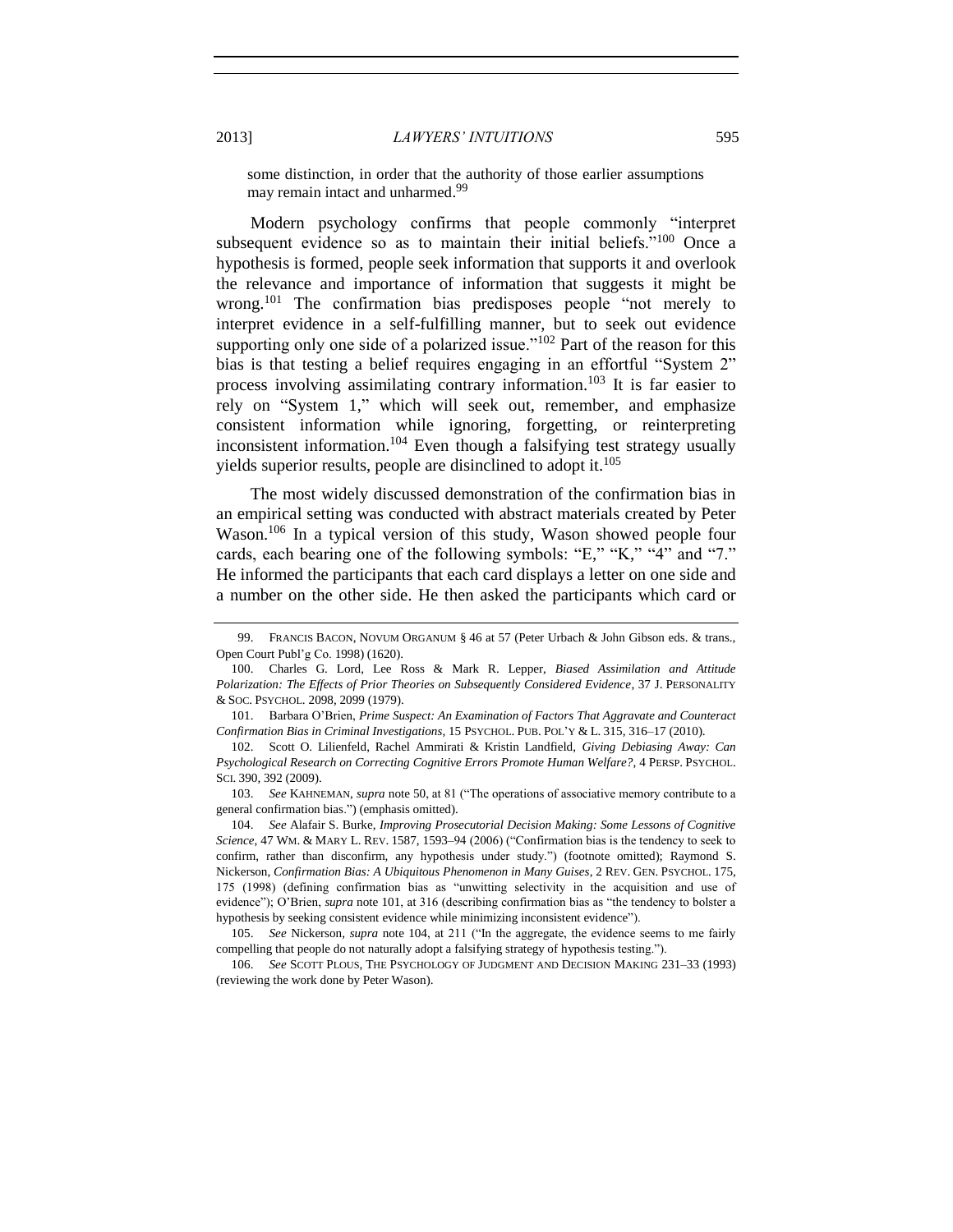some distinction, in order that the authority of those earlier assumptions may remain intact and unharmed.[99]

Modern psychology confirms that people commonly "interpret subsequent evidence so as to maintain their initial beliefs."[100] Once a hypothesis is formed, people seek information that supports it and overlook the relevance and importance of information that suggests it might be wrong.[101] The confirmation bias predisposes people "not merely to interpret evidence in a self-fulfilling manner, but to seek out evidence supporting only one side of a polarized issue."[102] Part of the reason for this bias is that testing a belief requires engaging in an effortful "System 2" process involving assimilating contrary information.[103] It is far easier to rely on "System 1," which will seek out, remember, and emphasize consistent information while ignoring, forgetting, or reinterpreting inconsistent information.[104] Even though a falsifying test strategy usually yields superior results, people are disinclined to adopt it.[105]

The most widely discussed demonstration of the confirmation bias in an empirical setting was conducted with abstract materials created by Peter Wason.[106] In a typical version of this study, Wason showed people four cards, each bearing one of the following symbols: "E," "K," "4" and "7." He informed the participants that each card displays a letter on one side and a number on the other side. He then asked the participants which card or

---

99. FRANCIS BACON, NOVUM ORGANUM § 46 at 57 (Peter Urbach & John Gibson eds. & trans., Open Court Publ'g Co. 1998) (1620).

100. Charles G. Lord, Lee Ross & Mark R. Lepper, *Biased Assimilation and Attitude Polarization: The Effects of Prior Theories on Subsequently Considered Evidence*, 37 J. PERSONALITY & SOC. PSYCHOL. 2098, 2099 (1979).

101. Barbara O'Brien, *Prime Suspect: An Examination of Factors That Aggravate and Counteract Confirmation Bias in Criminal Investigations*, 15 PSYCHOL. PUB. POL'Y & L. 315, 316–17 (2010).

102. Scott O. Lilienfeld, Rachel Ammirati & Kristin Landfield, *Giving Debiasing Away: Can Psychological Research on Correcting Cognitive Errors Promote Human Welfare?*, 4 PERSP. PSYCHOL. SCI. 390, 392 (2009).

103. *See* KAHNEMAN, *supra* note 50, at 81 ("The operations of associative memory contribute to a general confirmation bias.") (emphasis omitted).

104. *See* Alafair S. Burke, *Improving Prosecutorial Decision Making: Some Lessons of Cognitive Science*, 47 WM. & MARY L. REV. 1587, 1593–94 (2006) ("Confirmation bias is the tendency to seek to confirm, rather than disconfirm, any hypothesis under study.") (footnote omitted); Raymond S. Nickerson, *Confirmation Bias: A Ubiquitous Phenomenon in Many Guises*, 2 REV. GEN. PSYCHOL. 175, 175 (1998) (defining confirmation bias as "unwitting selectivity in the acquisition and use of evidence"); O'Brien, *supra* note 101, at 316 (describing confirmation bias as "the tendency to bolster a hypothesis by seeking consistent evidence while minimizing inconsistent evidence").

105. *See* Nickerson, *supra* note 104, at 211 ("In the aggregate, the evidence seems to me fairly compelling that people do not naturally adopt a falsifying strategy of hypothesis testing.").

106. *See* SCOTT PLOUS, THE PSYCHOLOGY OF JUDGMENT AND DECISION MAKING 231–33 (1993) (reviewing the work done by Peter Wason).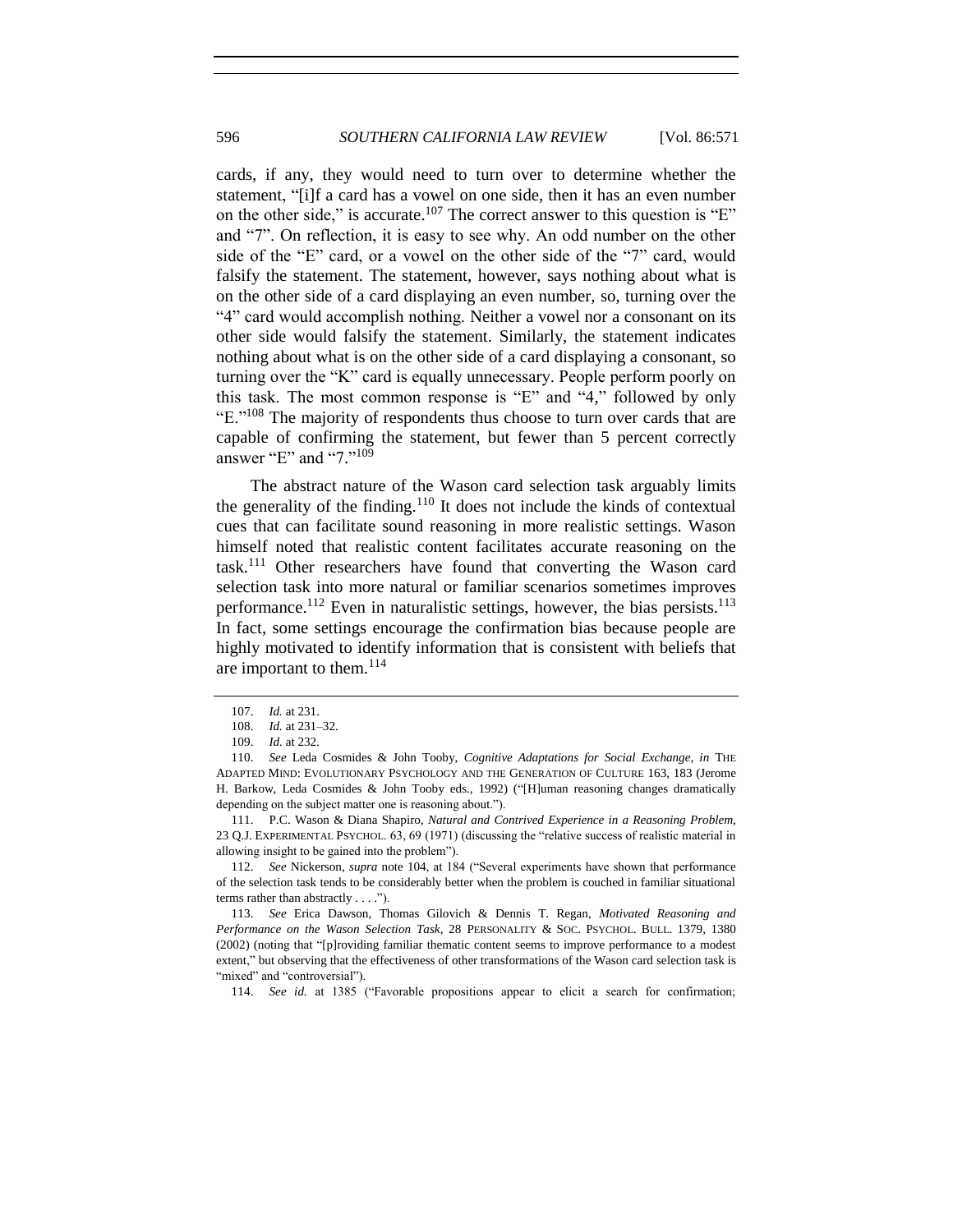cards, if any, they would need to turn over to determine whether the statement, "[i]f a card has a vowel on one side, then it has an even number on the other side," is accurate.[107] The correct answer to this question is "E" and "7". On reflection, it is easy to see why. An odd number on the other side of the "E" card, or a vowel on the other side of the "7" card, would falsify the statement. The statement, however, says nothing about what is on the other side of a card displaying an even number, so, turning over the "4" card would accomplish nothing. Neither a vowel nor a consonant on its other side would falsify the statement. Similarly, the statement indicates nothing about what is on the other side of a card displaying a consonant, so turning over the "K" card is equally unnecessary. People perform poorly on this task. The most common response is "E" and "4," followed by only "E."[108] The majority of respondents thus choose to turn over cards that are capable of confirming the statement, but fewer than 5 percent correctly answer "E" and "7."[109]

The abstract nature of the Wason card selection task arguably limits the generality of the finding.[110] It does not include the kinds of contextual cues that can facilitate sound reasoning in more realistic settings. Wason himself noted that realistic content facilitates accurate reasoning on the task.[111] Other researchers have found that converting the Wason card selection task into more natural or familiar scenarios sometimes improves performance.[112] Even in naturalistic settings, however, the bias persists.[113] In fact, some settings encourage the confirmation bias because people are highly motivated to identify information that is consistent with beliefs that are important to them.[114]

---

107. *Id.* at 231.

108. *Id.* at 231–32.

109. *Id.* at 232.

110. *See* Leda Cosmides & John Tooby, *Cognitive Adaptations for Social Exchange*, *in* THE ADAPTED MIND: EVOLUTIONARY PSYCHOLOGY AND THE GENERATION OF CULTURE 163, 183 (Jerome H. Barkow, Leda Cosmides & John Tooby eds., 1992) ("[H]uman reasoning changes dramatically depending on the subject matter one is reasoning about.").

111. P.C. Wason & Diana Shapiro, *Natural and Contrived Experience in a Reasoning Problem*, 23 Q.J. EXPERIMENTAL PSYCHOL. 63, 69 (1971) (discussing the "relative success of realistic material in allowing insight to be gained into the problem").

112. *See* Nickerson, *supra* note 104, at 184 ("Several experiments have shown that performance of the selection task tends to be considerably better when the problem is couched in familiar situational terms rather than abstractly . . . .").

113. *See* Erica Dawson, Thomas Gilovich & Dennis T. Regan, *Motivated Reasoning and Performance on the Wason Selection Task*, 28 PERSONALITY & SOC. PSYCHOL. BULL. 1379, 1380 (2002) (noting that "[p]roviding familiar thematic content seems to improve performance to a modest extent," but observing that the effectiveness of other transformations of the Wason card selection task is "mixed" and "controversial").

114. *See id.* at 1385 ("Favorable propositions appear to elicit a search for confirmation;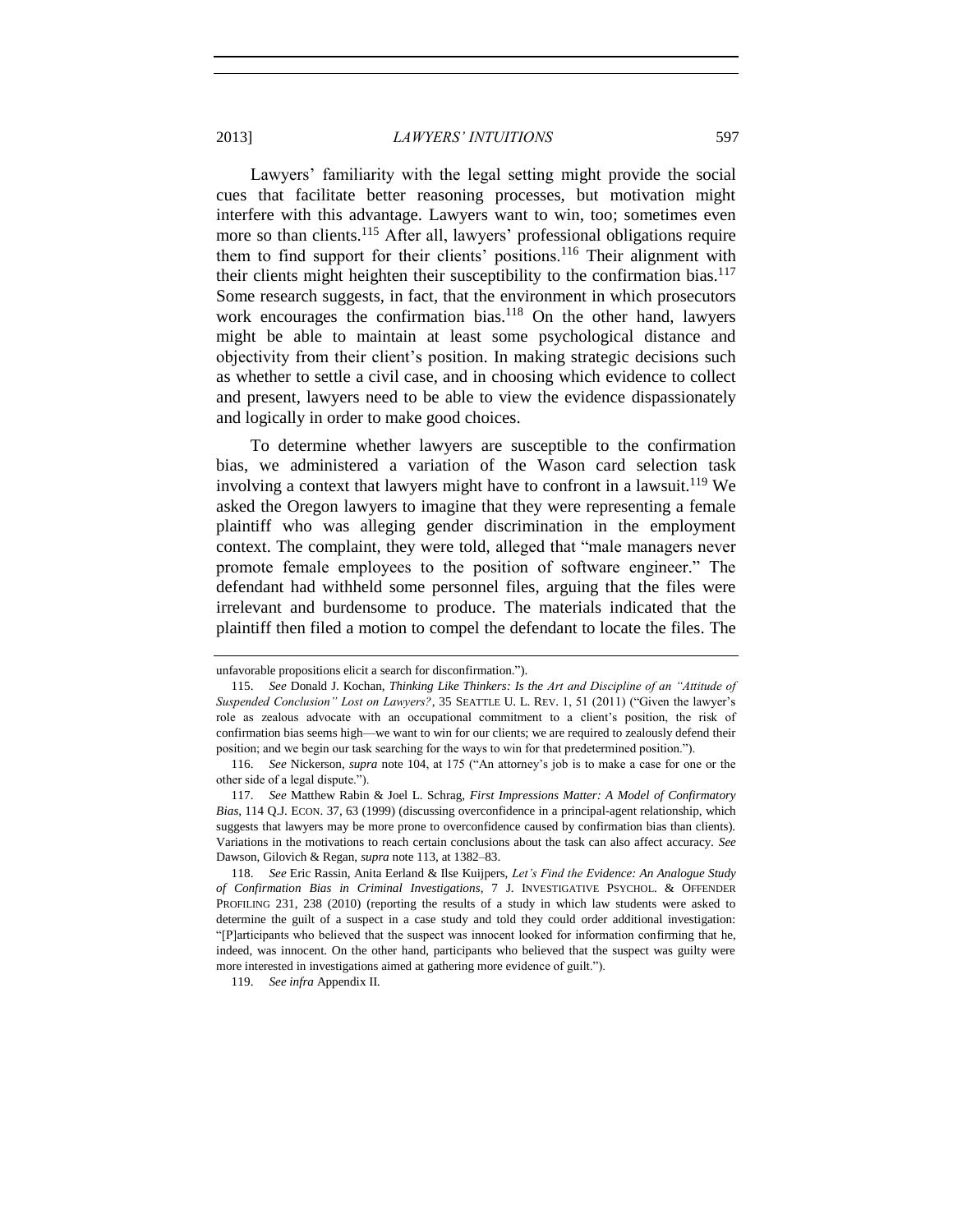Lawyers' familiarity with the legal setting might provide the social cues that facilitate better reasoning processes, but motivation might interfere with this advantage. Lawyers want to win, too; sometimes even more so than clients.[115] After all, lawyers' professional obligations require them to find support for their clients' positions.[116] Their alignment with their clients might heighten their susceptibility to the confirmation bias.[117] Some research suggests, in fact, that the environment in which prosecutors work encourages the confirmation bias.[118] On the other hand, lawyers might be able to maintain at least some psychological distance and objectivity from their client's position. In making strategic decisions such as whether to settle a civil case, and in choosing which evidence to collect and present, lawyers need to be able to view the evidence dispassionately and logically in order to make good choices.

To determine whether lawyers are susceptible to the confirmation bias, we administered a variation of the Wason card selection task involving a context that lawyers might have to confront in a lawsuit.[119] We asked the Oregon lawyers to imagine that they were representing a female plaintiff who was alleging gender discrimination in the employment context. The complaint, they were told, alleged that "male managers never promote female employees to the position of software engineer." The defendant had withheld some personnel files, arguing that the files were irrelevant and burdensome to produce. The materials indicated that the plaintiff then filed a motion to compel the defendant to locate the files. The

---

unfavorable propositions elicit a search for disconfirmation.").

115. *See* Donald J. Kochan, *Thinking Like Thinkers: Is the Art and Discipline of an "Attitude of Suspended Conclusion" Lost on Lawyers?*, 35 SEATTLE U. L. REV. 1, 51 (2011) ("Given the lawyer's role as zealous advocate with an occupational commitment to a client's position, the risk of confirmation bias seems high—we want to win for our clients; we are required to zealously defend their position; and we begin our task searching for the ways to win for that predetermined position.").

116. *See* Nickerson, *supra* note 104, at 175 ("An attorney's job is to make a case for one or the other side of a legal dispute.").

117. *See* Matthew Rabin & Joel L. Schrag, *First Impressions Matter: A Model of Confirmatory Bias*, 114 Q.J. ECON. 37, 63 (1999) (discussing overconfidence in a principal-agent relationship, which suggests that lawyers may be more prone to overconfidence caused by confirmation bias than clients). Variations in the motivations to reach certain conclusions about the task can also affect accuracy. *See* Dawson, Gilovich & Regan, *supra* note 113, at 1382–83.

118. *See* Eric Rassin, Anita Eerland & Ilse Kuijpers, *Let's Find the Evidence: An Analogue Study of Confirmation Bias in Criminal Investigations*, 7 J. INVESTIGATIVE PSYCHOL. & OFFENDER PROFILING 231, 238 (2010) (reporting the results of a study in which law students were asked to determine the guilt of a suspect in a case study and told they could order additional investigation: "[P]articipants who believed that the suspect was innocent looked for information confirming that he, indeed, was innocent. On the other hand, participants who believed that the suspect was guilty were more interested in investigations aimed at gathering more evidence of guilt.").

119. *See infra* Appendix II.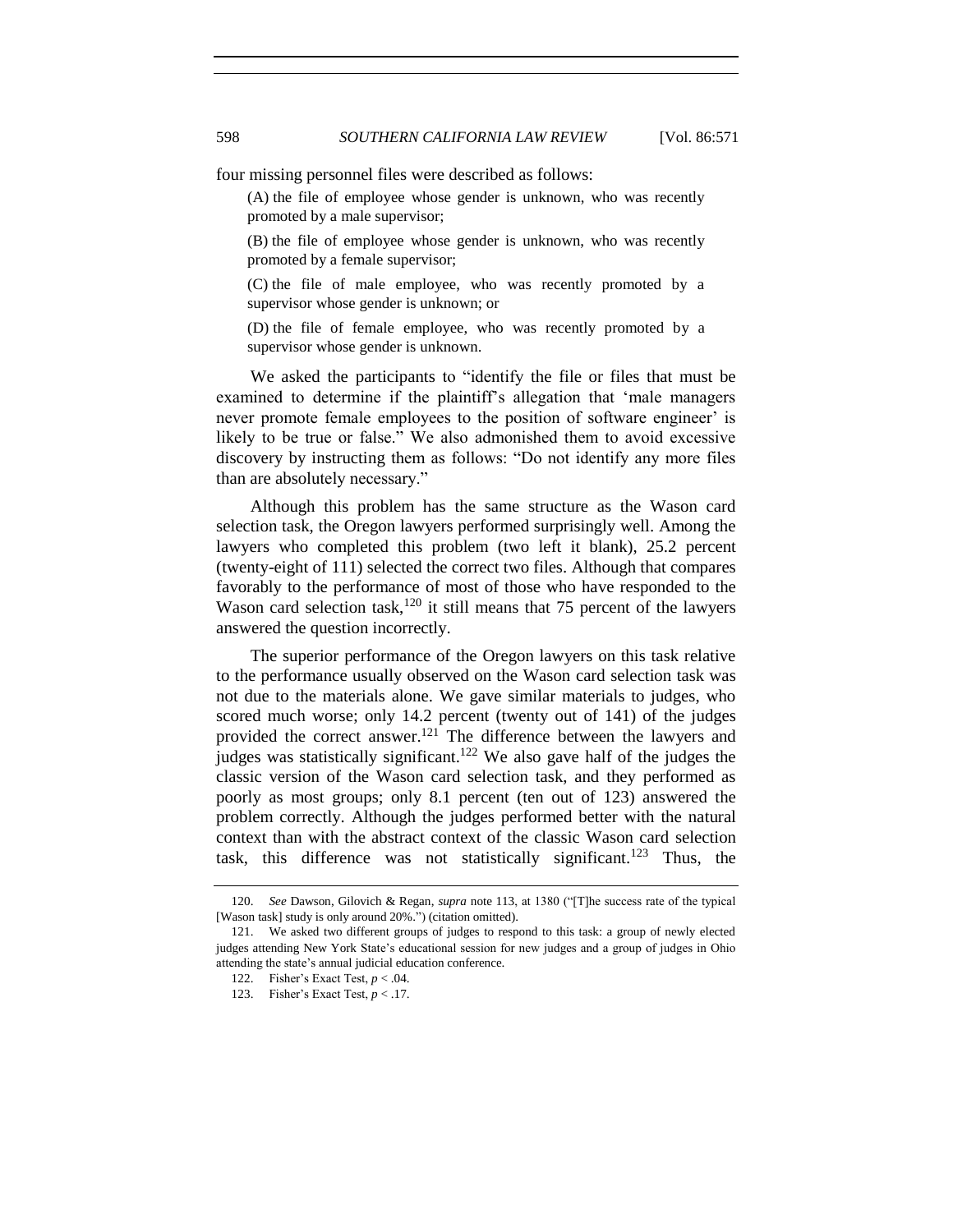four missing personnel files were described as follows:

> (A) the file of employee whose gender is unknown, who was recently promoted by a male supervisor;
>
> (B) the file of employee whose gender is unknown, who was recently promoted by a female supervisor;
>
> (C) the file of male employee, who was recently promoted by a supervisor whose gender is unknown; or
>
> (D) the file of female employee, who was recently promoted by a supervisor whose gender is unknown.

We asked the participants to "identify the file or files that must be examined to determine if the plaintiff's allegation that 'male managers never promote female employees to the position of software engineer' is likely to be true or false." We also admonished them to avoid excessive discovery by instructing them as follows: "Do not identify any more files than are absolutely necessary."

Although this problem has the same structure as the Wason card selection task, the Oregon lawyers performed surprisingly well. Among the lawyers who completed this problem (two left it blank), 25.2 percent (twenty-eight of 111) selected the correct two files. Although that compares favorably to the performance of most of those who have responded to the Wason card selection task,[120] it still means that 75 percent of the lawyers answered the question incorrectly.

The superior performance of the Oregon lawyers on this task relative to the performance usually observed on the Wason card selection task was not due to the materials alone. We gave similar materials to judges, who scored much worse; only 14.2 percent (twenty out of 141) of the judges provided the correct answer.[121] The difference between the lawyers and judges was statistically significant.[122] We also gave half of the judges the classic version of the Wason card selection task, and they performed as poorly as most groups; only 8.1 percent (ten out of 123) answered the problem correctly. Although the judges performed better with the natural context than with the abstract context of the classic Wason card selection task, this difference was not statistically significant.[123] Thus, the

---

120. *See* Dawson, Gilovich & Regan, *supra* note 113, at 1380 ("[T]he success rate of the typical [Wason task] study is only around 20%.") (citation omitted).

121. We asked two different groups of judges to respond to this task: a group of newly elected judges attending New York State's educational session for new judges and a group of judges in Ohio attending the state's annual judicial education conference.

122. Fisher's Exact Test, $p < .04$.

123. Fisher's Exact Test, $p < .17$.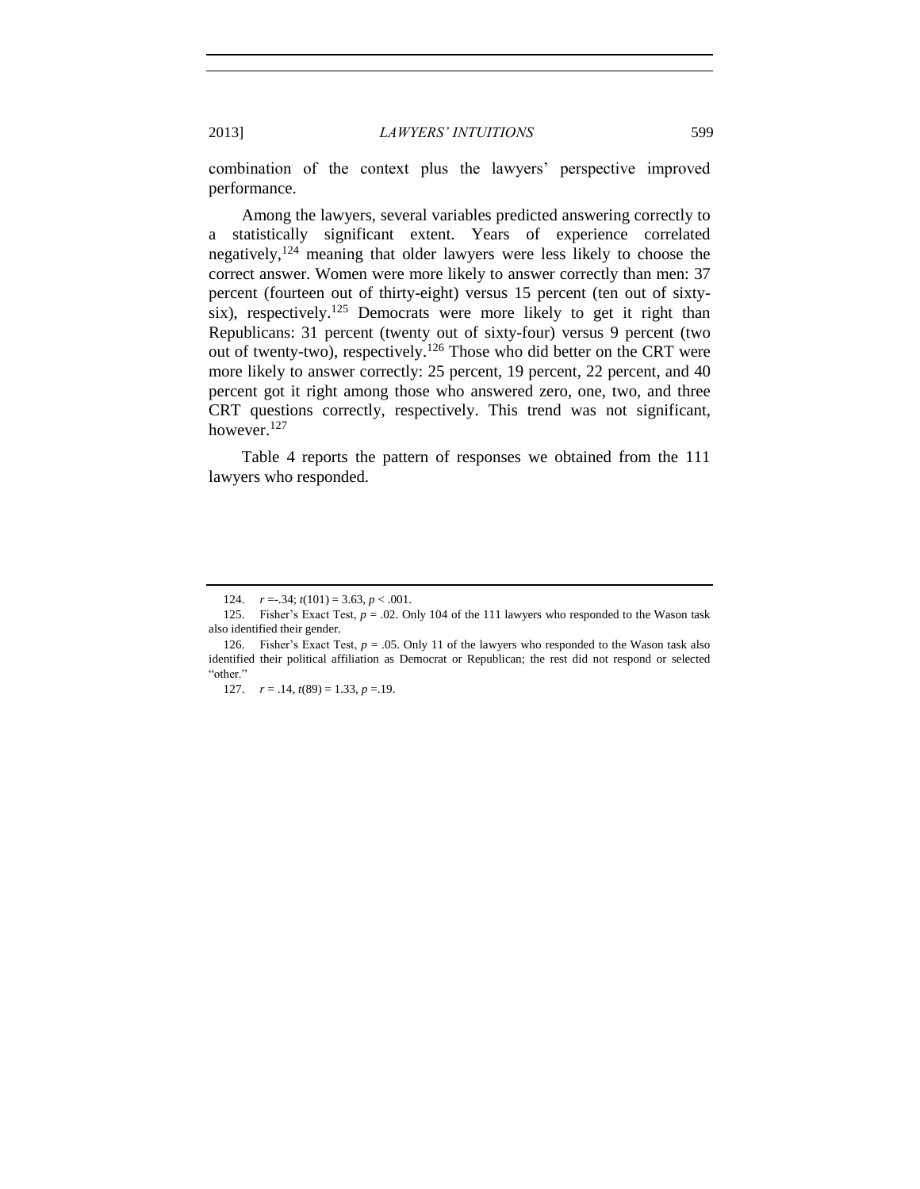combination of the context plus the lawyers' perspective improved performance.

Among the lawyers, several variables predicted answering correctly to a statistically significant extent. Years of experience correlated negatively,[124] meaning that older lawyers were less likely to choose the correct answer. Women were more likely to answer correctly than men: 37 percent (fourteen out of thirty-eight) versus 15 percent (ten out of sixty-six), respectively.[125] Democrats were more likely to get it right than Republicans: 31 percent (twenty out of sixty-four) versus 9 percent (two out of twenty-two), respectively.[126] Those who did better on the CRT were more likely to answer correctly: 25 percent, 19 percent, 22 percent, and 40 percent got it right among those who answered zero, one, two, and three CRT questions correctly, respectively. This trend was not significant, however.[127]

Table 4 reports the pattern of responses we obtained from the 111 lawyers who responded.

---

124. $r = -.34$; $t(101) = 3.63$, $p < .001$.

125. Fisher's Exact Test, $p = .02$. Only 104 of the 111 lawyers who responded to the Wason task also identified their gender.

126. Fisher's Exact Test, $p = .05$. Only 11 of the lawyers who responded to the Wason task also identified their political affiliation as Democrat or Republican; the rest did not respond or selected "other."

127. $r = .14$, $t(89) = 1.33$, $p = .19$.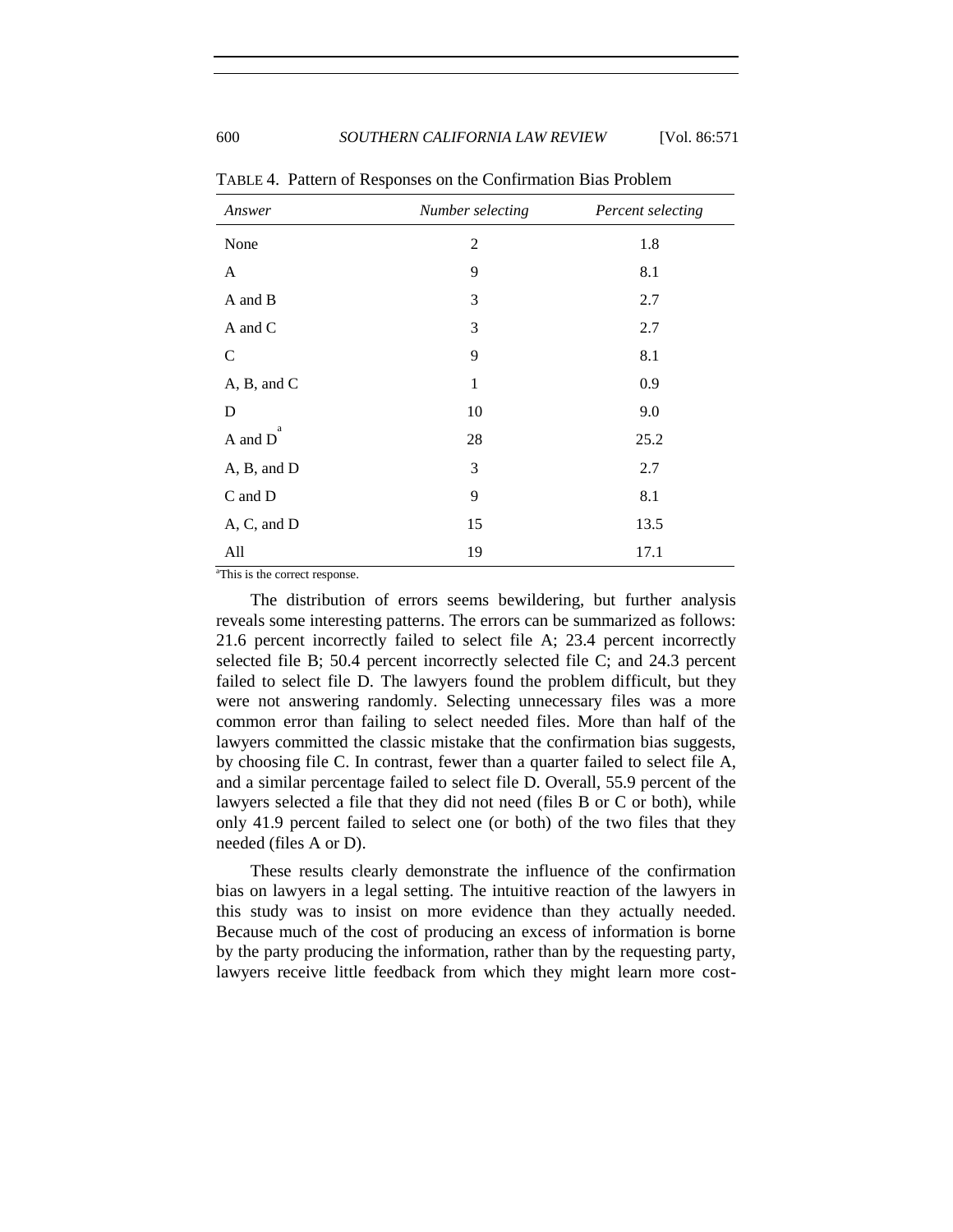TABLE 4. Pattern of Responses on the Confirmation Bias Problem

| *Answer* | *Number selecting* | *Percent selecting* |
|---|---|---|
| None | 2 | 1.8 |
| A | 9 | 8.1 |
| A and B | 3 | 2.7 |
| A and C | 3 | 2.7 |
| C | 9 | 8.1 |
| A, B, and C | 1 | 0.9 |
| D | 10 | 9.0 |
| A and D[a] | 28 | 25.2 |
| A, B, and D | 3 | 2.7 |
| C and D | 9 | 8.1 |
| A, C, and D | 15 | 13.5 |
| All | 19 | 17.1 |

[a]This is the correct response.

The distribution of errors seems bewildering, but further analysis reveals some interesting patterns. The errors can be summarized as follows: 21.6 percent incorrectly failed to select file A; 23.4 percent incorrectly selected file B; 50.4 percent incorrectly selected file C; and 24.3 percent failed to select file D. The lawyers found the problem difficult, but they were not answering randomly. Selecting unnecessary files was a more common error than failing to select needed files. More than half of the lawyers committed the classic mistake that the confirmation bias suggests, by choosing file C. In contrast, fewer than a quarter failed to select file A, and a similar percentage failed to select file D. Overall, 55.9 percent of the lawyers selected a file that they did not need (files B or C or both), while only 41.9 percent failed to select one (or both) of the two files that they needed (files A or D).

These results clearly demonstrate the influence of the confirmation bias on lawyers in a legal setting. The intuitive reaction of the lawyers in this study was to insist on more evidence than they actually needed. Because much of the cost of producing an excess of information is borne by the party producing the information, rather than by the requesting party, lawyers receive little feedback from which they might learn more cost-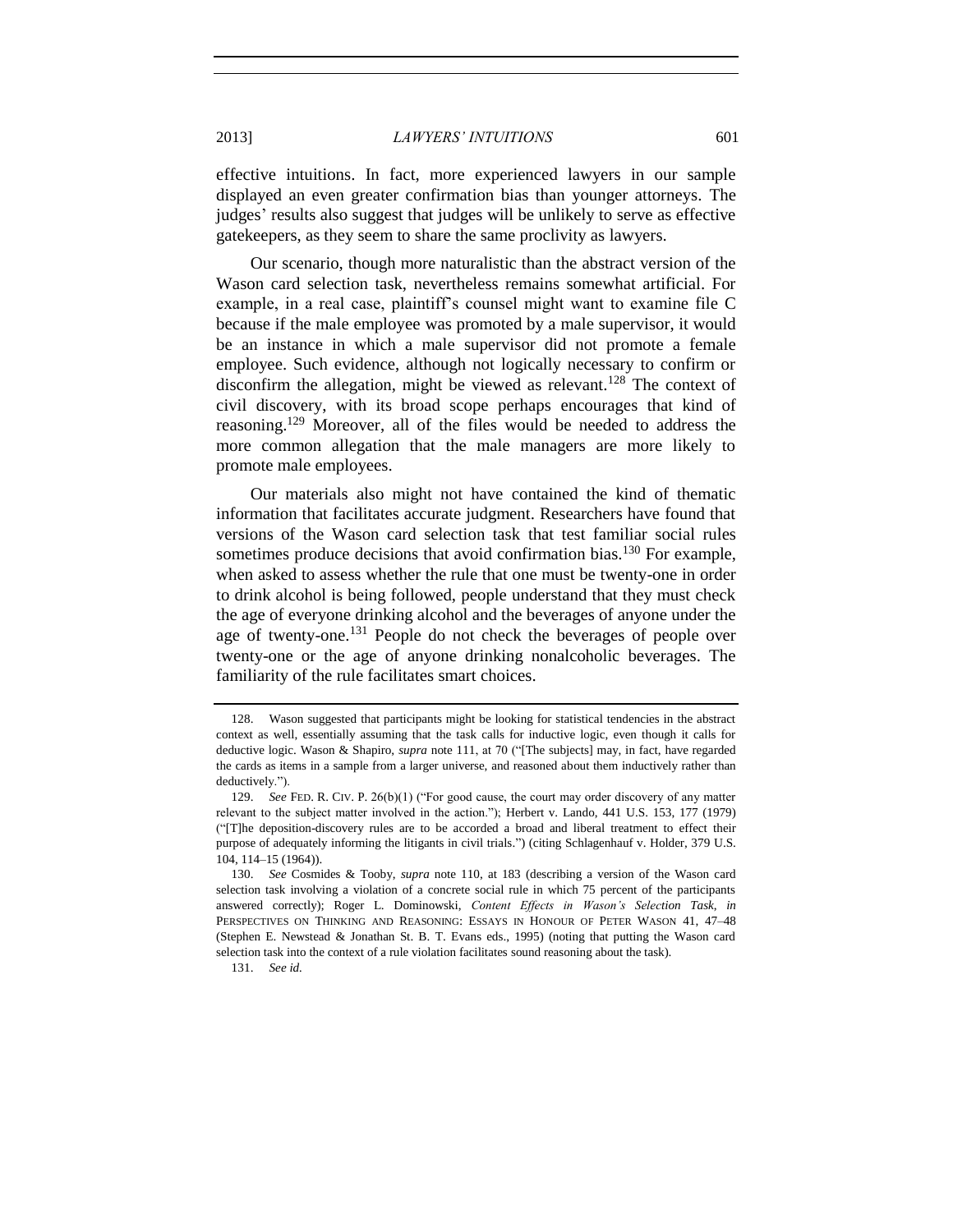effective intuitions. In fact, more experienced lawyers in our sample displayed an even greater confirmation bias than younger attorneys. The judges' results also suggest that judges will be unlikely to serve as effective gatekeepers, as they seem to share the same proclivity as lawyers.

Our scenario, though more naturalistic than the abstract version of the Wason card selection task, nevertheless remains somewhat artificial. For example, in a real case, plaintiff's counsel might want to examine file C because if the male employee was promoted by a male supervisor, it would be an instance in which a male supervisor did not promote a female employee. Such evidence, although not logically necessary to confirm or disconfirm the allegation, might be viewed as relevant.[128] The context of civil discovery, with its broad scope perhaps encourages that kind of reasoning.[129] Moreover, all of the files would be needed to address the more common allegation that the male managers are more likely to promote male employees.

Our materials also might not have contained the kind of thematic information that facilitates accurate judgment. Researchers have found that versions of the Wason card selection task that test familiar social rules sometimes produce decisions that avoid confirmation bias.[130] For example, when asked to assess whether the rule that one must be twenty-one in order to drink alcohol is being followed, people understand that they must check the age of everyone drinking alcohol and the beverages of anyone under the age of twenty-one.[131] People do not check the beverages of people over twenty-one or the age of anyone drinking nonalcoholic beverages. The familiarity of the rule facilitates smart choices.

---

128. Wason suggested that participants might be looking for statistical tendencies in the abstract context as well, essentially assuming that the task calls for inductive logic, even though it calls for deductive logic. Wason & Shapiro, *supra* note 111, at 70 ("[The subjects] may, in fact, have regarded the cards as items in a sample from a larger universe, and reasoned about them inductively rather than deductively.").

129. *See* FED. R. CIV. P. 26(b)(1) ("For good cause, the court may order discovery of any matter relevant to the subject matter involved in the action."); Herbert v. Lando, 441 U.S. 153, 177 (1979) ("[T]he deposition-discovery rules are to be accorded a broad and liberal treatment to effect their purpose of adequately informing the litigants in civil trials.") (citing Schlagenhauf v. Holder, 379 U.S. 104, 114–15 (1964)).

130. *See* Cosmides & Tooby, *supra* note 110, at 183 (describing a version of the Wason card selection task involving a violation of a concrete social rule in which 75 percent of the participants answered correctly); Roger L. Dominowski, *Content Effects in Wason's Selection Task*, *in* PERSPECTIVES ON THINKING AND REASONING: ESSAYS IN HONOUR OF PETER WASON 41, 47–48 (Stephen E. Newstead & Jonathan St. B. T. Evans eds., 1995) (noting that putting the Wason card selection task into the context of a rule violation facilitates sound reasoning about the task).

131. *See id.*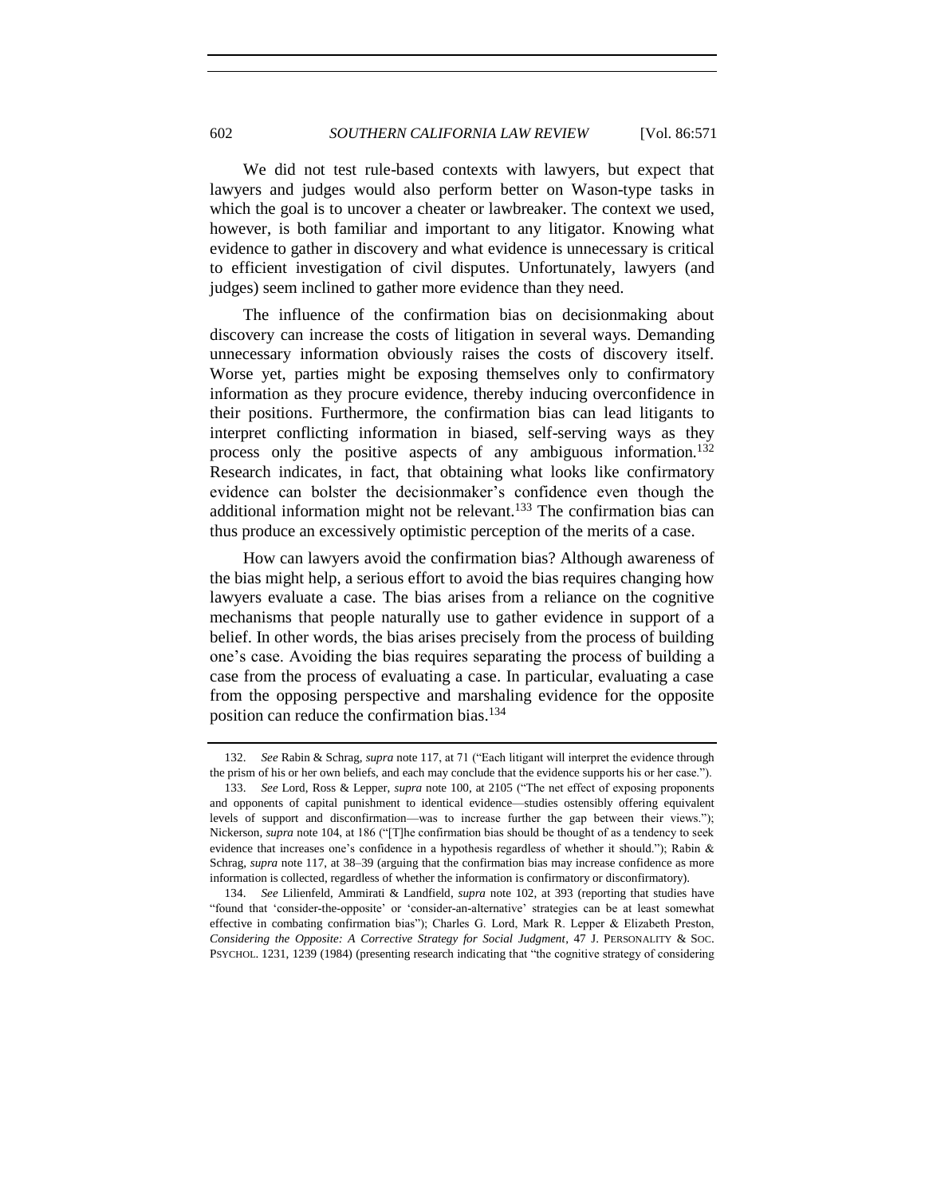We did not test rule-based contexts with lawyers, but expect that lawyers and judges would also perform better on Wason-type tasks in which the goal is to uncover a cheater or lawbreaker. The context we used, however, is both familiar and important to any litigator. Knowing what evidence to gather in discovery and what evidence is unnecessary is critical to efficient investigation of civil disputes. Unfortunately, lawyers (and judges) seem inclined to gather more evidence than they need.

The influence of the confirmation bias on decisionmaking about discovery can increase the costs of litigation in several ways. Demanding unnecessary information obviously raises the costs of discovery itself. Worse yet, parties might be exposing themselves only to confirmatory information as they procure evidence, thereby inducing overconfidence in their positions. Furthermore, the confirmation bias can lead litigants to interpret conflicting information in biased, self-serving ways as they process only the positive aspects of any ambiguous information.[132] Research indicates, in fact, that obtaining what looks like confirmatory evidence can bolster the decisionmaker's confidence even though the additional information might not be relevant.[133] The confirmation bias can thus produce an excessively optimistic perception of the merits of a case.

How can lawyers avoid the confirmation bias? Although awareness of the bias might help, a serious effort to avoid the bias requires changing how lawyers evaluate a case. The bias arises from a reliance on the cognitive mechanisms that people naturally use to gather evidence in support of a belief. In other words, the bias arises precisely from the process of building one's case. Avoiding the bias requires separating the process of building a case from the process of evaluating a case. In particular, evaluating a case from the opposing perspective and marshaling evidence for the opposite position can reduce the confirmation bias.[134]

---

132. *See* Rabin & Schrag, *supra* note 117, at 71 ("Each litigant will interpret the evidence through the prism of his or her own beliefs, and each may conclude that the evidence supports his or her case.").

133. *See* Lord, Ross & Lepper, *supra* note 100, at 2105 ("The net effect of exposing proponents and opponents of capital punishment to identical evidence—studies ostensibly offering equivalent levels of support and disconfirmation—was to increase further the gap between their views."); Nickerson, *supra* note 104, at 186 ("[T]he confirmation bias should be thought of as a tendency to seek evidence that increases one's confidence in a hypothesis regardless of whether it should."); Rabin & Schrag, *supra* note 117, at 38–39 (arguing that the confirmation bias may increase confidence as more information is collected, regardless of whether the information is confirmatory or disconfirmatory).

134. *See* Lilienfeld, Ammirati & Landfield, *supra* note 102, at 393 (reporting that studies have "found that 'consider-the-opposite' or 'consider-an-alternative' strategies can be at least somewhat effective in combating confirmation bias"); Charles G. Lord, Mark R. Lepper & Elizabeth Preston, *Considering the Opposite: A Corrective Strategy for Social Judgment*, 47 J. PERSONALITY & SOC. PSYCHOL. 1231, 1239 (1984) (presenting research indicating that "the cognitive strategy of considering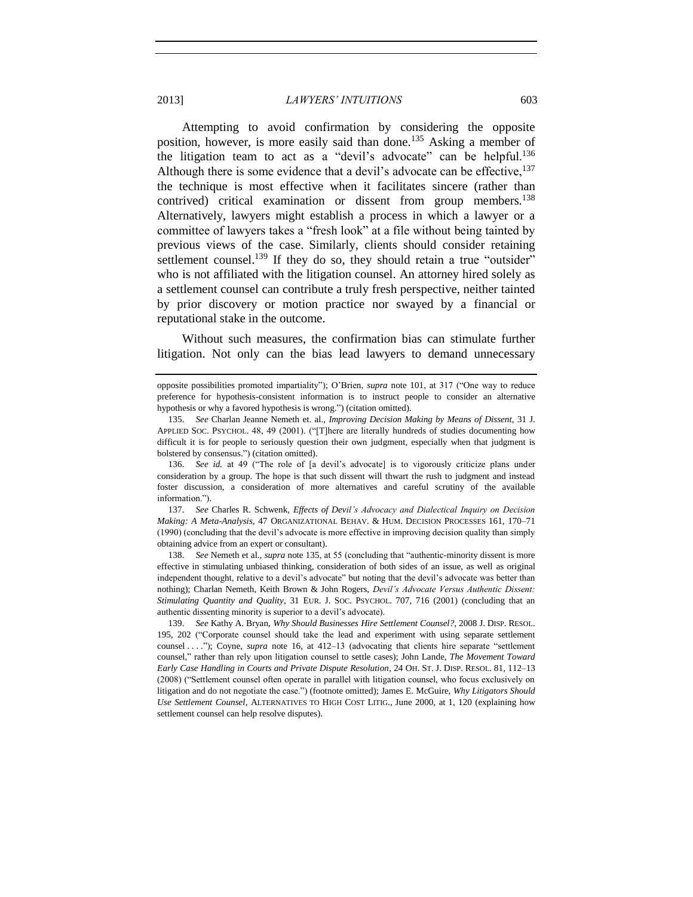Attempting to avoid confirmation by considering the opposite position, however, is more easily said than done.[135] Asking a member of the litigation team to act as a "devil's advocate" can be helpful.[136] Although there is some evidence that a devil's advocate can be effective,[137] the technique is most effective when it facilitates sincere (rather than contrived) critical examination or dissent from group members.[138] Alternatively, lawyers might establish a process in which a lawyer or a committee of lawyers takes a "fresh look" at a file without being tainted by previous views of the case. Similarly, clients should consider retaining settlement counsel.[139] If they do so, they should retain a true "outsider" who is not affiliated with the litigation counsel. An attorney hired solely as a settlement counsel can contribute a truly fresh perspective, neither tainted by prior discovery or motion practice nor swayed by a financial or reputational stake in the outcome.

Without such measures, the confirmation bias can stimulate further litigation. Not only can the bias lead lawyers to demand unnecessary

---

opposite possibilities promoted impartiality"); O'Brien, *supra* note 101, at 317 ("One way to reduce preference for hypothesis-consistent information is to instruct people to consider an alternative hypothesis or why a favored hypothesis is wrong.") (citation omitted).

135. *See* Charlan Jeanne Nemeth et. al., *Improving Decision Making by Means of Dissent*, 31 J. APPLIED SOC. PSYCHOL. 48, 49 (2001). ("[T]here are literally hundreds of studies documenting how difficult it is for people to seriously question their own judgment, especially when that judgment is bolstered by consensus.") (citation omitted).

136. *See id.* at 49 ("The role of [a devil's advocate] is to vigorously criticize plans under consideration by a group. The hope is that such dissent will thwart the rush to judgment and instead foster discussion, a consideration of more alternatives and careful scrutiny of the available information.").

137. *See* Charles R. Schwenk, *Effects of Devil's Advocacy and Dialectical Inquiry on Decision Making: A Meta-Analysis*, 47 ORGANIZATIONAL BEHAV. & HUM. DECISION PROCESSES 161, 170–71 (1990) (concluding that the devil's advocate is more effective in improving decision quality than simply obtaining advice from an expert or consultant).

138. *See* Nemeth et al., *supra* note 135, at 55 (concluding that "authentic-minority dissent is more effective in stimulating unbiased thinking, consideration of both sides of an issue, as well as original independent thought, relative to a devil's advocate" but noting that the devil's advocate was better than nothing); Charlan Nemeth, Keith Brown & John Rogers, *Devil's Advocate Versus Authentic Dissent: Stimulating Quantity and Quality*, 31 EUR. J. SOC. PSYCHOL. 707, 716 (2001) (concluding that an authentic dissenting minority is superior to a devil's advocate).

139. *See* Kathy A. Bryan, *Why Should Businesses Hire Settlement Counsel?*, 2008 J. DISP. RESOL. 195, 202 ("Corporate counsel should take the lead and experiment with using separate settlement counsel . . . ."); Coyne, *supra* note 16, at 412–13 (advocating that clients hire separate "settlement counsel," rather than rely upon litigation counsel to settle cases); John Lande, *The Movement Toward Early Case Handling in Courts and Private Dispute Resolution*, 24 OH. ST. J. DISP. RESOL. 81, 112–13 (2008) ("Settlement counsel often operate in parallel with litigation counsel, who focus exclusively on litigation and do not negotiate the case.") (footnote omitted); James E. McGuire, *Why Litigators Should Use Settlement Counsel*, ALTERNATIVES TO HIGH COST LITIG., June 2000, at 1, 120 (explaining how settlement counsel can help resolve disputes).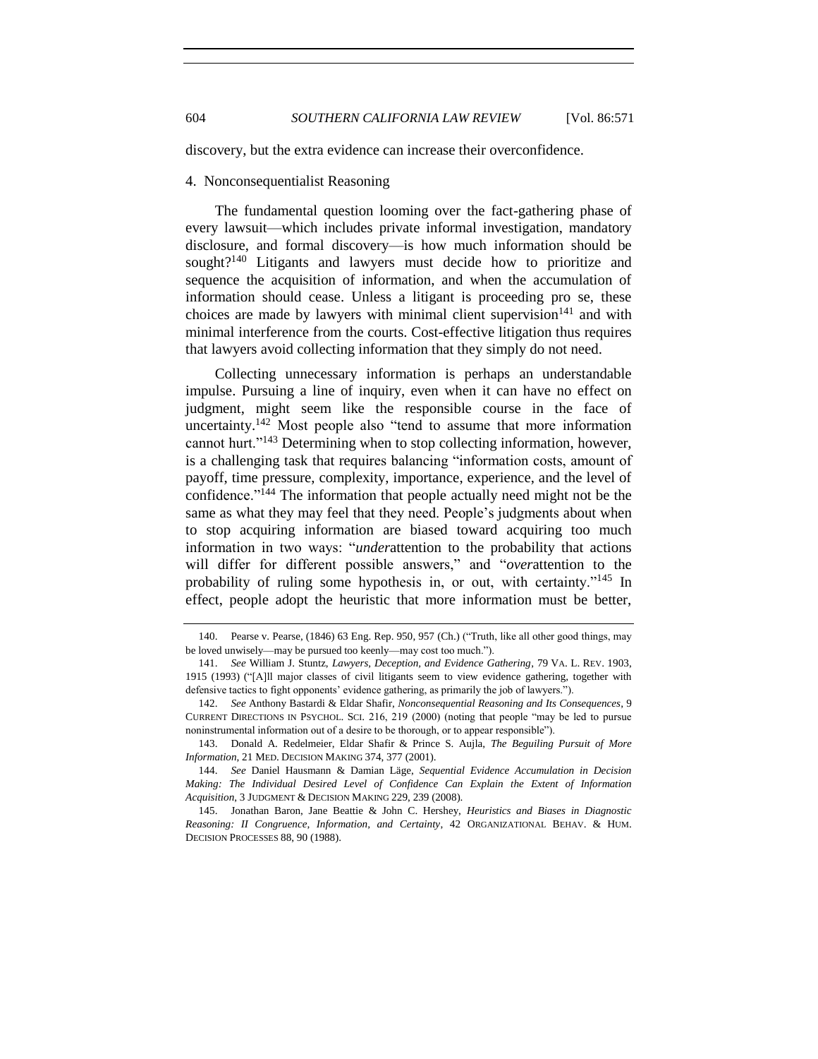discovery, but the extra evidence can increase their overconfidence.

### 4. Nonconsequentialist Reasoning

The fundamental question looming over the fact-gathering phase of every lawsuit—which includes private informal investigation, mandatory disclosure, and formal discovery—is how much information should be sought?[140] Litigants and lawyers must decide how to prioritize and sequence the acquisition of information, and when the accumulation of information should cease. Unless a litigant is proceeding pro se, these choices are made by lawyers with minimal client supervision[141] and with minimal interference from the courts. Cost-effective litigation thus requires that lawyers avoid collecting information that they simply do not need.

Collecting unnecessary information is perhaps an understandable impulse. Pursuing a line of inquiry, even when it can have no effect on judgment, might seem like the responsible course in the face of uncertainty.[142] Most people also "tend to assume that more information cannot hurt."[143] Determining when to stop collecting information, however, is a challenging task that requires balancing "information costs, amount of payoff, time pressure, complexity, importance, experience, and the level of confidence."[144] The information that people actually need might not be the same as what they may feel that they need. People's judgments about when to stop acquiring information are biased toward acquiring too much information in two ways: "*under*attention to the probability that actions will differ for different possible answers," and "*over*attention to the probability of ruling some hypothesis in, or out, with certainty."[145] In effect, people adopt the heuristic that more information must be better,

---

140. Pearse v. Pearse, (1846) 63 Eng. Rep. 950, 957 (Ch.) ("Truth, like all other good things, may be loved unwisely—may be pursued too keenly—may cost too much.").

141. *See* William J. Stuntz, *Lawyers, Deception, and Evidence Gathering*, 79 VA. L. REV. 1903, 1915 (1993) ("[A]ll major classes of civil litigants seem to view evidence gathering, together with defensive tactics to fight opponents' evidence gathering, as primarily the job of lawyers.").

142. *See* Anthony Bastardi & Eldar Shafir, *Nonconsequential Reasoning and Its Consequences*, 9 CURRENT DIRECTIONS IN PSYCHOL. SCI. 216, 219 (2000) (noting that people "may be led to pursue noninstrumental information out of a desire to be thorough, or to appear responsible").

143. Donald A. Redelmeier, Eldar Shafir & Prince S. Aujla, *The Beguiling Pursuit of More Information*, 21 MED. DECISION MAKING 374, 377 (2001).

144. *See* Daniel Hausmann & Damian Läge, *Sequential Evidence Accumulation in Decision Making: The Individual Desired Level of Confidence Can Explain the Extent of Information Acquisition*, 3 JUDGMENT & DECISION MAKING 229, 239 (2008).

145. Jonathan Baron, Jane Beattie & John C. Hershey, *Heuristics and Biases in Diagnostic Reasoning: II Congruence, Information, and Certainty*, 42 ORGANIZATIONAL BEHAV. & HUM. DECISION PROCESSES 88, 90 (1988).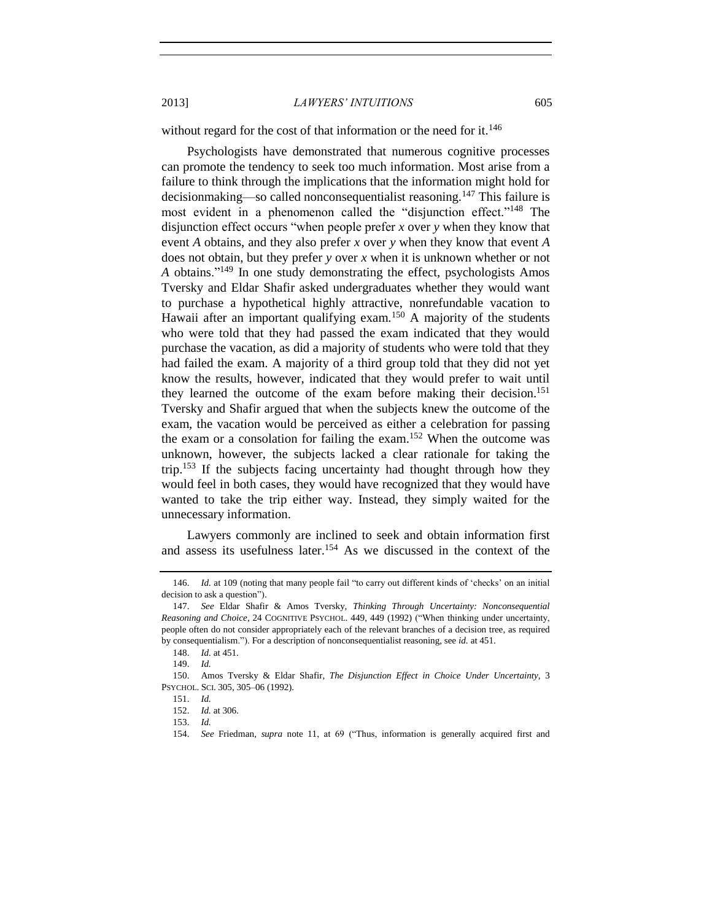without regard for the cost of that information or the need for it.[146]

Psychologists have demonstrated that numerous cognitive processes can promote the tendency to seek too much information. Most arise from a failure to think through the implications that the information might hold for decisionmaking—so called nonconsequentialist reasoning.[147] This failure is most evident in a phenomenon called the "disjunction effect."[148] The disjunction effect occurs "when people prefer *x* over *y* when they know that event *A* obtains, and they also prefer *x* over *y* when they know that event *A* does not obtain, but they prefer *y* over *x* when it is unknown whether or not *A* obtains."[149] In one study demonstrating the effect, psychologists Amos Tversky and Eldar Shafir asked undergraduates whether they would want to purchase a hypothetical highly attractive, nonrefundable vacation to Hawaii after an important qualifying exam.[150] A majority of the students who were told that they had passed the exam indicated that they would purchase the vacation, as did a majority of students who were told that they had failed the exam. A majority of a third group told that they did not yet know the results, however, indicated that they would prefer to wait until they learned the outcome of the exam before making their decision.[151] Tversky and Shafir argued that when the subjects knew the outcome of the exam, the vacation would be perceived as either a celebration for passing the exam or a consolation for failing the exam.[152] When the outcome was unknown, however, the subjects lacked a clear rationale for taking the trip.[153] If the subjects facing uncertainty had thought through how they would feel in both cases, they would have recognized that they would have wanted to take the trip either way. Instead, they simply waited for the unnecessary information.

Lawyers commonly are inclined to seek and obtain information first and assess its usefulness later.[154] As we discussed in the context of the

---

146. *Id.* at 109 (noting that many people fail "to carry out different kinds of 'checks' on an initial decision to ask a question").

147. *See* Eldar Shafir & Amos Tversky, *Thinking Through Uncertainty: Nonconsequential Reasoning and Choice*, 24 COGNITIVE PSYCHOL. 449, 449 (1992) ("When thinking under uncertainty, people often do not consider appropriately each of the relevant branches of a decision tree, as required by consequentialism."). For a description of nonconsequentialist reasoning, see *id.* at 451.

148. *Id.* at 451.

149. *Id.*

150. Amos Tversky & Eldar Shafir, *The Disjunction Effect in Choice Under Uncertainty*, 3 PSYCHOL. SCI. 305, 305–06 (1992).

151. *Id.*

152. *Id.* at 306.

153. *Id.*

154. *See* Friedman, *supra* note 11, at 69 ("Thus, information is generally acquired first and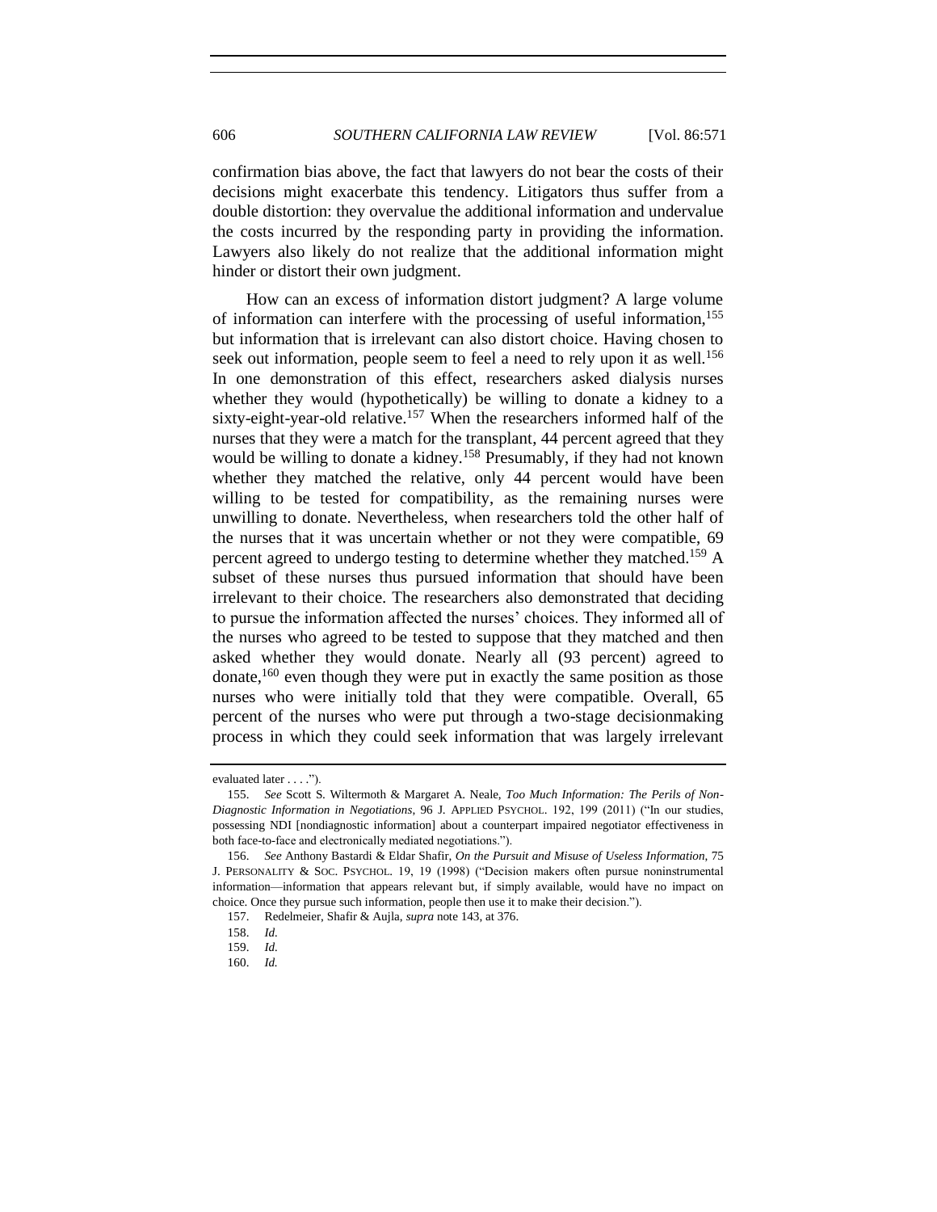confirmation bias above, the fact that lawyers do not bear the costs of their decisions might exacerbate this tendency. Litigators thus suffer from a double distortion: they overvalue the additional information and undervalue the costs incurred by the responding party in providing the information. Lawyers also likely do not realize that the additional information might hinder or distort their own judgment.

How can an excess of information distort judgment? A large volume of information can interfere with the processing of useful information,[155] but information that is irrelevant can also distort choice. Having chosen to seek out information, people seem to feel a need to rely upon it as well.[156] In one demonstration of this effect, researchers asked dialysis nurses whether they would (hypothetically) be willing to donate a kidney to a sixty-eight-year-old relative.[157] When the researchers informed half of the nurses that they were a match for the transplant, 44 percent agreed that they would be willing to donate a kidney.[158] Presumably, if they had not known whether they matched the relative, only 44 percent would have been willing to be tested for compatibility, as the remaining nurses were unwilling to donate. Nevertheless, when researchers told the other half of the nurses that it was uncertain whether or not they were compatible, 69 percent agreed to undergo testing to determine whether they matched.[159] A subset of these nurses thus pursued information that should have been irrelevant to their choice. The researchers also demonstrated that deciding to pursue the information affected the nurses' choices. They informed all of the nurses who agreed to be tested to suppose that they matched and then asked whether they would donate. Nearly all (93 percent) agreed to donate,[160] even though they were put in exactly the same position as those nurses who were initially told that they were compatible. Overall, 65 percent of the nurses who were put through a two-stage decisionmaking process in which they could seek information that was largely irrelevant

---

evaluated later . . . .").

155. *See* Scott S. Wiltermoth & Margaret A. Neale, *Too Much Information: The Perils of Non-Diagnostic Information in Negotiations*, 96 J. APPLIED PSYCHOL. 192, 199 (2011) ("In our studies, possessing NDI [nondiagnostic information] about a counterpart impaired negotiator effectiveness in both face-to-face and electronically mediated negotiations.").

156. *See* Anthony Bastardi & Eldar Shafir, *On the Pursuit and Misuse of Useless Information*, 75 J. PERSONALITY & SOC. PSYCHOL. 19, 19 (1998) ("Decision makers often pursue noninstrumental information—information that appears relevant but, if simply available, would have no impact on choice. Once they pursue such information, people then use it to make their decision.").

157. Redelmeier, Shafir & Aujla, *supra* note 143, at 376.

158. *Id.*

159. *Id.*

160. *Id.*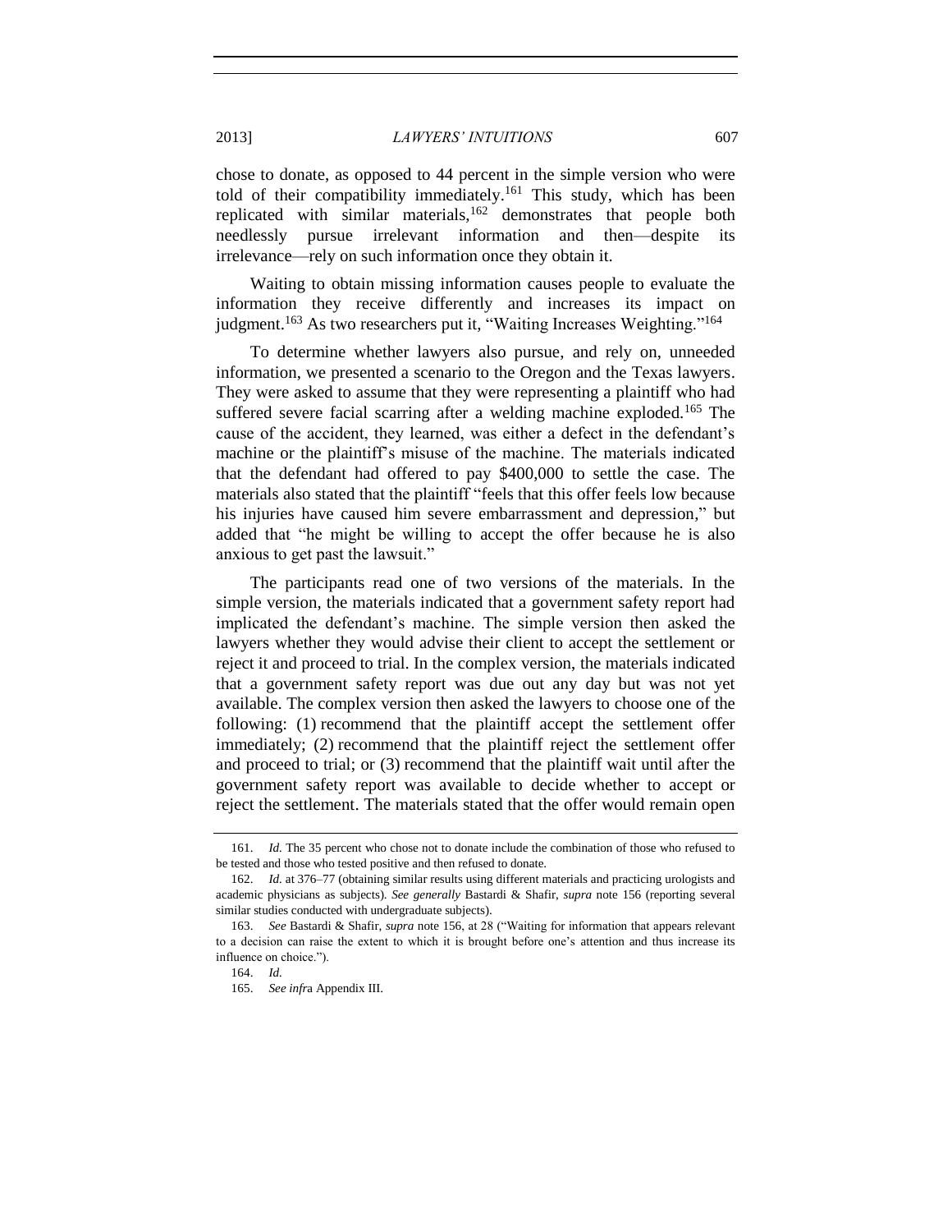chose to donate, as opposed to 44 percent in the simple version who were told of their compatibility immediately.[161] This study, which has been replicated with similar materials,[162] demonstrates that people both needlessly pursue irrelevant information and then—despite its irrelevance—rely on such information once they obtain it.

Waiting to obtain missing information causes people to evaluate the information they receive differently and increases its impact on judgment.[163] As two researchers put it, "Waiting Increases Weighting."[164]

To determine whether lawyers also pursue, and rely on, unneeded information, we presented a scenario to the Oregon and the Texas lawyers. They were asked to assume that they were representing a plaintiff who had suffered severe facial scarring after a welding machine exploded.[165] The cause of the accident, they learned, was either a defect in the defendant's machine or the plaintiff's misuse of the machine. The materials indicated that the defendant had offered to pay $400,000 to settle the case. The materials also stated that the plaintiff "feels that this offer feels low because his injuries have caused him severe embarrassment and depression," but added that "he might be willing to accept the offer because he is also anxious to get past the lawsuit."

The participants read one of two versions of the materials. In the simple version, the materials indicated that a government safety report had implicated the defendant's machine. The simple version then asked the lawyers whether they would advise their client to accept the settlement or reject it and proceed to trial. In the complex version, the materials indicated that a government safety report was due out any day but was not yet available. The complex version then asked the lawyers to choose one of the following: (1) recommend that the plaintiff accept the settlement offer immediately; (2) recommend that the plaintiff reject the settlement offer and proceed to trial; or (3) recommend that the plaintiff wait until after the government safety report was available to decide whether to accept or reject the settlement. The materials stated that the offer would remain open

---

161. *Id.* The 35 percent who chose not to donate include the combination of those who refused to be tested and those who tested positive and then refused to donate.

162. *Id.* at 376–77 (obtaining similar results using different materials and practicing urologists and academic physicians as subjects). *See generally* Bastardi & Shafir, *supra* note 156 (reporting several similar studies conducted with undergraduate subjects).

163. *See* Bastardi & Shafir, *supra* note 156, at 28 ("Waiting for information that appears relevant to a decision can raise the extent to which it is brought before one's attention and thus increase its influence on choice.").

164. *Id.*

165. *See infra* Appendix III.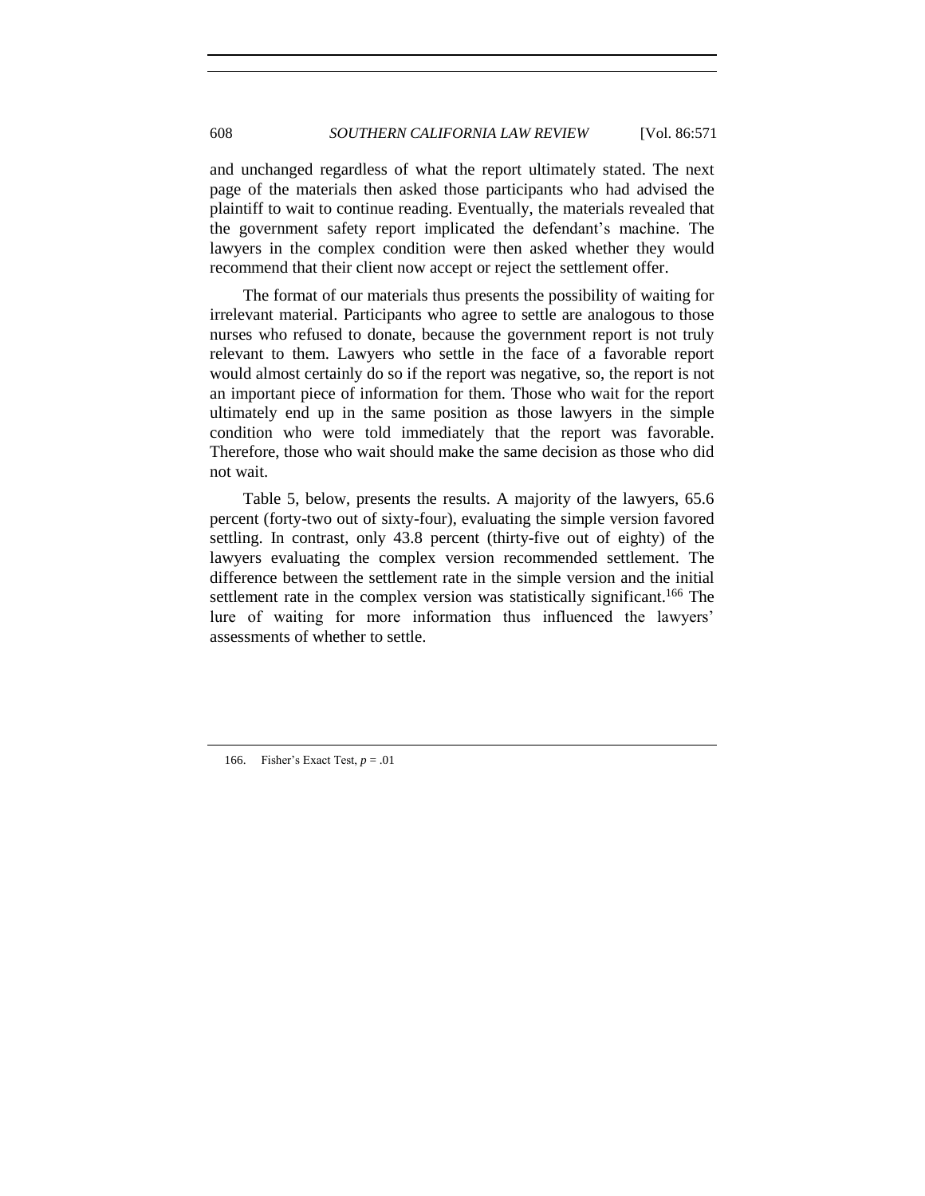and unchanged regardless of what the report ultimately stated. The next page of the materials then asked those participants who had advised the plaintiff to wait to continue reading. Eventually, the materials revealed that the government safety report implicated the defendant's machine. The lawyers in the complex condition were then asked whether they would recommend that their client now accept or reject the settlement offer.

The format of our materials thus presents the possibility of waiting for irrelevant material. Participants who agree to settle are analogous to those nurses who refused to donate, because the government report is not truly relevant to them. Lawyers who settle in the face of a favorable report would almost certainly do so if the report was negative, so, the report is not an important piece of information for them. Those who wait for the report ultimately end up in the same position as those lawyers in the simple condition who were told immediately that the report was favorable. Therefore, those who wait should make the same decision as those who did not wait.

Table 5, below, presents the results. A majority of the lawyers, 65.6 percent (forty-two out of sixty-four), evaluating the simple version favored settling. In contrast, only 43.8 percent (thirty-five out of eighty) of the lawyers evaluating the complex version recommended settlement. The difference between the settlement rate in the simple version and the initial settlement rate in the complex version was statistically significant.[166] The lure of waiting for more information thus influenced the lawyers' assessments of whether to settle.

---

166. Fisher's Exact Test, $p = .01$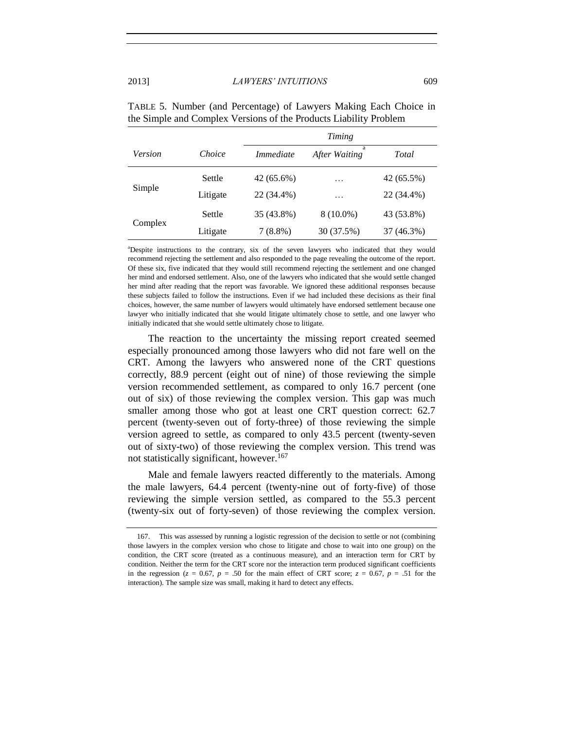TABLE 5. Number (and Percentage) of Lawyers Making Each Choice in the Simple and Complex Versions of the Products Liability Problem

| *Version* | *Choice* | *Timing* | | |
|---|---|---|---|---|
| | | *Immediate* | *After Waiting*[a] | *Total* |
| Simple | Settle | 42 (65.6%) | … | 42 (65.5%) |
| | Litigate | 22 (34.4%) | … | 22 (34.4%) |
| Complex | Settle | 35 (43.8%) | 8 (10.0%) | 43 (53.8%) |
| | Litigate | 7 (8.8%) | 30 (37.5%) | 37 (46.3%) |

[a]Despite instructions to the contrary, six of the seven lawyers who indicated that they would recommend rejecting the settlement and also responded to the page revealing the outcome of the report. Of these six, five indicated that they would still recommend rejecting the settlement and one changed her mind and endorsed settlement. Also, one of the lawyers who indicated that she would settle changed her mind after reading that the report was favorable. We ignored these additional responses because these subjects failed to follow the instructions. Even if we had included these decisions as their final choices, however, the same number of lawyers would ultimately have endorsed settlement because one lawyer who initially indicated that she would litigate ultimately chose to settle, and one lawyer who initially indicated that she would settle ultimately chose to litigate.

The reaction to the uncertainty the missing report created seemed especially pronounced among those lawyers who did not fare well on the CRT. Among the lawyers who answered none of the CRT questions correctly, 88.9 percent (eight out of nine) of those reviewing the simple version recommended settlement, as compared to only 16.7 percent (one out of six) of those reviewing the complex version. This gap was much smaller among those who got at least one CRT question correct: 62.7 percent (twenty-seven out of forty-three) of those reviewing the simple version agreed to settle, as compared to only 43.5 percent (twenty-seven out of sixty-two) of those reviewing the complex version. This trend was not statistically significant, however.[167]

Male and female lawyers reacted differently to the materials. Among the male lawyers, 64.4 percent (twenty-nine out of forty-five) of those reviewing the simple version settled, as compared to the 55.3 percent (twenty-six out of forty-seven) of those reviewing the complex version.

167. This was assessed by running a logistic regression of the decision to settle or not (combining those lawyers in the complex version who chose to litigate and chose to wait into one group) on the condition, the CRT score (treated as a continuous measure), and an interaction term for CRT by condition. Neither the term for the CRT score nor the interaction term produced significant coefficients in the regression ($z = 0.67$, $p = .50$ for the main effect of CRT score; $z = 0.67$, $p = .51$ for the interaction). The sample size was small, making it hard to detect any effects.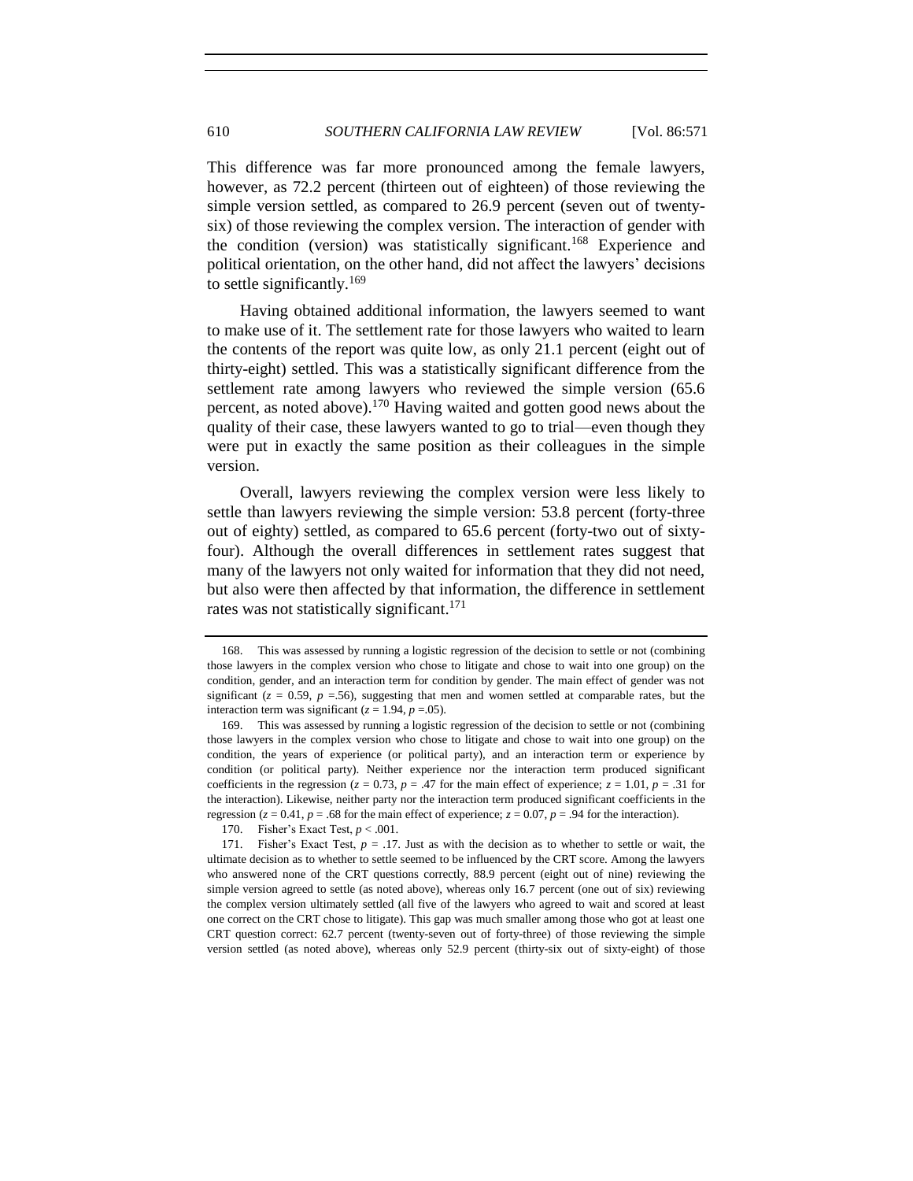This difference was far more pronounced among the female lawyers, however, as 72.2 percent (thirteen out of eighteen) of those reviewing the simple version settled, as compared to 26.9 percent (seven out of twenty-six) of those reviewing the complex version. The interaction of gender with the condition (version) was statistically significant.[168] Experience and political orientation, on the other hand, did not affect the lawyers' decisions to settle significantly.[169]

Having obtained additional information, the lawyers seemed to want to make use of it. The settlement rate for those lawyers who waited to learn the contents of the report was quite low, as only 21.1 percent (eight out of thirty-eight) settled. This was a statistically significant difference from the settlement rate among lawyers who reviewed the simple version (65.6 percent, as noted above).[170] Having waited and gotten good news about the quality of their case, these lawyers wanted to go to trial—even though they were put in exactly the same position as their colleagues in the simple version.

Overall, lawyers reviewing the complex version were less likely to settle than lawyers reviewing the simple version: 53.8 percent (forty-three out of eighty) settled, as compared to 65.6 percent (forty-two out of sixty-four). Although the overall differences in settlement rates suggest that many of the lawyers not only waited for information that they did not need, but also were then affected by that information, the difference in settlement rates was not statistically significant.[171]

---

168. This was assessed by running a logistic regression of the decision to settle or not (combining those lawyers in the complex version who chose to litigate and chose to wait into one group) on the condition, gender, and an interaction term for condition by gender. The main effect of gender was not significant ($z = 0.59$, $p = .56$), suggesting that men and women settled at comparable rates, but the interaction term was significant ($z = 1.94$, $p = .05$).

169. This was assessed by running a logistic regression of the decision to settle or not (combining those lawyers in the complex version who chose to litigate and chose to wait into one group) on the condition, the years of experience (or political party), and an interaction term or experience by condition (or political party). Neither experience nor the interaction term produced significant coefficients in the regression ($z = 0.73$, $p = .47$ for the main effect of experience; $z = 1.01$, $p = .31$ for the interaction). Likewise, neither party nor the interaction term produced significant coefficients in the regression ($z = 0.41$, $p = .68$ for the main effect of experience; $z = 0.07$, $p = .94$ for the interaction).

170. Fisher's Exact Test, $p < .001$.

171. Fisher's Exact Test, $p = .17$. Just as with the decision as to whether to settle or wait, the ultimate decision as to whether to settle seemed to be influenced by the CRT score. Among the lawyers who answered none of the CRT questions correctly, 88.9 percent (eight out of nine) reviewing the simple version agreed to settle (as noted above), whereas only 16.7 percent (one out of six) reviewing the complex version ultimately settled (all five of the lawyers who agreed to wait and scored at least one correct on the CRT chose to litigate). This gap was much smaller among those who got at least one CRT question correct: 62.7 percent (twenty-seven out of forty-three) of those reviewing the simple version settled (as noted above), whereas only 52.9 percent (thirty-six out of sixty-eight) of those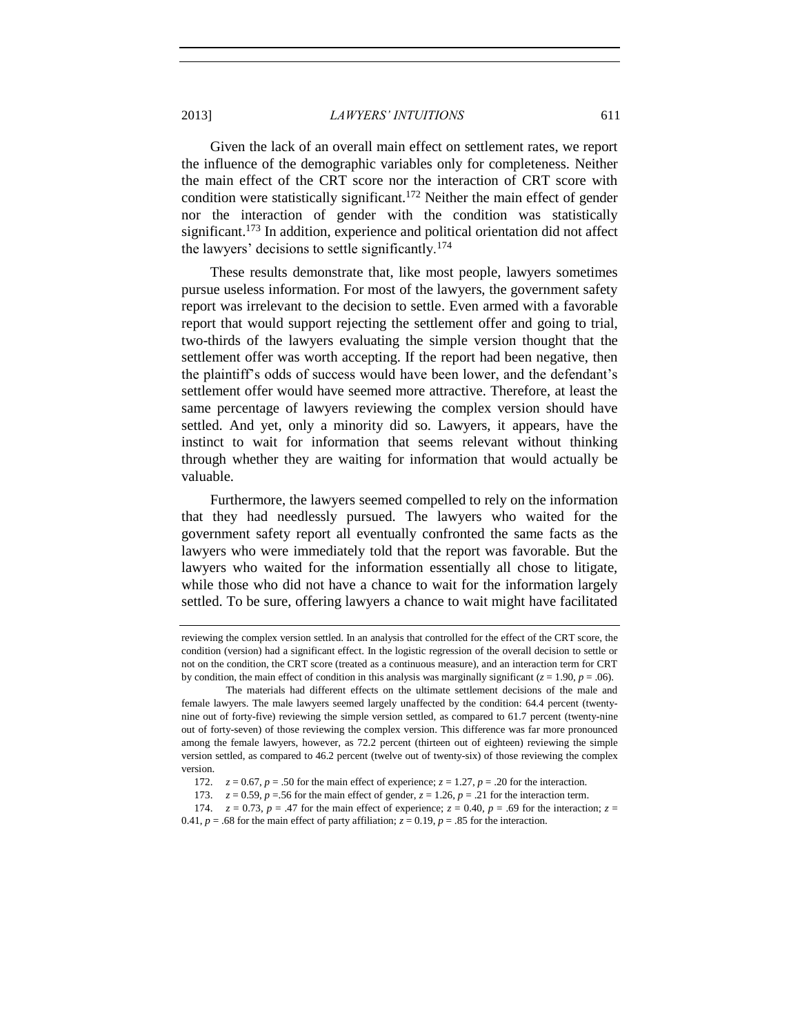Given the lack of an overall main effect on settlement rates, we report the influence of the demographic variables only for completeness. Neither the main effect of the CRT score nor the interaction of CRT score with condition were statistically significant.[172] Neither the main effect of gender nor the interaction of gender with the condition was statistically significant.[173] In addition, experience and political orientation did not affect the lawyers' decisions to settle significantly.[174]

These results demonstrate that, like most people, lawyers sometimes pursue useless information. For most of the lawyers, the government safety report was irrelevant to the decision to settle. Even armed with a favorable report that would support rejecting the settlement offer and going to trial, two-thirds of the lawyers evaluating the simple version thought that the settlement offer was worth accepting. If the report had been negative, then the plaintiff's odds of success would have been lower, and the defendant's settlement offer would have seemed more attractive. Therefore, at least the same percentage of lawyers reviewing the complex version should have settled. And yet, only a minority did so. Lawyers, it appears, have the instinct to wait for information that seems relevant without thinking through whether they are waiting for information that would actually be valuable.

Furthermore, the lawyers seemed compelled to rely on the information that they had needlessly pursued. The lawyers who waited for the government safety report all eventually confronted the same facts as the lawyers who were immediately told that the report was favorable. But the lawyers who waited for the information essentially all chose to litigate, while those who did not have a chance to wait for the information largely settled. To be sure, offering lawyers a chance to wait might have facilitated

---

reviewing the complex version settled. In an analysis that controlled for the effect of the CRT score, the condition (version) had a significant effect. In the logistic regression of the overall decision to settle or not on the condition, the CRT score (treated as a continuous measure), and an interaction term for CRT by condition, the main effect of condition in this analysis was marginally significant ($z = 1.90$, $p = .06$).

The materials had different effects on the ultimate settlement decisions of the male and female lawyers. The male lawyers seemed largely unaffected by the condition: 64.4 percent (twenty-nine out of forty-five) reviewing the simple version settled, as compared to 61.7 percent (twenty-nine out of forty-seven) of those reviewing the complex version. This difference was far more pronounced among the female lawyers, however, as 72.2 percent (thirteen out of eighteen) reviewing the simple version settled, as compared to 46.2 percent (twelve out of twenty-six) of those reviewing the complex version.

172. $z = 0.67$, $p = .50$ for the main effect of experience; $z = 1.27$, $p = .20$ for the interaction.

173. $z = 0.59$, $p = .56$ for the main effect of gender, $z = 1.26$, $p = .21$ for the interaction term.

174. $z = 0.73$, $p = .47$ for the main effect of experience; $z = 0.40$, $p = .69$ for the interaction; $z = 0.41$, $p = .68$ for the main effect of party affiliation; $z = 0.19$, $p = .85$ for the interaction.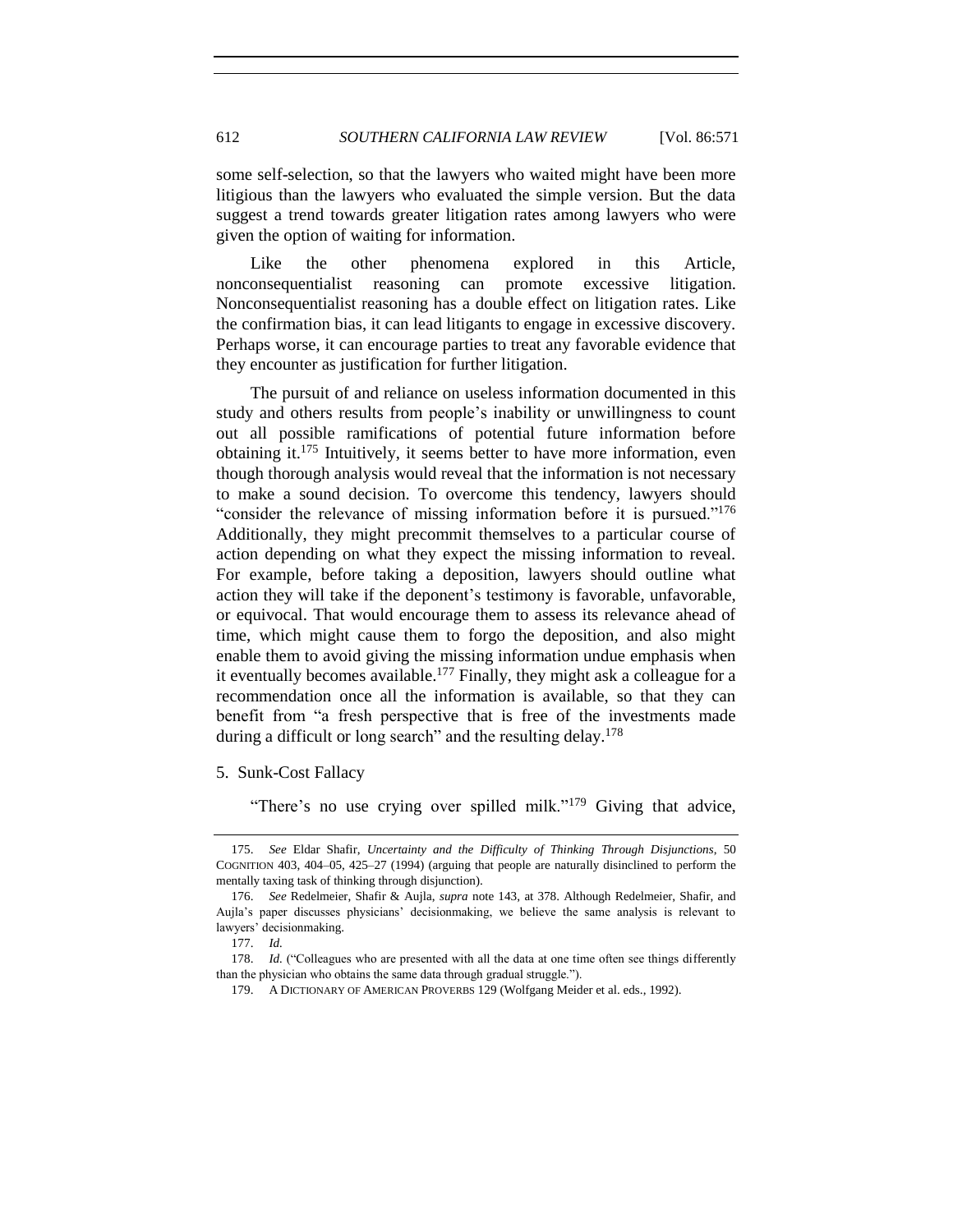some self-selection, so that the lawyers who waited might have been more litigious than the lawyers who evaluated the simple version. But the data suggest a trend towards greater litigation rates among lawyers who were given the option of waiting for information.

Like the other phenomena explored in this Article, nonconsequentialist reasoning can promote excessive litigation. Nonconsequentialist reasoning has a double effect on litigation rates. Like the confirmation bias, it can lead litigants to engage in excessive discovery. Perhaps worse, it can encourage parties to treat any favorable evidence that they encounter as justification for further litigation.

The pursuit of and reliance on useless information documented in this study and others results from people's inability or unwillingness to count out all possible ramifications of potential future information before obtaining it.[175] Intuitively, it seems better to have more information, even though thorough analysis would reveal that the information is not necessary to make a sound decision. To overcome this tendency, lawyers should "consider the relevance of missing information before it is pursued."[176] Additionally, they might precommit themselves to a particular course of action depending on what they expect the missing information to reveal. For example, before taking a deposition, lawyers should outline what action they will take if the deponent's testimony is favorable, unfavorable, or equivocal. That would encourage them to assess its relevance ahead of time, which might cause them to forgo the deposition, and also might enable them to avoid giving the missing information undue emphasis when it eventually becomes available.[177] Finally, they might ask a colleague for a recommendation once all the information is available, so that they can benefit from "a fresh perspective that is free of the investments made during a difficult or long search" and the resulting delay.[178]

5. Sunk-Cost Fallacy

"There's no use crying over spilled milk."[179] Giving that advice,

---

175. *See* Eldar Shafir, *Uncertainty and the Difficulty of Thinking Through Disjunctions*, 50 COGNITION 403, 404–05, 425–27 (1994) (arguing that people are naturally disinclined to perform the mentally taxing task of thinking through disjunction).

176. *See* Redelmeier, Shafir & Aujla, *supra* note 143, at 378. Although Redelmeier, Shafir, and Aujla's paper discusses physicians' decisionmaking, we believe the same analysis is relevant to lawyers' decisionmaking.

177. *Id.*

178. *Id.* ("Colleagues who are presented with all the data at one time often see things differently than the physician who obtains the same data through gradual struggle.").

179. A DICTIONARY OF AMERICAN PROVERBS 129 (Wolfgang Meider et al. eds., 1992).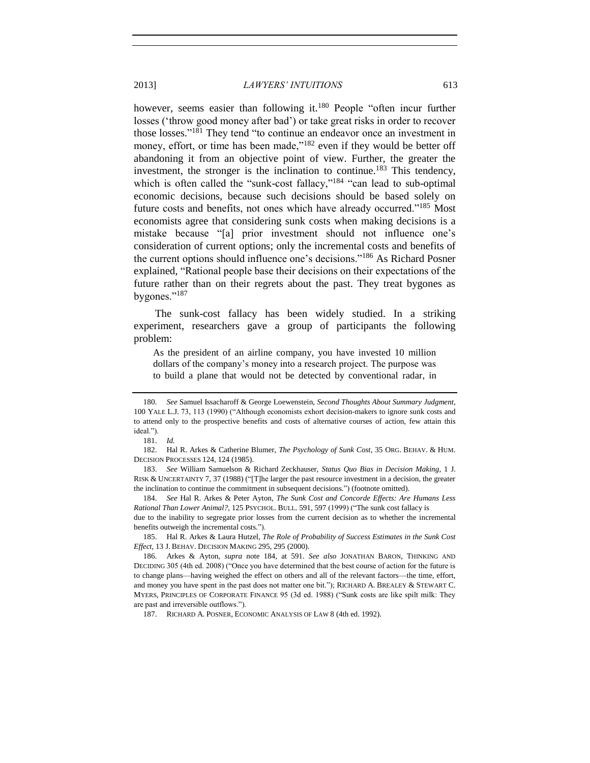however, seems easier than following it.[180] People "often incur further losses ('throw good money after bad') or take great risks in order to recover those losses."[181] They tend "to continue an endeavor once an investment in money, effort, or time has been made,"[182] even if they would be better off abandoning it from an objective point of view. Further, the greater the investment, the stronger is the inclination to continue.[183] This tendency, which is often called the "sunk-cost fallacy,"[184] "can lead to sub-optimal economic decisions, because such decisions should be based solely on future costs and benefits, not ones which have already occurred."[185] Most economists agree that considering sunk costs when making decisions is a mistake because "[a] prior investment should not influence one's consideration of current options; only the incremental costs and benefits of the current options should influence one's decisions."[186] As Richard Posner explained, "Rational people base their decisions on their expectations of the future rather than on their regrets about the past. They treat bygones as bygones."[187]

The sunk-cost fallacy has been widely studied. In a striking experiment, researchers gave a group of participants the following problem:

> As the president of an airline company, you have invested 10 million dollars of the company's money into a research project. The purpose was to build a plane that would not be detected by conventional radar, in

---

180. *See* Samuel Issacharoff & George Loewenstein, *Second Thoughts About Summary Judgment*, 100 YALE L.J. 73, 113 (1990) ("Although economists exhort decision-makers to ignore sunk costs and to attend only to the prospective benefits and costs of alternative courses of action, few attain this ideal.").

181. *Id.*

182. Hal R. Arkes & Catherine Blumer, *The Psychology of Sunk Cost*, 35 ORG. BEHAV. & HUM. DECISION PROCESSES 124, 124 (1985).

183. *See* William Samuelson & Richard Zeckhauser, *Status Quo Bias in Decision Making*, 1 J. RISK & UNCERTAINTY 7, 37 (1988) ("[T]he larger the past resource investment in a decision, the greater the inclination to continue the commitment in subsequent decisions.") (footnote omitted).

184. *See* Hal R. Arkes & Peter Ayton, *The Sunk Cost and Concorde Effects: Are Humans Less Rational Than Lower Animal?*, 125 PSYCHOL. BULL. 591, 597 (1999) ("The sunk cost fallacy is due to the inability to segregate prior losses from the current decision as to whether the incremental benefits outweigh the incremental costs.").

185. Hal R. Arkes & Laura Hutzel, *The Role of Probability of Success Estimates in the Sunk Cost Effect*, 13 J. BEHAV. DECISION MAKING 295, 295 (2000).

186. Arkes & Ayton, *supra* note 184, at 591. *See also* JONATHAN BARON, THINKING AND DECIDING 305 (4th ed. 2008) ("Once you have determined that the best course of action for the future is to change plans—having weighed the effect on others and all of the relevant factors—the time, effort, and money you have spent in the past does not matter one bit."); RICHARD A. BREALEY & STEWART C. MYERS, PRINCIPLES OF CORPORATE FINANCE 95 (3d ed. 1988) ("Sunk costs are like spilt milk: They are past and irreversible outflows.").

187. RICHARD A. POSNER, ECONOMIC ANALYSIS OF LAW 8 (4th ed. 1992).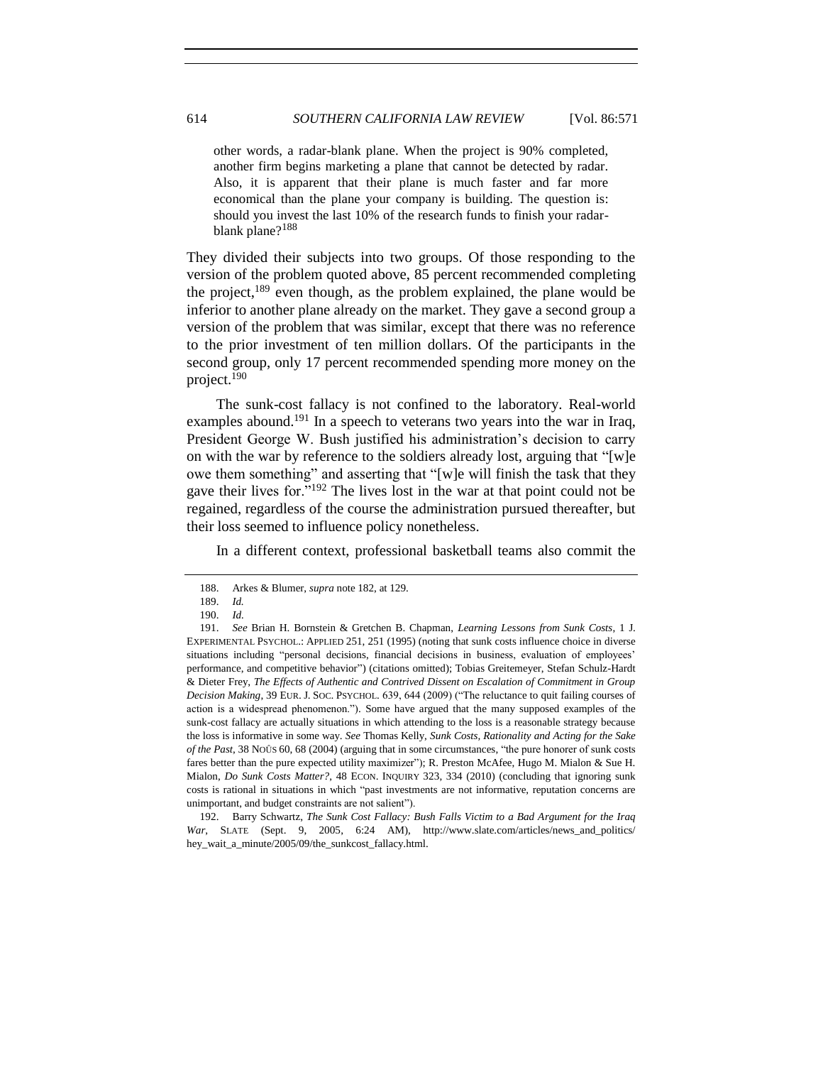> other words, a radar-blank plane. When the project is 90% completed, another firm begins marketing a plane that cannot be detected by radar. Also, it is apparent that their plane is much faster and far more economical than the plane your company is building. The question is: should you invest the last 10% of the research funds to finish your radar-blank plane?[188]

They divided their subjects into two groups. Of those responding to the version of the problem quoted above, 85 percent recommended completing the project,[189] even though, as the problem explained, the plane would be inferior to another plane already on the market. They gave a second group a version of the problem that was similar, except that there was no reference to the prior investment of ten million dollars. Of the participants in the second group, only 17 percent recommended spending more money on the project.[190]

The sunk-cost fallacy is not confined to the laboratory. Real-world examples abound.[191] In a speech to veterans two years into the war in Iraq, President George W. Bush justified his administration's decision to carry on with the war by reference to the soldiers already lost, arguing that "[w]e owe them something" and asserting that "[w]e will finish the task that they gave their lives for."[192] The lives lost in the war at that point could not be regained, regardless of the course the administration pursued thereafter, but their loss seemed to influence policy nonetheless.

In a different context, professional basketball teams also commit the

---

188. Arkes & Blumer, *supra* note 182, at 129.

189. *Id.*

190. *Id.*

191. *See* Brian H. Bornstein & Gretchen B. Chapman, *Learning Lessons from Sunk Costs*, 1 J. EXPERIMENTAL PSYCHOL.: APPLIED 251, 251 (1995) (noting that sunk costs influence choice in diverse situations including "personal decisions, financial decisions in business, evaluation of employees' performance, and competitive behavior") (citations omitted); Tobias Greitemeyer, Stefan Schulz-Hardt & Dieter Frey, *The Effects of Authentic and Contrived Dissent on Escalation of Commitment in Group Decision Making*, 39 EUR. J. SOC. PSYCHOL. 639, 644 (2009) ("The reluctance to quit failing courses of action is a widespread phenomenon."). Some have argued that the many supposed examples of the sunk-cost fallacy are actually situations in which attending to the loss is a reasonable strategy because the loss is informative in some way. *See* Thomas Kelly, *Sunk Costs, Rationality and Acting for the Sake of the Past*, 38 NOÛS 60, 68 (2004) (arguing that in some circumstances, "the pure honorer of sunk costs fares better than the pure expected utility maximizer"); R. Preston McAfee, Hugo M. Mialon & Sue H. Mialon, *Do Sunk Costs Matter?*, 48 ECON. INQUIRY 323, 334 (2010) (concluding that ignoring sunk costs is rational in situations in which "past investments are not informative, reputation concerns are unimportant, and budget constraints are not salient").

192. Barry Schwartz, *The Sunk Cost Fallacy: Bush Falls Victim to a Bad Argument for the Iraq War*, SLATE (Sept. 9, 2005, 6:24 AM), http://www.slate.com/articles/news_and_politics/hey_wait_a_minute/2005/09/the_sunkcost_fallacy.html.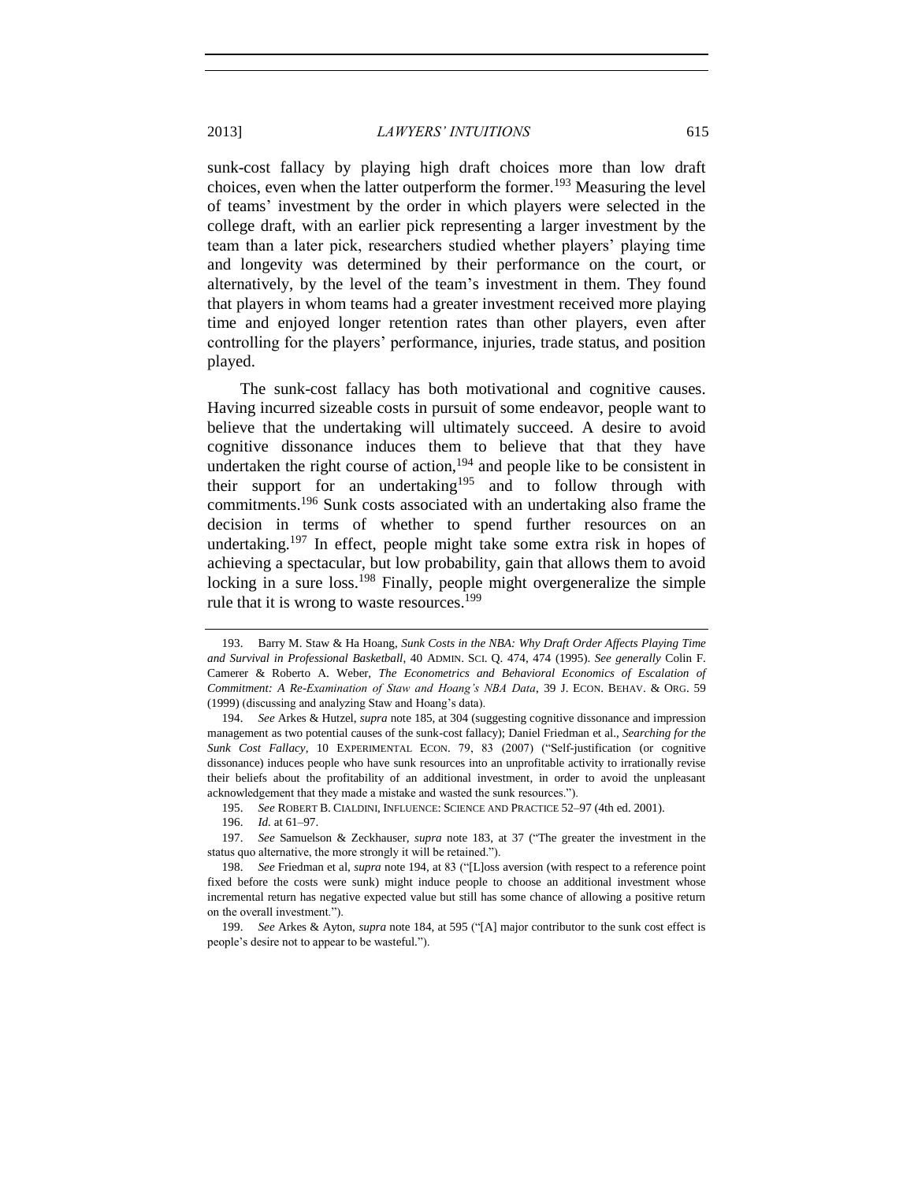sunk-cost fallacy by playing high draft choices more than low draft choices, even when the latter outperform the former.[193] Measuring the level of teams' investment by the order in which players were selected in the college draft, with an earlier pick representing a larger investment by the team than a later pick, researchers studied whether players' playing time and longevity was determined by their performance on the court, or alternatively, by the level of the team's investment in them. They found that players in whom teams had a greater investment received more playing time and enjoyed longer retention rates than other players, even after controlling for the players' performance, injuries, trade status, and position played.

The sunk-cost fallacy has both motivational and cognitive causes. Having incurred sizeable costs in pursuit of some endeavor, people want to believe that the undertaking will ultimately succeed. A desire to avoid cognitive dissonance induces them to believe that that they have undertaken the right course of action,[194] and people like to be consistent in their support for an undertaking[195] and to follow through with commitments.[196] Sunk costs associated with an undertaking also frame the decision in terms of whether to spend further resources on an undertaking.[197] In effect, people might take some extra risk in hopes of achieving a spectacular, but low probability, gain that allows them to avoid locking in a sure loss.[198] Finally, people might overgeneralize the simple rule that it is wrong to waste resources.[199]

---

193. Barry M. Staw & Ha Hoang, *Sunk Costs in the NBA: Why Draft Order Affects Playing Time and Survival in Professional Basketball*, 40 ADMIN. SCI. Q. 474, 474 (1995). *See generally* Colin F. Camerer & Roberto A. Weber, *The Econometrics and Behavioral Economics of Escalation of Commitment: A Re-Examination of Staw and Hoang's NBA Data*, 39 J. ECON. BEHAV. & ORG. 59 (1999) (discussing and analyzing Staw and Hoang's data).

194. *See* Arkes & Hutzel, *supra* note 185, at 304 (suggesting cognitive dissonance and impression management as two potential causes of the sunk-cost fallacy); Daniel Friedman et al., *Searching for the Sunk Cost Fallacy*, 10 EXPERIMENTAL ECON. 79, 83 (2007) ("Self-justification (or cognitive dissonance) induces people who have sunk resources into an unprofitable activity to irrationally revise their beliefs about the profitability of an additional investment, in order to avoid the unpleasant acknowledgement that they made a mistake and wasted the sunk resources.").

195. *See* ROBERT B. CIALDINI, INFLUENCE: SCIENCE AND PRACTICE 52–97 (4th ed. 2001).

196. *Id.* at 61–97.

197. *See* Samuelson & Zeckhauser, *supra* note 183, at 37 ("The greater the investment in the status quo alternative, the more strongly it will be retained.").

198. *See* Friedman et al, *supra* note 194, at 83 ("[L]oss aversion (with respect to a reference point fixed before the costs were sunk) might induce people to choose an additional investment whose incremental return has negative expected value but still has some chance of allowing a positive return on the overall investment.").

199. *See* Arkes & Ayton, *supra* note 184, at 595 ("[A] major contributor to the sunk cost effect is people's desire not to appear to be wasteful.").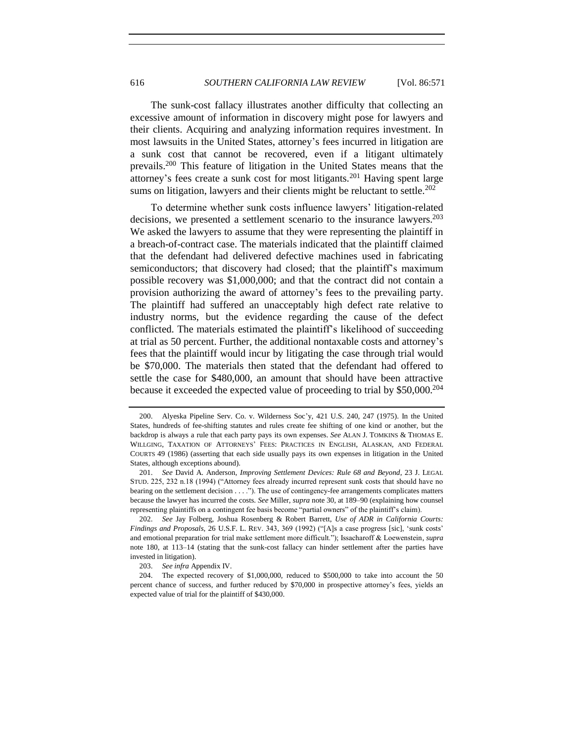The sunk-cost fallacy illustrates another difficulty that collecting an excessive amount of information in discovery might pose for lawyers and their clients. Acquiring and analyzing information requires investment. In most lawsuits in the United States, attorney's fees incurred in litigation are a sunk cost that cannot be recovered, even if a litigant ultimately prevails.[200] This feature of litigation in the United States means that the attorney's fees create a sunk cost for most litigants.[201] Having spent large sums on litigation, lawyers and their clients might be reluctant to settle.[202]

To determine whether sunk costs influence lawyers' litigation-related decisions, we presented a settlement scenario to the insurance lawyers.[203] We asked the lawyers to assume that they were representing the plaintiff in a breach-of-contract case. The materials indicated that the plaintiff claimed that the defendant had delivered defective machines used in fabricating semiconductors; that discovery had closed; that the plaintiff's maximum possible recovery was $1,000,000; and that the contract did not contain a provision authorizing the award of attorney's fees to the prevailing party. The plaintiff had suffered an unacceptably high defect rate relative to industry norms, but the evidence regarding the cause of the defect conflicted. The materials estimated the plaintiff's likelihood of succeeding at trial as 50 percent. Further, the additional nontaxable costs and attorney's fees that the plaintiff would incur by litigating the case through trial would be $70,000. The materials then stated that the defendant had offered to settle the case for $480,000, an amount that should have been attractive because it exceeded the expected value of proceeding to trial by $50,000.[204]

---

200. Alyeska Pipeline Serv. Co. v. Wilderness Soc'y, 421 U.S. 240, 247 (1975). In the United States, hundreds of fee-shifting statutes and rules create fee shifting of one kind or another, but the backdrop is always a rule that each party pays its own expenses. *See* ALAN J. TOMKINS & THOMAS E. WILLGING, TAXATION OF ATTORNEYS' FEES: PRACTICES IN ENGLISH, ALASKAN, AND FEDERAL COURTS 49 (1986) (asserting that each side usually pays its own expenses in litigation in the United States, although exceptions abound).

201. *See* David A. Anderson, *Improving Settlement Devices: Rule 68 and Beyond*, 23 J. LEGAL STUD. 225, 232 n.18 (1994) ("Attorney fees already incurred represent sunk costs that should have no bearing on the settlement decision . . . ."). The use of contingency-fee arrangements complicates matters because the lawyer has incurred the costs. *See* Miller, *supra* note 30, at 189–90 (explaining how counsel representing plaintiffs on a contingent fee basis become "partial owners" of the plaintiff's claim).

202. *See* Jay Folberg, Joshua Rosenberg & Robert Barrett, *Use of ADR in California Courts: Findings and Proposals*, 26 U.S.F. L. REV. 343, 369 (1992) ("[A]s a case progress [sic], 'sunk costs' and emotional preparation for trial make settlement more difficult."); Issacharoff & Loewenstein, *supra* note 180, at 113–14 (stating that the sunk-cost fallacy can hinder settlement after the parties have invested in litigation).

203. *See infra* Appendix IV.

204. The expected recovery of $1,000,000, reduced to $500,000 to take into account the 50 percent chance of success, and further reduced by $70,000 in prospective attorney's fees, yields an expected value of trial for the plaintiff of $430,000.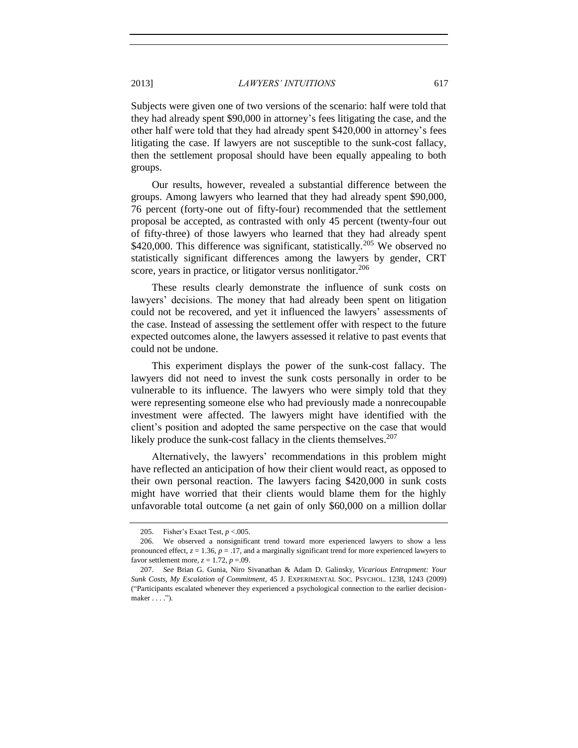Subjects were given one of two versions of the scenario: half were told that they had already spent \$90,000 in attorney's fees litigating the case, and the other half were told that they had already spent \$420,000 in attorney's fees litigating the case. If lawyers are not susceptible to the sunk-cost fallacy, then the settlement proposal should have been equally appealing to both groups.

Our results, however, revealed a substantial difference between the groups. Among lawyers who learned that they had already spent \$90,000, 76 percent (forty-one out of fifty-four) recommended that the settlement proposal be accepted, as contrasted with only 45 percent (twenty-four out of fifty-three) of those lawyers who learned that they had already spent \$420,000. This difference was significant, statistically.[205] We observed no statistically significant differences among the lawyers by gender, CRT score, years in practice, or litigator versus nonlitigator.[206]

These results clearly demonstrate the influence of sunk costs on lawyers' decisions. The money that had already been spent on litigation could not be recovered, and yet it influenced the lawyers' assessments of the case. Instead of assessing the settlement offer with respect to the future expected outcomes alone, the lawyers assessed it relative to past events that could not be undone.

This experiment displays the power of the sunk-cost fallacy. The lawyers did not need to invest the sunk costs personally in order to be vulnerable to its influence. The lawyers who were simply told that they were representing someone else who had previously made a nonrecoupable investment were affected. The lawyers might have identified with the client's position and adopted the same perspective on the case that would likely produce the sunk-cost fallacy in the clients themselves.[207]

Alternatively, the lawyers' recommendations in this problem might have reflected an anticipation of how their client would react, as opposed to their own personal reaction. The lawyers facing \$420,000 in sunk costs might have worried that their clients would blame them for the highly unfavorable total outcome (a net gain of only \$60,000 on a million dollar

---

205. Fisher's Exact Test, $p < .005$.

206. We observed a nonsignificant trend toward more experienced lawyers to show a less pronounced effect, $z = 1.36$, $p = .17$, and a marginally significant trend for more experienced lawyers to favor settlement more, $z = 1.72$, $p = .09$.

207. *See* Brian G. Gunia, Niro Sivanathan & Adam D. Galinsky, *Vicarious Entrapment: Your Sunk Costs, My Escalation of Commitment*, 45 J. EXPERIMENTAL SOC. PSYCHOL. 1238, 1243 (2009) ("Participants escalated whenever they experienced a psychological connection to the earlier decision-maker . . . .").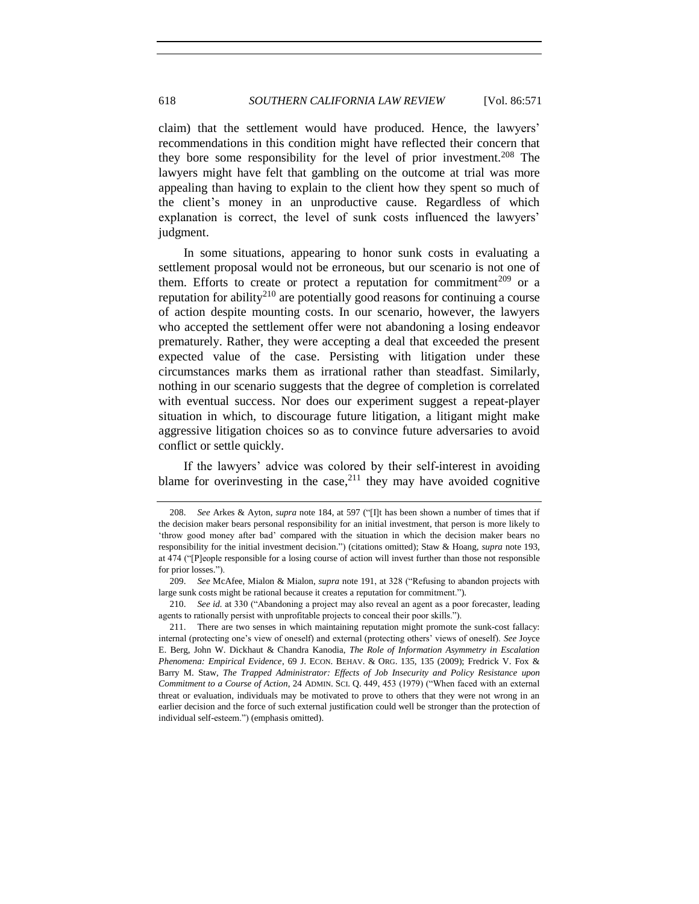claim) that the settlement would have produced. Hence, the lawyers' recommendations in this condition might have reflected their concern that they bore some responsibility for the level of prior investment.[208] The lawyers might have felt that gambling on the outcome at trial was more appealing than having to explain to the client how they spent so much of the client's money in an unproductive cause. Regardless of which explanation is correct, the level of sunk costs influenced the lawyers' judgment.

In some situations, appearing to honor sunk costs in evaluating a settlement proposal would not be erroneous, but our scenario is not one of them. Efforts to create or protect a reputation for commitment[209] or a reputation for ability[210] are potentially good reasons for continuing a course of action despite mounting costs. In our scenario, however, the lawyers who accepted the settlement offer were not abandoning a losing endeavor prematurely. Rather, they were accepting a deal that exceeded the present expected value of the case. Persisting with litigation under these circumstances marks them as irrational rather than steadfast. Similarly, nothing in our scenario suggests that the degree of completion is correlated with eventual success. Nor does our experiment suggest a repeat-player situation in which, to discourage future litigation, a litigant might make aggressive litigation choices so as to convince future adversaries to avoid conflict or settle quickly.

If the lawyers' advice was colored by their self-interest in avoiding blame for overinvesting in the case,[211] they may have avoided cognitive

---

208. *See* Arkes & Ayton, *supra* note 184, at 597 ("[I]t has been shown a number of times that if the decision maker bears personal responsibility for an initial investment, that person is more likely to 'throw good money after bad' compared with the situation in which the decision maker bears no responsibility for the initial investment decision.") (citations omitted); Staw & Hoang, *supra* note 193, at 474 ("[P]eople responsible for a losing course of action will invest further than those not responsible for prior losses.").

209. *See* McAfee, Mialon & Mialon, *supra* note 191, at 328 ("Refusing to abandon projects with large sunk costs might be rational because it creates a reputation for commitment.").

210. *See id.* at 330 ("Abandoning a project may also reveal an agent as a poor forecaster, leading agents to rationally persist with unprofitable projects to conceal their poor skills.").

211. There are two senses in which maintaining reputation might promote the sunk-cost fallacy: internal (protecting one's view of oneself) and external (protecting others' views of oneself). *See* Joyce E. Berg, John W. Dickhaut & Chandra Kanodia, *The Role of Information Asymmetry in Escalation Phenomena: Empirical Evidence*, 69 J. ECON. BEHAV. & ORG. 135, 135 (2009); Fredrick V. Fox & Barry M. Staw, *The Trapped Administrator: Effects of Job Insecurity and Policy Resistance upon Commitment to a Course of Action*, 24 ADMIN. SCI. Q. 449, 453 (1979) ("When faced with an external threat or evaluation, individuals may be motivated to prove to others that they were not wrong in an earlier decision and the force of such external justification could well be stronger than the protection of individual self-esteem.") (emphasis omitted).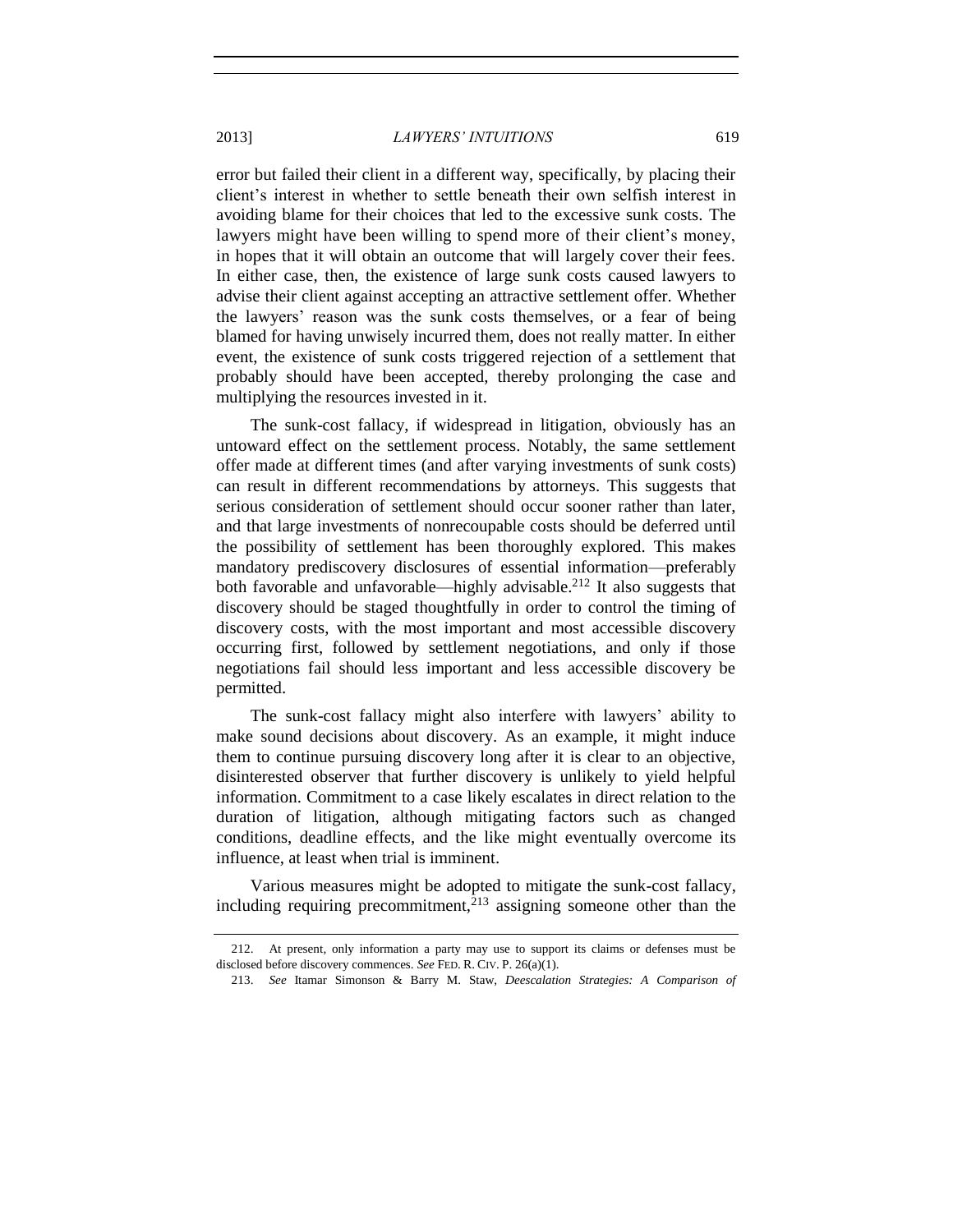error but failed their client in a different way, specifically, by placing their client's interest in whether to settle beneath their own selfish interest in avoiding blame for their choices that led to the excessive sunk costs. The lawyers might have been willing to spend more of their client's money, in hopes that it will obtain an outcome that will largely cover their fees. In either case, then, the existence of large sunk costs caused lawyers to advise their client against accepting an attractive settlement offer. Whether the lawyers' reason was the sunk costs themselves, or a fear of being blamed for having unwisely incurred them, does not really matter. In either event, the existence of sunk costs triggered rejection of a settlement that probably should have been accepted, thereby prolonging the case and multiplying the resources invested in it.

The sunk-cost fallacy, if widespread in litigation, obviously has an untoward effect on the settlement process. Notably, the same settlement offer made at different times (and after varying investments of sunk costs) can result in different recommendations by attorneys. This suggests that serious consideration of settlement should occur sooner rather than later, and that large investments of nonrecoupable costs should be deferred until the possibility of settlement has been thoroughly explored. This makes mandatory prediscovery disclosures of essential information—preferably both favorable and unfavorable—highly advisable.[212] It also suggests that discovery should be staged thoughtfully in order to control the timing of discovery costs, with the most important and most accessible discovery occurring first, followed by settlement negotiations, and only if those negotiations fail should less important and less accessible discovery be permitted.

The sunk-cost fallacy might also interfere with lawyers' ability to make sound decisions about discovery. As an example, it might induce them to continue pursuing discovery long after it is clear to an objective, disinterested observer that further discovery is unlikely to yield helpful information. Commitment to a case likely escalates in direct relation to the duration of litigation, although mitigating factors such as changed conditions, deadline effects, and the like might eventually overcome its influence, at least when trial is imminent.

Various measures might be adopted to mitigate the sunk-cost fallacy, including requiring precommitment,[213] assigning someone other than the

---

212. At present, only information a party may use to support its claims or defenses must be disclosed before discovery commences. *See* FED. R. CIV. P. 26(a)(1).

213. *See* Itamar Simonson & Barry M. Staw, *Deescalation Strategies: A Comparison of*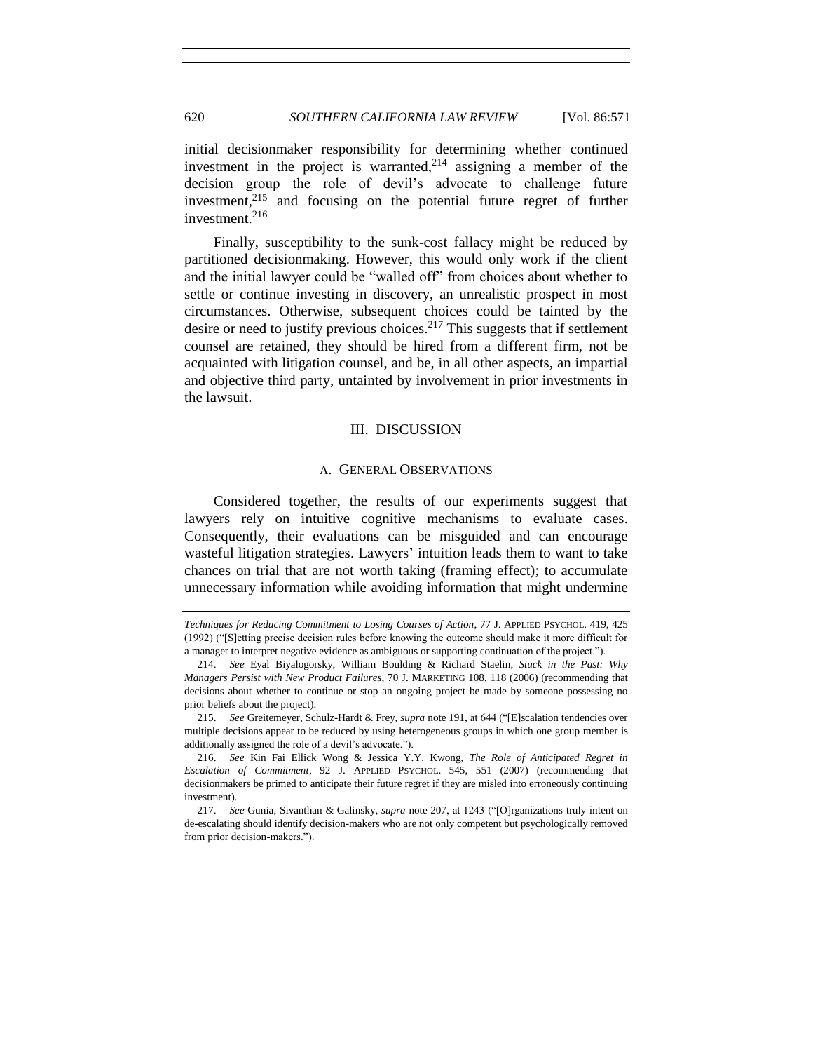initial decisionmaker responsibility for determining whether continued investment in the project is warranted,[214] assigning a member of the decision group the role of devil's advocate to challenge future investment,[215] and focusing on the potential future regret of further investment.[216]

Finally, susceptibility to the sunk-cost fallacy might be reduced by partitioned decisionmaking. However, this would only work if the client and the initial lawyer could be "walled off" from choices about whether to settle or continue investing in discovery, an unrealistic prospect in most circumstances. Otherwise, subsequent choices could be tainted by the desire or need to justify previous choices.[217] This suggests that if settlement counsel are retained, they should be hired from a different firm, not be acquainted with litigation counsel, and be, in all other aspects, an impartial and objective third party, untainted by involvement in prior investments in the lawsuit.

## III. DISCUSSION

### A. GENERAL OBSERVATIONS

Considered together, the results of our experiments suggest that lawyers rely on intuitive cognitive mechanisms to evaluate cases. Consequently, their evaluations can be misguided and can encourage wasteful litigation strategies. Lawyers' intuition leads them to want to take chances on trial that are not worth taking (framing effect); to accumulate unnecessary information while avoiding information that might undermine

---

*Techniques for Reducing Commitment to Losing Courses of Action*, 77 J. APPLIED PSYCHOL. 419, 425 (1992) ("[S]etting precise decision rules before knowing the outcome should make it more difficult for a manager to interpret negative evidence as ambiguous or supporting continuation of the project.").

214. *See* Eyal Biyalogorsky, William Boulding & Richard Staelin, *Stuck in the Past: Why Managers Persist with New Product Failures*, 70 J. MARKETING 108, 118 (2006) (recommending that decisions about whether to continue or stop an ongoing project be made by someone possessing no prior beliefs about the project).

215. *See* Greitemeyer, Schulz-Hardt & Frey, *supra* note 191, at 644 ("[E]scalation tendencies over multiple decisions appear to be reduced by using heterogeneous groups in which one group member is additionally assigned the role of a devil's advocate.").

216. *See* Kin Fai Ellick Wong & Jessica Y.Y. Kwong, *The Role of Anticipated Regret in Escalation of Commitment*, 92 J. APPLIED PSYCHOL. 545, 551 (2007) (recommending that decisionmakers be primed to anticipate their future regret if they are misled into erroneously continuing investment).

217. *See* Gunia, Sivanthan & Galinsky, *supra* note 207, at 1243 ("[O]rganizations truly intent on de-escalating should identify decision-makers who are not only competent but psychologically removed from prior decision-makers.").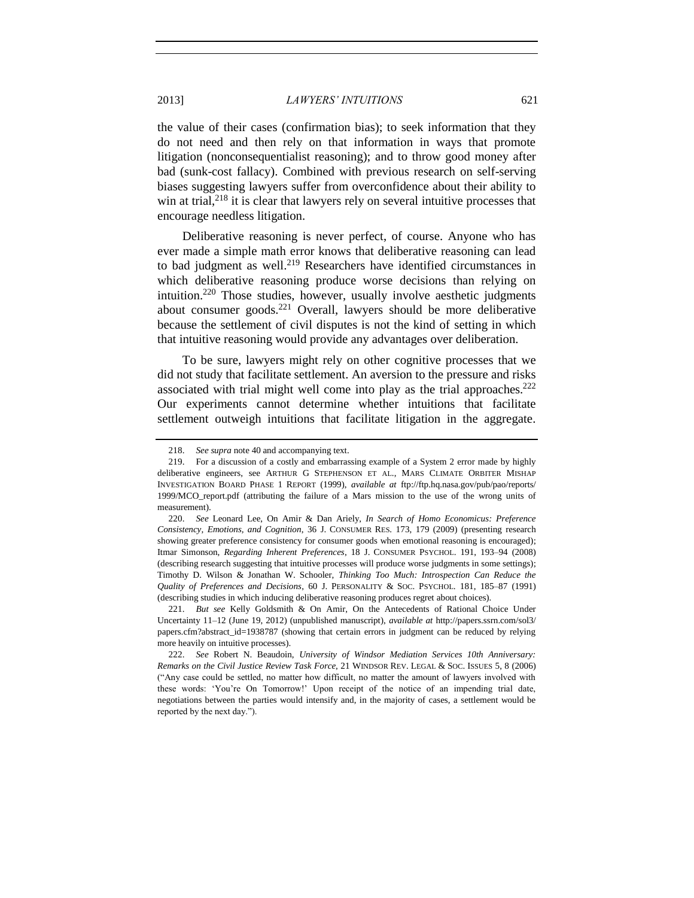the value of their cases (confirmation bias); to seek information that they do not need and then rely on that information in ways that promote litigation (nonconsequentialist reasoning); and to throw good money after bad (sunk-cost fallacy). Combined with previous research on self-serving biases suggesting lawyers suffer from overconfidence about their ability to win at trial,[218] it is clear that lawyers rely on several intuitive processes that encourage needless litigation.

Deliberative reasoning is never perfect, of course. Anyone who has ever made a simple math error knows that deliberative reasoning can lead to bad judgment as well.[219] Researchers have identified circumstances in which deliberative reasoning produce worse decisions than relying on intuition.[220] Those studies, however, usually involve aesthetic judgments about consumer goods.[221] Overall, lawyers should be more deliberative because the settlement of civil disputes is not the kind of setting in which that intuitive reasoning would provide any advantages over deliberation.

To be sure, lawyers might rely on other cognitive processes that we did not study that facilitate settlement. An aversion to the pressure and risks associated with trial might well come into play as the trial approaches.[222] Our experiments cannot determine whether intuitions that facilitate settlement outweigh intuitions that facilitate litigation in the aggregate.

---

218. *See supra* note 40 and accompanying text.

219. For a discussion of a costly and embarrassing example of a System 2 error made by highly deliberative engineers, see ARTHUR G STEPHENSON ET AL., MARS CLIMATE ORBITER MISHAP INVESTIGATION BOARD PHASE 1 REPORT (1999), *available at* ftp://ftp.hq.nasa.gov/pub/pao/reports/1999/MCO_report.pdf (attributing the failure of a Mars mission to the use of the wrong units of measurement).

220. *See* Leonard Lee, On Amir & Dan Ariely, *In Search of Homo Economicus: Preference Consistency, Emotions, and Cognition*, 36 J. CONSUMER RES. 173, 179 (2009) (presenting research showing greater preference consistency for consumer goods when emotional reasoning is encouraged); Itmar Simonson, *Regarding Inherent Preferences*, 18 J. CONSUMER PSYCHOL. 191, 193–94 (2008) (describing research suggesting that intuitive processes will produce worse judgments in some settings); Timothy D. Wilson & Jonathan W. Schooler, *Thinking Too Much: Introspection Can Reduce the Quality of Preferences and Decisions*, 60 J. PERSONALITY & SOC. PSYCHOL. 181, 185–87 (1991) (describing studies in which inducing deliberative reasoning produces regret about choices).

221. *But see* Kelly Goldsmith & On Amir, On the Antecedents of Rational Choice Under Uncertainty 11–12 (June 19, 2012) (unpublished manuscript), *available at* http://papers.ssrn.com/sol3/papers.cfm?abstract_id=1938787 (showing that certain errors in judgment can be reduced by relying more heavily on intuitive processes).

222. *See* Robert N. Beaudoin, *University of Windsor Mediation Services 10th Anniversary: Remarks on the Civil Justice Review Task Force*, 21 WINDSOR REV. LEGAL & SOC. ISSUES 5, 8 (2006) ("Any case could be settled, no matter how difficult, no matter the amount of lawyers involved with these words: 'You're On Tomorrow!' Upon receipt of the notice of an impending trial date, negotiations between the parties would intensify and, in the majority of cases, a settlement would be reported by the next day.").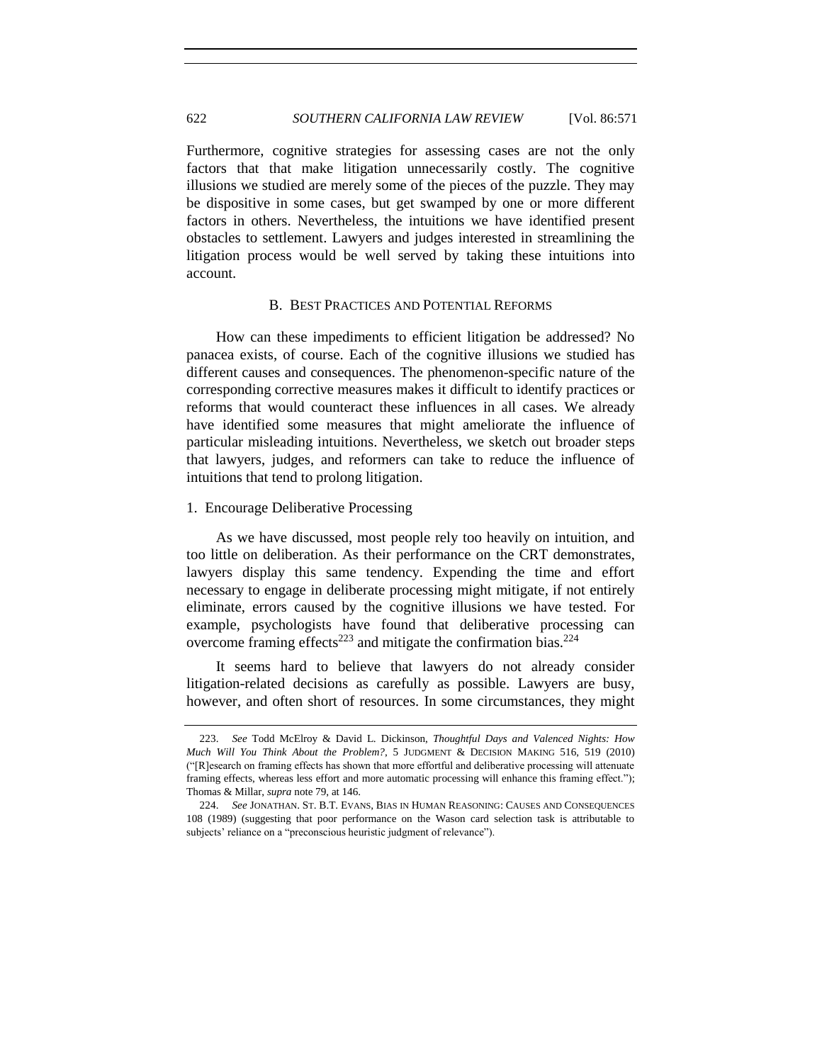Furthermore, cognitive strategies for assessing cases are not the only factors that that make litigation unnecessarily costly. The cognitive illusions we studied are merely some of the pieces of the puzzle. They may be dispositive in some cases, but get swamped by one or more different factors in others. Nevertheless, the intuitions we have identified present obstacles to settlement. Lawyers and judges interested in streamlining the litigation process would be well served by taking these intuitions into account.

### B. BEST PRACTICES AND POTENTIAL REFORMS

How can these impediments to efficient litigation be addressed? No panacea exists, of course. Each of the cognitive illusions we studied has different causes and consequences. The phenomenon-specific nature of the corresponding corrective measures makes it difficult to identify practices or reforms that would counteract these influences in all cases. We already have identified some measures that might ameliorate the influence of particular misleading intuitions. Nevertheless, we sketch out broader steps that lawyers, judges, and reformers can take to reduce the influence of intuitions that tend to prolong litigation.

#### 1. Encourage Deliberative Processing

As we have discussed, most people rely too heavily on intuition, and too little on deliberation. As their performance on the CRT demonstrates, lawyers display this same tendency. Expending the time and effort necessary to engage in deliberate processing might mitigate, if not entirely eliminate, errors caused by the cognitive illusions we have tested. For example, psychologists have found that deliberative processing can overcome framing effects[223] and mitigate the confirmation bias.[224]

It seems hard to believe that lawyers do not already consider litigation-related decisions as carefully as possible. Lawyers are busy, however, and often short of resources. In some circumstances, they might

---

223. *See* Todd McElroy & David L. Dickinson, *Thoughtful Days and Valenced Nights: How Much Will You Think About the Problem?*, 5 JUDGMENT & DECISION MAKING 516, 519 (2010) ("[R]esearch on framing effects has shown that more effortful and deliberative processing will attenuate framing effects, whereas less effort and more automatic processing will enhance this framing effect."); Thomas & Millar, *supra* note 79, at 146.

224. *See* JONATHAN. ST. B.T. EVANS, BIAS IN HUMAN REASONING: CAUSES AND CONSEQUENCES 108 (1989) (suggesting that poor performance on the Wason card selection task is attributable to subjects' reliance on a "preconscious heuristic judgment of relevance").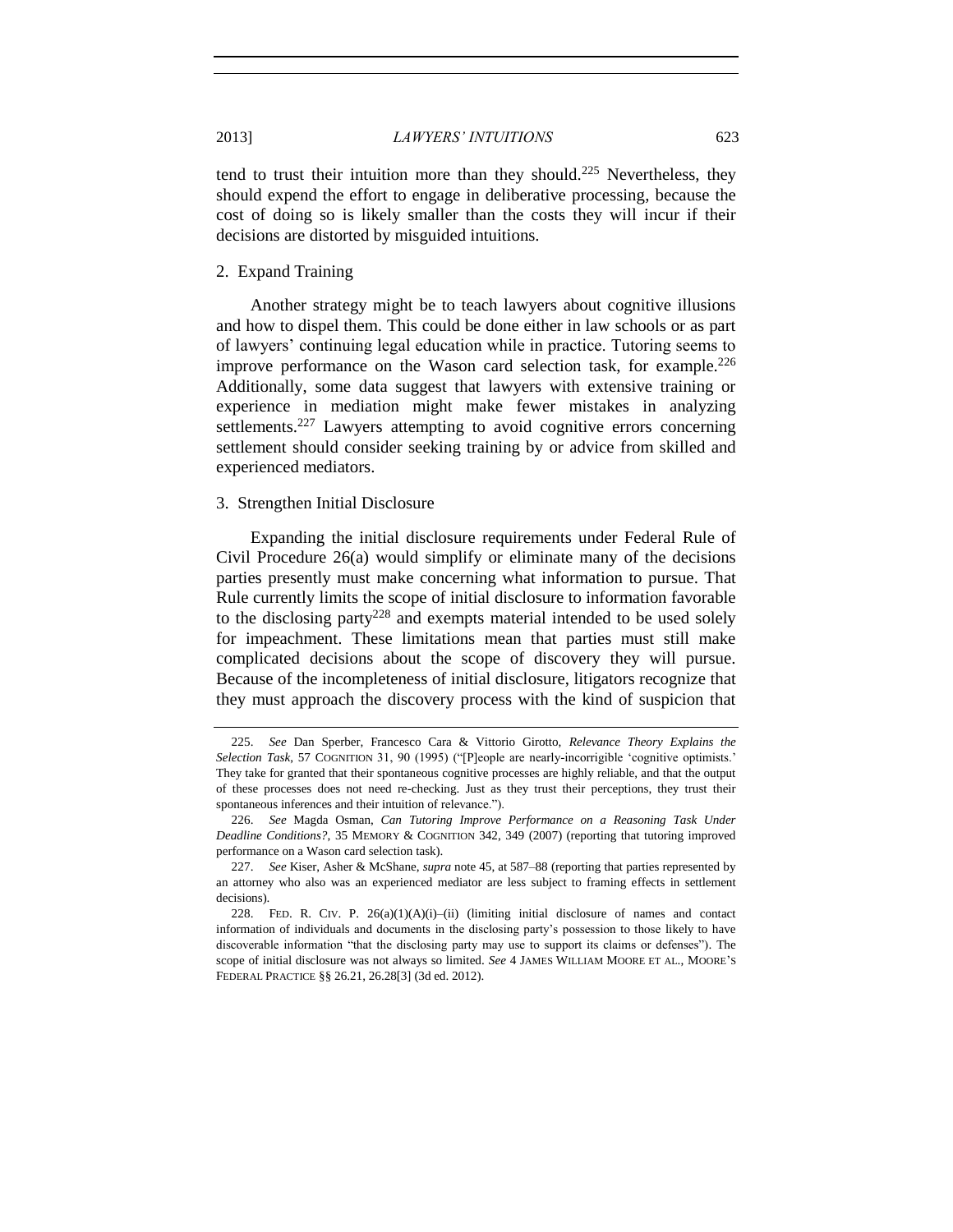tend to trust their intuition more than they should.[225] Nevertheless, they should expend the effort to engage in deliberative processing, because the cost of doing so is likely smaller than the costs they will incur if their decisions are distorted by misguided intuitions.

### 2. Expand Training

Another strategy might be to teach lawyers about cognitive illusions and how to dispel them. This could be done either in law schools or as part of lawyers' continuing legal education while in practice. Tutoring seems to improve performance on the Wason card selection task, for example.[226] Additionally, some data suggest that lawyers with extensive training or experience in mediation might make fewer mistakes in analyzing settlements.[227] Lawyers attempting to avoid cognitive errors concerning settlement should consider seeking training by or advice from skilled and experienced mediators.

### 3. Strengthen Initial Disclosure

Expanding the initial disclosure requirements under Federal Rule of Civil Procedure 26(a) would simplify or eliminate many of the decisions parties presently must make concerning what information to pursue. That Rule currently limits the scope of initial disclosure to information favorable to the disclosing party[228] and exempts material intended to be used solely for impeachment. These limitations mean that parties must still make complicated decisions about the scope of discovery they will pursue. Because of the incompleteness of initial disclosure, litigators recognize that they must approach the discovery process with the kind of suspicion that

---

225. *See* Dan Sperber, Francesco Cara & Vittorio Girotto, *Relevance Theory Explains the Selection Task*, 57 COGNITION 31, 90 (1995) ("[P]eople are nearly-incorrigible 'cognitive optimists.' They take for granted that their spontaneous cognitive processes are highly reliable, and that the output of these processes does not need re-checking. Just as they trust their perceptions, they trust their spontaneous inferences and their intuition of relevance.").

226. *See* Magda Osman, *Can Tutoring Improve Performance on a Reasoning Task Under Deadline Conditions?*, 35 MEMORY & COGNITION 342, 349 (2007) (reporting that tutoring improved performance on a Wason card selection task).

227. *See* Kiser, Asher & McShane, *supra* note 45, at 587–88 (reporting that parties represented by an attorney who also was an experienced mediator are less subject to framing effects in settlement decisions).

228. FED. R. CIV. P. 26(a)(1)(A)(i)–(ii) (limiting initial disclosure of names and contact information of individuals and documents in the disclosing party's possession to those likely to have discoverable information "that the disclosing party may use to support its claims or defenses"). The scope of initial disclosure was not always so limited. *See* 4 JAMES WILLIAM MOORE ET AL., MOORE'S FEDERAL PRACTICE §§ 26.21, 26.28[3] (3d ed. 2012).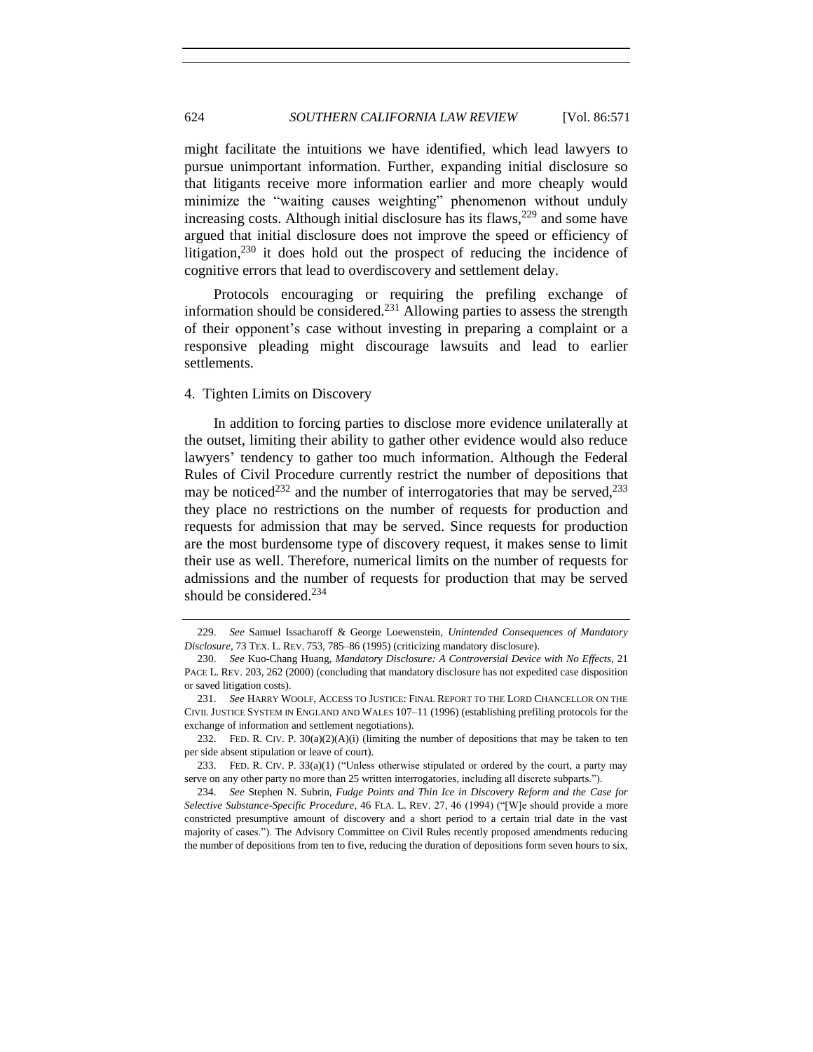might facilitate the intuitions we have identified, which lead lawyers to pursue unimportant information. Further, expanding initial disclosure so that litigants receive more information earlier and more cheaply would minimize the "waiting causes weighting" phenomenon without unduly increasing costs. Although initial disclosure has its flaws,[229] and some have argued that initial disclosure does not improve the speed or efficiency of litigation,[230] it does hold out the prospect of reducing the incidence of cognitive errors that lead to overdiscovery and settlement delay.

Protocols encouraging or requiring the prefiling exchange of information should be considered.[231] Allowing parties to assess the strength of their opponent's case without investing in preparing a complaint or a responsive pleading might discourage lawsuits and lead to earlier settlements.

### 4. Tighten Limits on Discovery

In addition to forcing parties to disclose more evidence unilaterally at the outset, limiting their ability to gather other evidence would also reduce lawyers' tendency to gather too much information. Although the Federal Rules of Civil Procedure currently restrict the number of depositions that may be noticed[232] and the number of interrogatories that may be served,[233] they place no restrictions on the number of requests for production and requests for admission that may be served. Since requests for production are the most burdensome type of discovery request, it makes sense to limit their use as well. Therefore, numerical limits on the number of requests for admissions and the number of requests for production that may be served should be considered.[234]

---

229. *See* Samuel Issacharoff & George Loewenstein, *Unintended Consequences of Mandatory Disclosure*, 73 TEX. L. REV. 753, 785–86 (1995) (criticizing mandatory disclosure).

230. *See* Kuo-Chang Huang, *Mandatory Disclosure: A Controversial Device with No Effects*, 21 PACE L. REV. 203, 262 (2000) (concluding that mandatory disclosure has not expedited case disposition or saved litigation costs).

231. *See* HARRY WOOLF, ACCESS TO JUSTICE: FINAL REPORT TO THE LORD CHANCELLOR ON THE CIVIL JUSTICE SYSTEM IN ENGLAND AND WALES 107–11 (1996) (establishing prefiling protocols for the exchange of information and settlement negotiations).

232. FED. R. CIV. P. 30(a)(2)(A)(i) (limiting the number of depositions that may be taken to ten per side absent stipulation or leave of court).

233. FED. R. CIV. P. 33(a)(1) ("Unless otherwise stipulated or ordered by the court, a party may serve on any other party no more than 25 written interrogatories, including all discrete subparts.").

234. *See* Stephen N. Subrin, *Fudge Points and Thin Ice in Discovery Reform and the Case for Selective Substance-Specific Procedure*, 46 FLA. L. REV. 27, 46 (1994) ("[W]e should provide a more constricted presumptive amount of discovery and a short period to a certain trial date in the vast majority of cases."). The Advisory Committee on Civil Rules recently proposed amendments reducing the number of depositions from ten to five, reducing the duration of depositions form seven hours to six,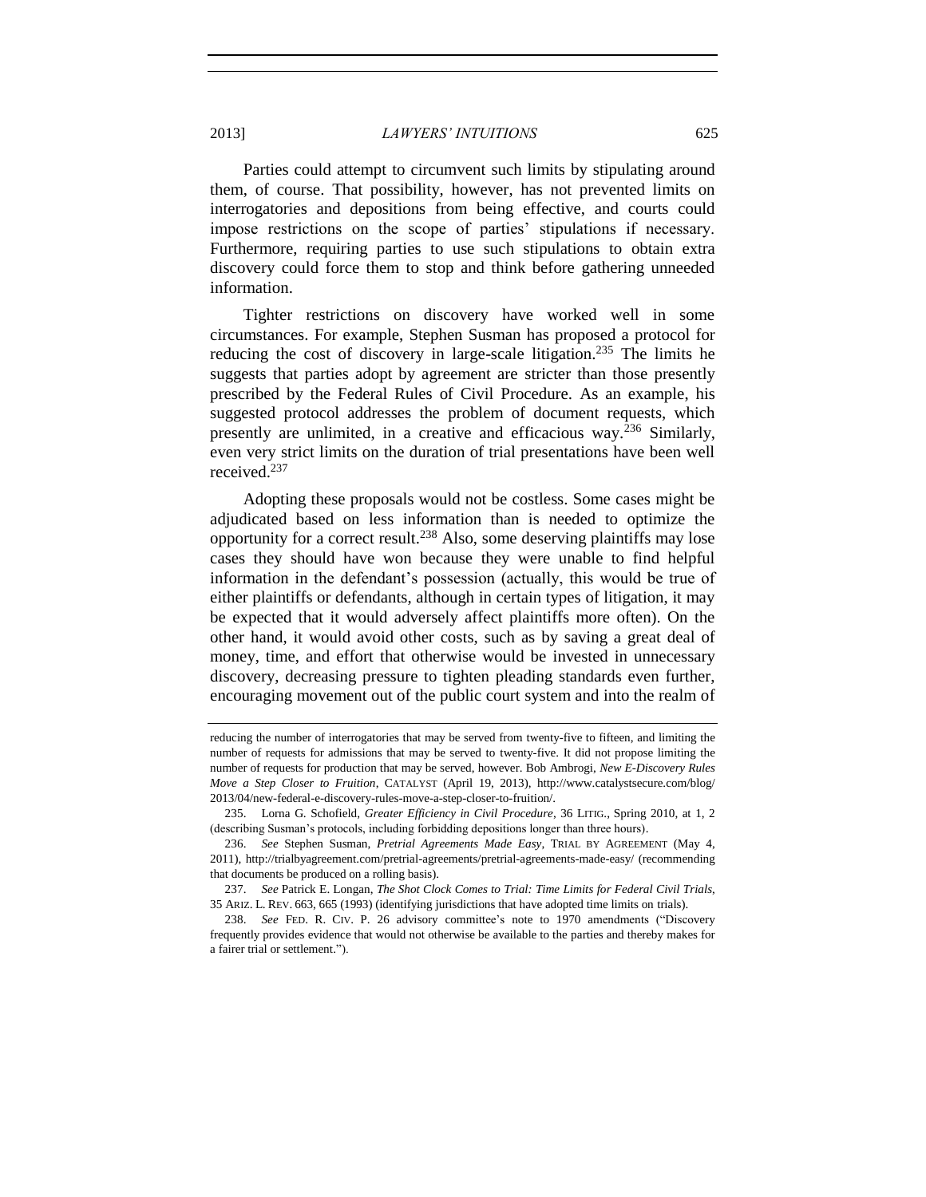Parties could attempt to circumvent such limits by stipulating around them, of course. That possibility, however, has not prevented limits on interrogatories and depositions from being effective, and courts could impose restrictions on the scope of parties' stipulations if necessary. Furthermore, requiring parties to use such stipulations to obtain extra discovery could force them to stop and think before gathering unneeded information.

Tighter restrictions on discovery have worked well in some circumstances. For example, Stephen Susman has proposed a protocol for reducing the cost of discovery in large-scale litigation.[235] The limits he suggests that parties adopt by agreement are stricter than those presently prescribed by the Federal Rules of Civil Procedure. As an example, his suggested protocol addresses the problem of document requests, which presently are unlimited, in a creative and efficacious way.[236] Similarly, even very strict limits on the duration of trial presentations have been well received.[237]

Adopting these proposals would not be costless. Some cases might be adjudicated based on less information than is needed to optimize the opportunity for a correct result.[238] Also, some deserving plaintiffs may lose cases they should have won because they were unable to find helpful information in the defendant's possession (actually, this would be true of either plaintiffs or defendants, although in certain types of litigation, it may be expected that it would adversely affect plaintiffs more often). On the other hand, it would avoid other costs, such as by saving a great deal of money, time, and effort that otherwise would be invested in unnecessary discovery, decreasing pressure to tighten pleading standards even further, encouraging movement out of the public court system and into the realm of

---

reducing the number of interrogatories that may be served from twenty-five to fifteen, and limiting the number of requests for admissions that may be served to twenty-five. It did not propose limiting the number of requests for production that may be served, however. Bob Ambrogi, *New E-Discovery Rules Move a Step Closer to Fruition*, CATALYST (April 19, 2013), http://www.catalystsecure.com/blog/2013/04/new-federal-e-discovery-rules-move-a-step-closer-to-fruition/.

235. Lorna G. Schofield, *Greater Efficiency in Civil Procedure*, 36 LITIG., Spring 2010, at 1, 2 (describing Susman's protocols, including forbidding depositions longer than three hours).

236. *See* Stephen Susman, *Pretrial Agreements Made Easy*, TRIAL BY AGREEMENT (May 4, 2011), http://trialbyagreement.com/pretrial-agreements/pretrial-agreements-made-easy/ (recommending that documents be produced on a rolling basis).

237. *See* Patrick E. Longan, *The Shot Clock Comes to Trial: Time Limits for Federal Civil Trials*, 35 ARIZ. L. REV. 663, 665 (1993) (identifying jurisdictions that have adopted time limits on trials).

238. *See* FED. R. CIV. P. 26 advisory committee's note to 1970 amendments ("Discovery frequently provides evidence that would not otherwise be available to the parties and thereby makes for a fairer trial or settlement.").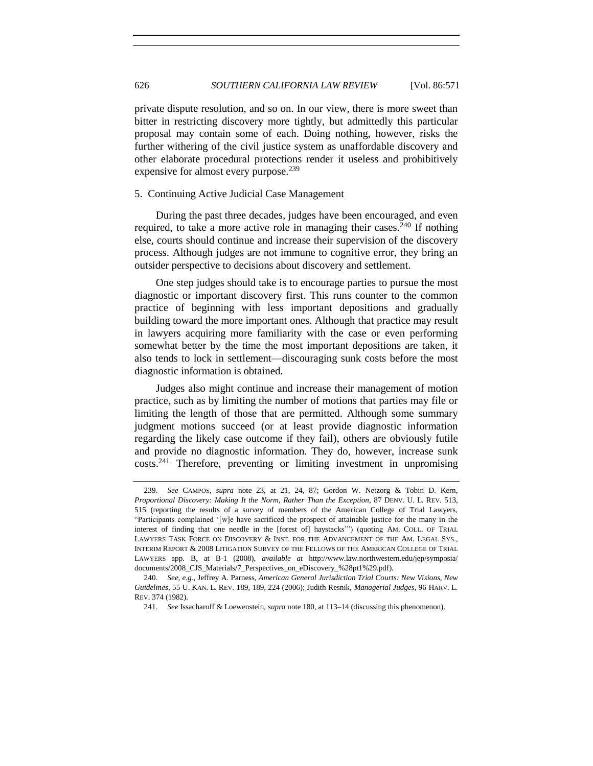private dispute resolution, and so on. In our view, there is more sweet than bitter in restricting discovery more tightly, but admittedly this particular proposal may contain some of each. Doing nothing, however, risks the further withering of the civil justice system as unaffordable discovery and other elaborate procedural protections render it useless and prohibitively expensive for almost every purpose.[239]

### 5. Continuing Active Judicial Case Management

During the past three decades, judges have been encouraged, and even required, to take a more active role in managing their cases.[240] If nothing else, courts should continue and increase their supervision of the discovery process. Although judges are not immune to cognitive error, they bring an outsider perspective to decisions about discovery and settlement.

One step judges should take is to encourage parties to pursue the most diagnostic or important discovery first. This runs counter to the common practice of beginning with less important depositions and gradually building toward the more important ones. Although that practice may result in lawyers acquiring more familiarity with the case or even performing somewhat better by the time the most important depositions are taken, it also tends to lock in settlement—discouraging sunk costs before the most diagnostic information is obtained.

Judges also might continue and increase their management of motion practice, such as by limiting the number of motions that parties may file or limiting the length of those that are permitted. Although some summary judgment motions succeed (or at least provide diagnostic information regarding the likely case outcome if they fail), others are obviously futile and provide no diagnostic information. They do, however, increase sunk costs.[241] Therefore, preventing or limiting investment in unpromising

---

239. *See* CAMPOS, *supra* note 23, at 21, 24, 87; Gordon W. Netzorg & Tobin D. Kern, *Proportional Discovery: Making It the Norm, Rather Than the Exception*, 87 DENV. U. L. REV. 513, 515 (reporting the results of a survey of members of the American College of Trial Lawyers, "Participants complained '[w]e have sacrificed the prospect of attainable justice for the many in the interest of finding that one needle in the [forest of] haystacks'") (quoting AM. COLL. OF TRIAL LAWYERS TASK FORCE ON DISCOVERY & INST. FOR THE ADVANCEMENT OF THE AM. LEGAL SYS., INTERIM REPORT & 2008 LITIGATION SURVEY OF THE FELLOWS OF THE AMERICAN COLLEGE OF TRIAL LAWYERS app. B, at B-1 (2008), *available at* http://www.law.northwestern.edu/jep/symposia/documents/2008_CJS_Materials/7_Perspectives_on_eDiscovery_%28pt1%29.pdf).

240. *See, e.g.*, Jeffrey A. Parness, *American General Jurisdiction Trial Courts: New Visions, New Guidelines*, 55 U. KAN. L. REV. 189, 189, 224 (2006); Judith Resnik, *Managerial Judges*, 96 HARV. L. REV. 374 (1982).

241. *See* Issacharoff & Loewenstein, *supra* note 180, at 113–14 (discussing this phenomenon).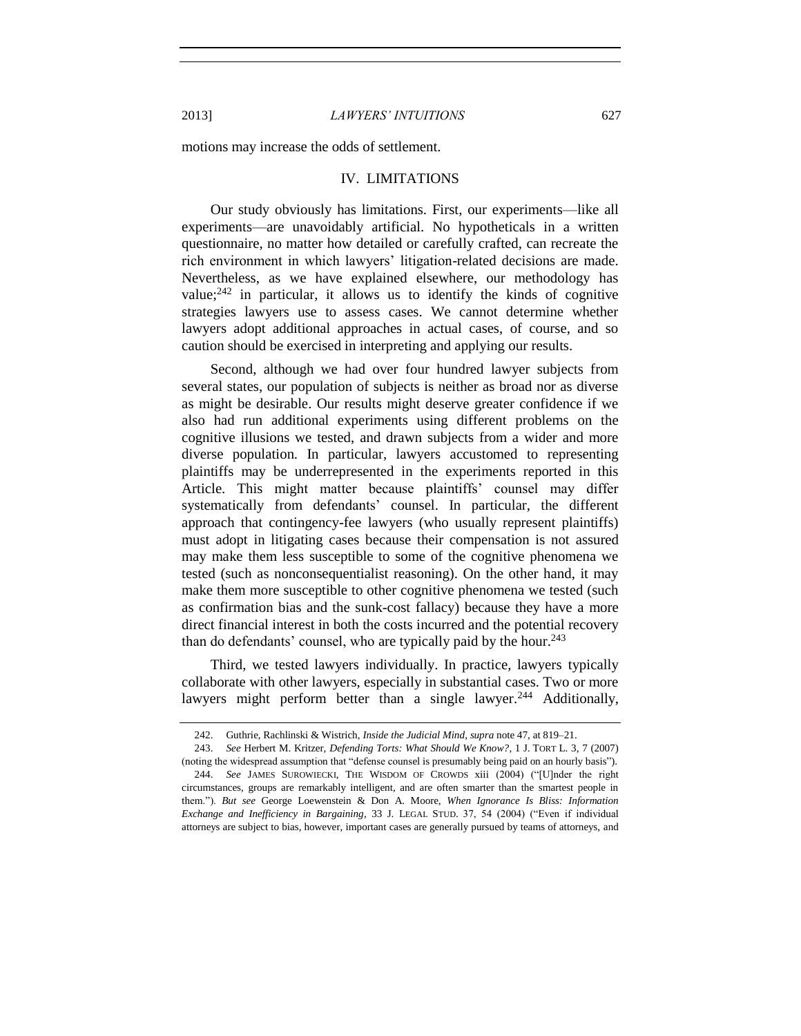motions may increase the odds of settlement.

## IV. LIMITATIONS

Our study obviously has limitations. First, our experiments—like all experiments—are unavoidably artificial. No hypotheticals in a written questionnaire, no matter how detailed or carefully crafted, can recreate the rich environment in which lawyers' litigation-related decisions are made. Nevertheless, as we have explained elsewhere, our methodology has value;[242] in particular, it allows us to identify the kinds of cognitive strategies lawyers use to assess cases. We cannot determine whether lawyers adopt additional approaches in actual cases, of course, and so caution should be exercised in interpreting and applying our results.

Second, although we had over four hundred lawyer subjects from several states, our population of subjects is neither as broad nor as diverse as might be desirable. Our results might deserve greater confidence if we also had run additional experiments using different problems on the cognitive illusions we tested, and drawn subjects from a wider and more diverse population. In particular, lawyers accustomed to representing plaintiffs may be underrepresented in the experiments reported in this Article. This might matter because plaintiffs' counsel may differ systematically from defendants' counsel. In particular, the different approach that contingency-fee lawyers (who usually represent plaintiffs) must adopt in litigating cases because their compensation is not assured may make them less susceptible to some of the cognitive phenomena we tested (such as nonconsequentialist reasoning). On the other hand, it may make them more susceptible to other cognitive phenomena we tested (such as confirmation bias and the sunk-cost fallacy) because they have a more direct financial interest in both the costs incurred and the potential recovery than do defendants' counsel, who are typically paid by the hour.[243]

Third, we tested lawyers individually. In practice, lawyers typically collaborate with other lawyers, especially in substantial cases. Two or more lawyers might perform better than a single lawyer.[244] Additionally,

---

242. Guthrie, Rachlinski & Wistrich, *Inside the Judicial Mind*, *supra* note 47, at 819–21.

243. *See* Herbert M. Kritzer, *Defending Torts: What Should We Know?*, 1 J. TORT L. 3, 7 (2007) (noting the widespread assumption that "defense counsel is presumably being paid on an hourly basis").

244. *See* JAMES SUROWIECKI, THE WISDOM OF CROWDS xiii (2004) ("[U]nder the right circumstances, groups are remarkably intelligent, and are often smarter than the smartest people in them."). *But see* George Loewenstein & Don A. Moore, *When Ignorance Is Bliss: Information Exchange and Inefficiency in Bargaining*, 33 J. LEGAL STUD. 37, 54 (2004) ("Even if individual attorneys are subject to bias, however, important cases are generally pursued by teams of attorneys, and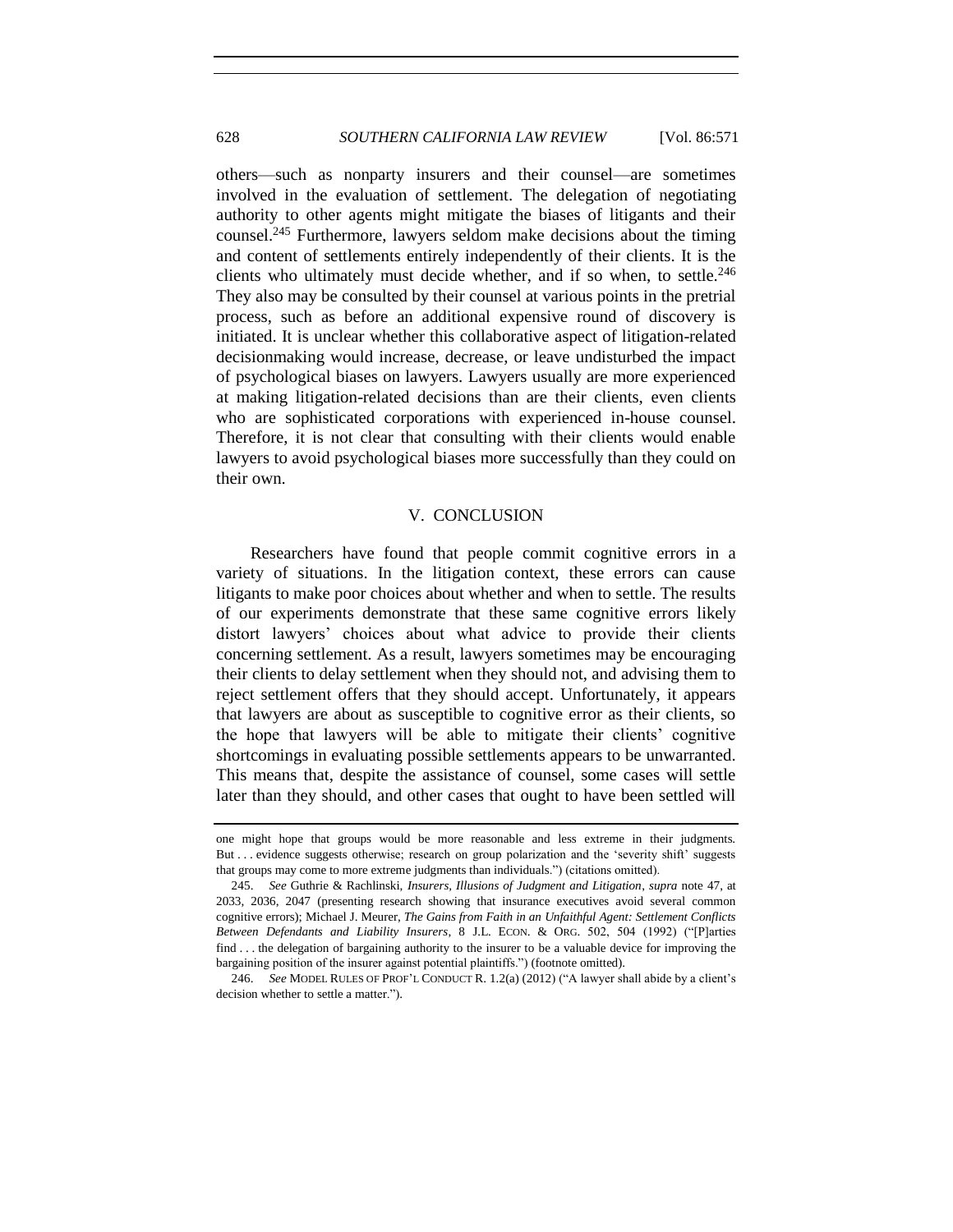others—such as nonparty insurers and their counsel—are sometimes involved in the evaluation of settlement. The delegation of negotiating authority to other agents might mitigate the biases of litigants and their counsel.[245] Furthermore, lawyers seldom make decisions about the timing and content of settlements entirely independently of their clients. It is the clients who ultimately must decide whether, and if so when, to settle.[246] They also may be consulted by their counsel at various points in the pretrial process, such as before an additional expensive round of discovery is initiated. It is unclear whether this collaborative aspect of litigation-related decisionmaking would increase, decrease, or leave undisturbed the impact of psychological biases on lawyers. Lawyers usually are more experienced at making litigation-related decisions than are their clients, even clients who are sophisticated corporations with experienced in-house counsel. Therefore, it is not clear that consulting with their clients would enable lawyers to avoid psychological biases more successfully than they could on their own.

## V. CONCLUSION

Researchers have found that people commit cognitive errors in a variety of situations. In the litigation context, these errors can cause litigants to make poor choices about whether and when to settle. The results of our experiments demonstrate that these same cognitive errors likely distort lawyers' choices about what advice to provide their clients concerning settlement. As a result, lawyers sometimes may be encouraging their clients to delay settlement when they should not, and advising them to reject settlement offers that they should accept. Unfortunately, it appears that lawyers are about as susceptible to cognitive error as their clients, so the hope that lawyers will be able to mitigate their clients' cognitive shortcomings in evaluating possible settlements appears to be unwarranted. This means that, despite the assistance of counsel, some cases will settle later than they should, and other cases that ought to have been settled will

---

one might hope that groups would be more reasonable and less extreme in their judgments. But . . . evidence suggests otherwise; research on group polarization and the 'severity shift' suggests that groups may come to more extreme judgments than individuals.") (citations omitted).

245. *See* Guthrie & Rachlinski, *Insurers, Illusions of Judgment and Litigation*, *supra* note 47, at 2033, 2036, 2047 (presenting research showing that insurance executives avoid several common cognitive errors); Michael J. Meurer, *The Gains from Faith in an Unfaithful Agent: Settlement Conflicts Between Defendants and Liability Insurers*, 8 J.L. ECON. & ORG. 502, 504 (1992) ("[P]arties find . . . the delegation of bargaining authority to the insurer to be a valuable device for improving the bargaining position of the insurer against potential plaintiffs.") (footnote omitted).

246. *See* MODEL RULES OF PROF'L CONDUCT R. 1.2(a) (2012) ("A lawyer shall abide by a client's decision whether to settle a matter.").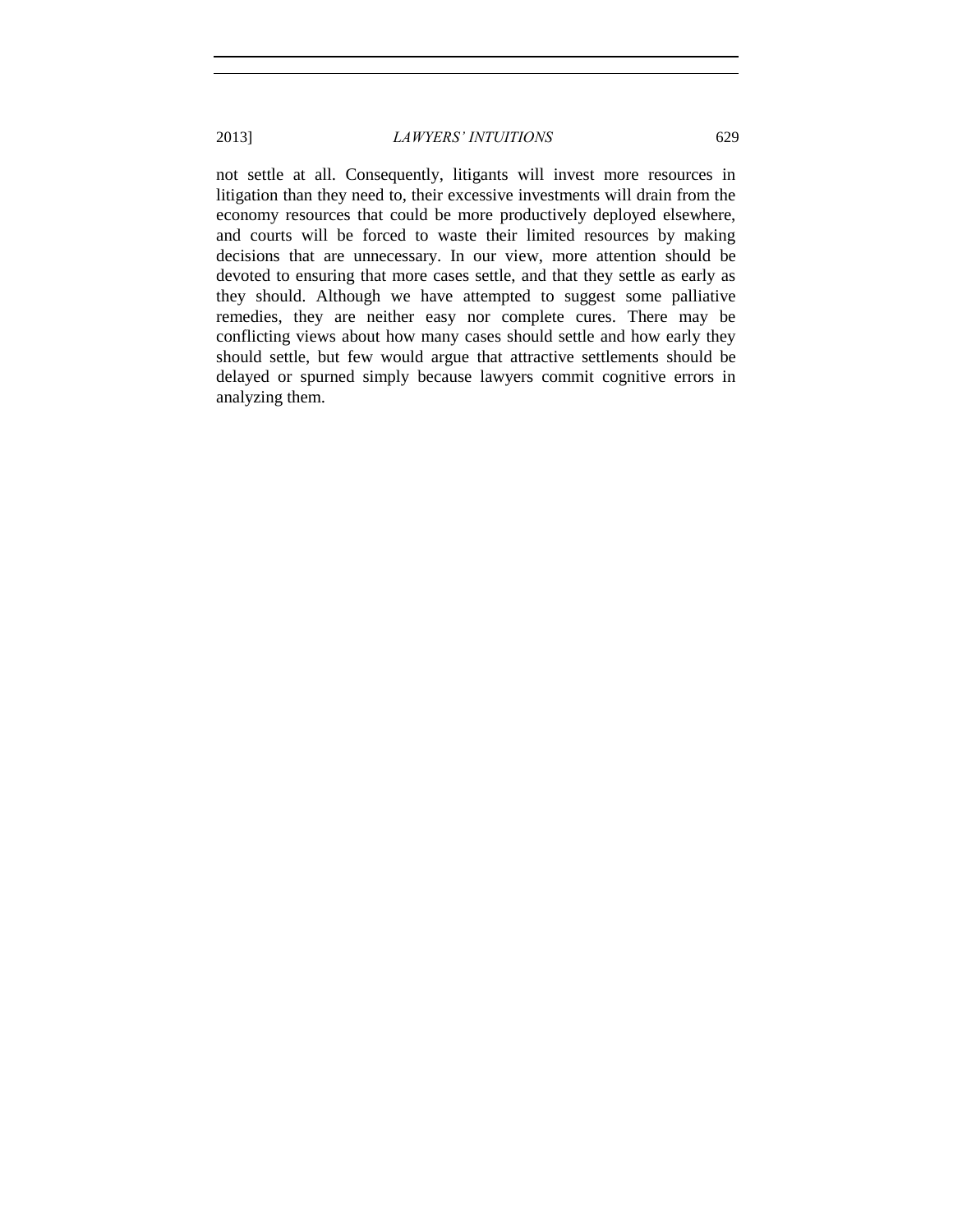not settle at all. Consequently, litigants will invest more resources in litigation than they need to, their excessive investments will drain from the economy resources that could be more productively deployed elsewhere, and courts will be forced to waste their limited resources by making decisions that are unnecessary. In our view, more attention should be devoted to ensuring that more cases settle, and that they settle as early as they should. Although we have attempted to suggest some palliative remedies, they are neither easy nor complete cures. There may be conflicting views about how many cases should settle and how early they should settle, but few would argue that attractive settlements should be delayed or spurned simply because lawyers commit cognitive errors in analyzing them.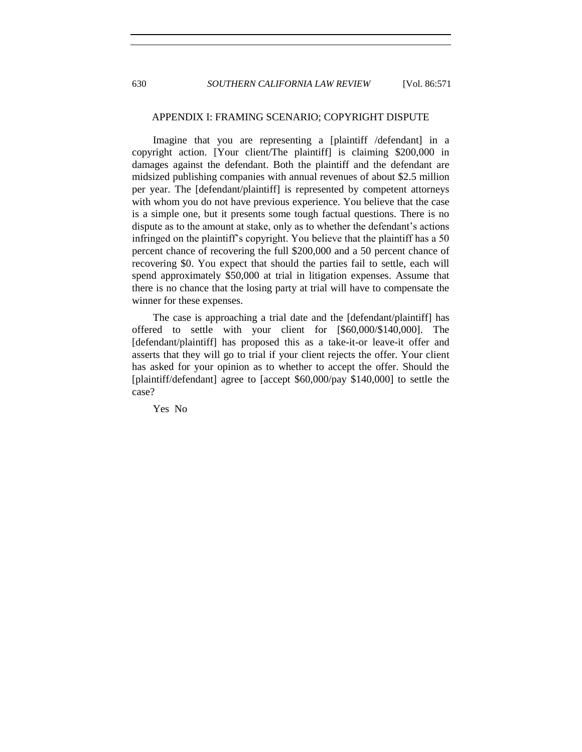## APPENDIX I: FRAMING SCENARIO; COPYRIGHT DISPUTE

Imagine that you are representing a [plaintiff /defendant] in a copyright action. [Your client/The plaintiff] is claiming $200,000 in damages against the defendant. Both the plaintiff and the defendant are midsized publishing companies with annual revenues of about $2.5 million per year. The [defendant/plaintiff] is represented by competent attorneys with whom you do not have previous experience. You believe that the case is a simple one, but it presents some tough factual questions. There is no dispute as to the amount at stake, only as to whether the defendant's actions infringed on the plaintiff's copyright. You believe that the plaintiff has a 50 percent chance of recovering the full $200,000 and a 50 percent chance of recovering $0. You expect that should the parties fail to settle, each will spend approximately $50,000 at trial in litigation expenses. Assume that there is no chance that the losing party at trial will have to compensate the winner for these expenses.

The case is approaching a trial date and the [defendant/plaintiff] has offered to settle with your client for [$60,000/$140,000]. The [defendant/plaintiff] has proposed this as a take-it-or leave-it offer and asserts that they will go to trial if your client rejects the offer. Your client has asked for your opinion as to whether to accept the offer. Should the [plaintiff/defendant] agree to [accept $60,000/pay $140,000] to settle the case?

Yes No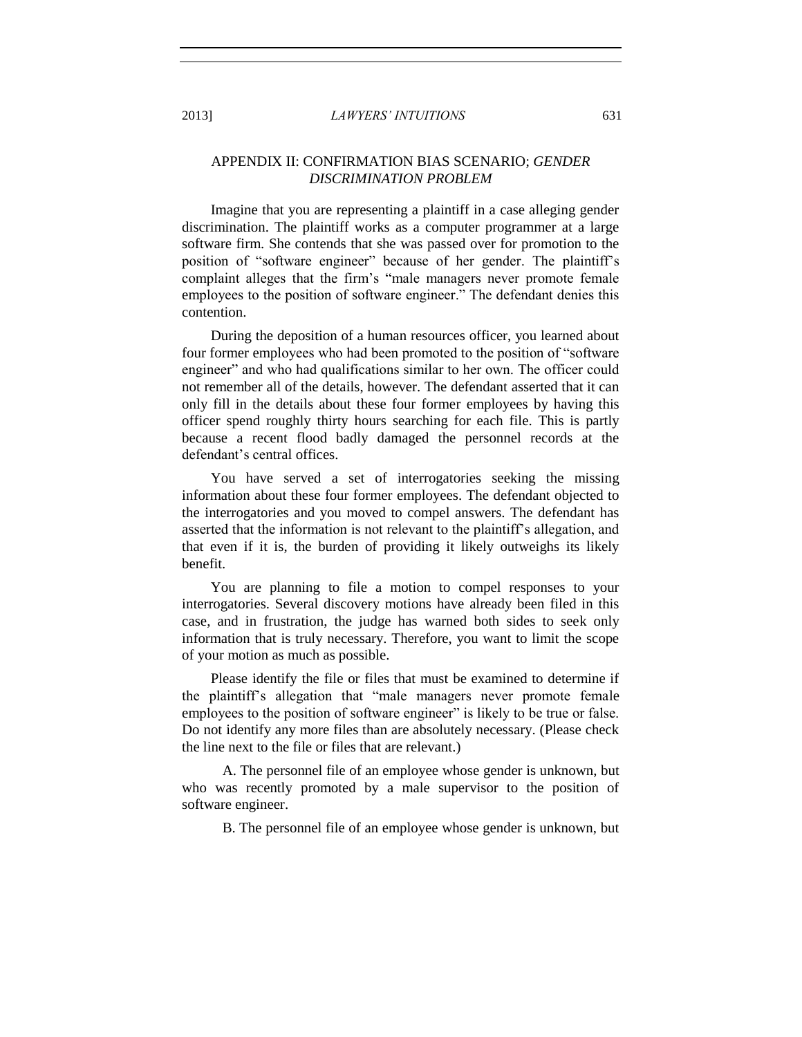## APPENDIX II: CONFIRMATION BIAS SCENARIO; *GENDER DISCRIMINATION PROBLEM*

Imagine that you are representing a plaintiff in a case alleging gender discrimination. The plaintiff works as a computer programmer at a large software firm. She contends that she was passed over for promotion to the position of "software engineer" because of her gender. The plaintiff's complaint alleges that the firm's "male managers never promote female employees to the position of software engineer." The defendant denies this contention.

During the deposition of a human resources officer, you learned about four former employees who had been promoted to the position of "software engineer" and who had qualifications similar to her own. The officer could not remember all of the details, however. The defendant asserted that it can only fill in the details about these four former employees by having this officer spend roughly thirty hours searching for each file. This is partly because a recent flood badly damaged the personnel records at the defendant's central offices.

You have served a set of interrogatories seeking the missing information about these four former employees. The defendant objected to the interrogatories and you moved to compel answers. The defendant has asserted that the information is not relevant to the plaintiff's allegation, and that even if it is, the burden of providing it likely outweighs its likely benefit.

You are planning to file a motion to compel responses to your interrogatories. Several discovery motions have already been filed in this case, and in frustration, the judge has warned both sides to seek only information that is truly necessary. Therefore, you want to limit the scope of your motion as much as possible.

Please identify the file or files that must be examined to determine if the plaintiff's allegation that "male managers never promote female employees to the position of software engineer" is likely to be true or false. Do not identify any more files than are absolutely necessary. (Please check the line next to the file or files that are relevant.)

A. The personnel file of an employee whose gender is unknown, but who was recently promoted by a male supervisor to the position of software engineer.

B. The personnel file of an employee whose gender is unknown, but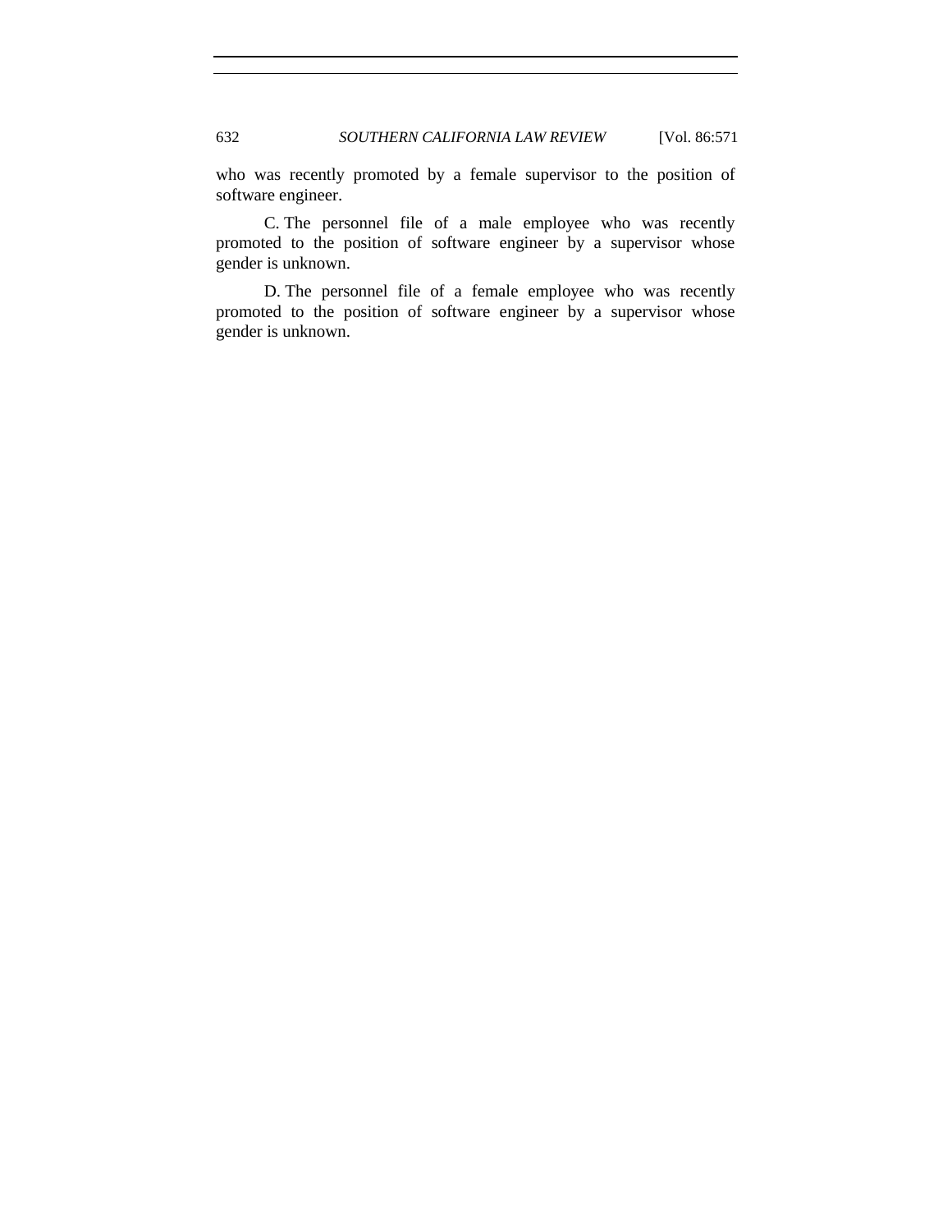who was recently promoted by a female supervisor to the position of software engineer.

C. The personnel file of a male employee who was recently promoted to the position of software engineer by a supervisor whose gender is unknown.

D. The personnel file of a female employee who was recently promoted to the position of software engineer by a supervisor whose gender is unknown.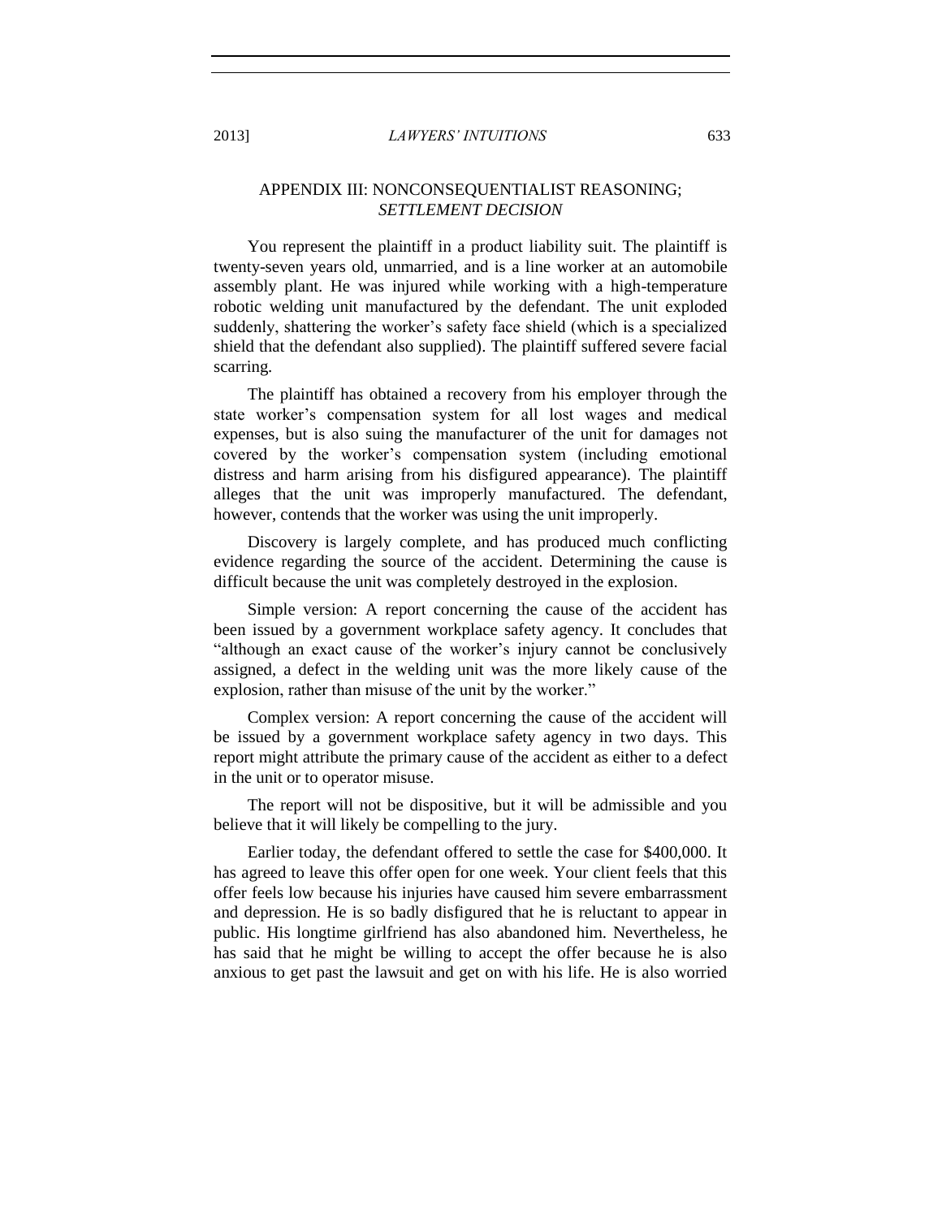## APPENDIX III: NONCONSEQUENTIALIST REASONING; *SETTLEMENT DECISION*

You represent the plaintiff in a product liability suit. The plaintiff is twenty-seven years old, unmarried, and is a line worker at an automobile assembly plant. He was injured while working with a high-temperature robotic welding unit manufactured by the defendant. The unit exploded suddenly, shattering the worker's safety face shield (which is a specialized shield that the defendant also supplied). The plaintiff suffered severe facial scarring.

The plaintiff has obtained a recovery from his employer through the state worker's compensation system for all lost wages and medical expenses, but is also suing the manufacturer of the unit for damages not covered by the worker's compensation system (including emotional distress and harm arising from his disfigured appearance). The plaintiff alleges that the unit was improperly manufactured. The defendant, however, contends that the worker was using the unit improperly.

Discovery is largely complete, and has produced much conflicting evidence regarding the source of the accident. Determining the cause is difficult because the unit was completely destroyed in the explosion.

Simple version: A report concerning the cause of the accident has been issued by a government workplace safety agency. It concludes that "although an exact cause of the worker's injury cannot be conclusively assigned, a defect in the welding unit was the more likely cause of the explosion, rather than misuse of the unit by the worker."

Complex version: A report concerning the cause of the accident will be issued by a government workplace safety agency in two days. This report might attribute the primary cause of the accident as either to a defect in the unit or to operator misuse.

The report will not be dispositive, but it will be admissible and you believe that it will likely be compelling to the jury.

Earlier today, the defendant offered to settle the case for $400,000. It has agreed to leave this offer open for one week. Your client feels that this offer feels low because his injuries have caused him severe embarrassment and depression. He is so badly disfigured that he is reluctant to appear in public. His longtime girlfriend has also abandoned him. Nevertheless, he has said that he might be willing to accept the offer because he is also anxious to get past the lawsuit and get on with his life. He is also worried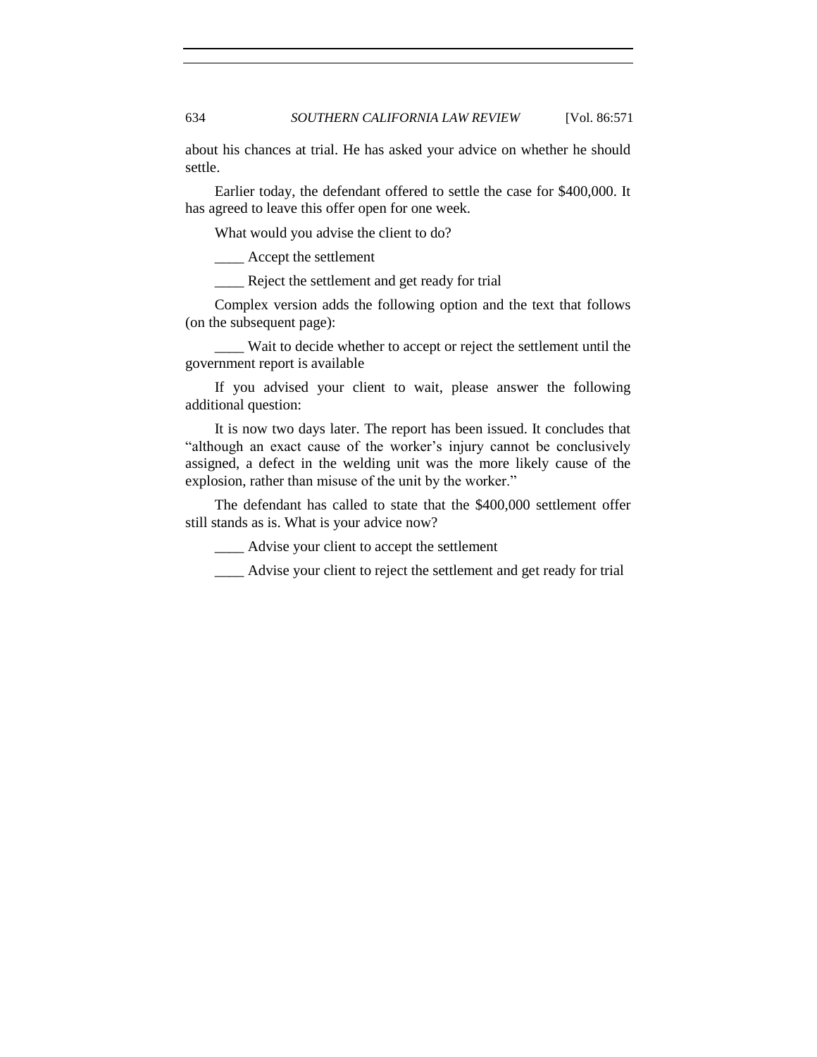about his chances at trial. He has asked your advice on whether he should settle.

Earlier today, the defendant offered to settle the case for $400,000. It has agreed to leave this offer open for one week.

What would you advise the client to do?

____ Accept the settlement

____ Reject the settlement and get ready for trial

Complex version adds the following option and the text that follows (on the subsequent page):

____ Wait to decide whether to accept or reject the settlement until the government report is available

If you advised your client to wait, please answer the following additional question:

It is now two days later. The report has been issued. It concludes that "although an exact cause of the worker's injury cannot be conclusively assigned, a defect in the welding unit was the more likely cause of the explosion, rather than misuse of the unit by the worker."

The defendant has called to state that the $400,000 settlement offer still stands as is. What is your advice now?

____ Advise your client to accept the settlement

____ Advise your client to reject the settlement and get ready for trial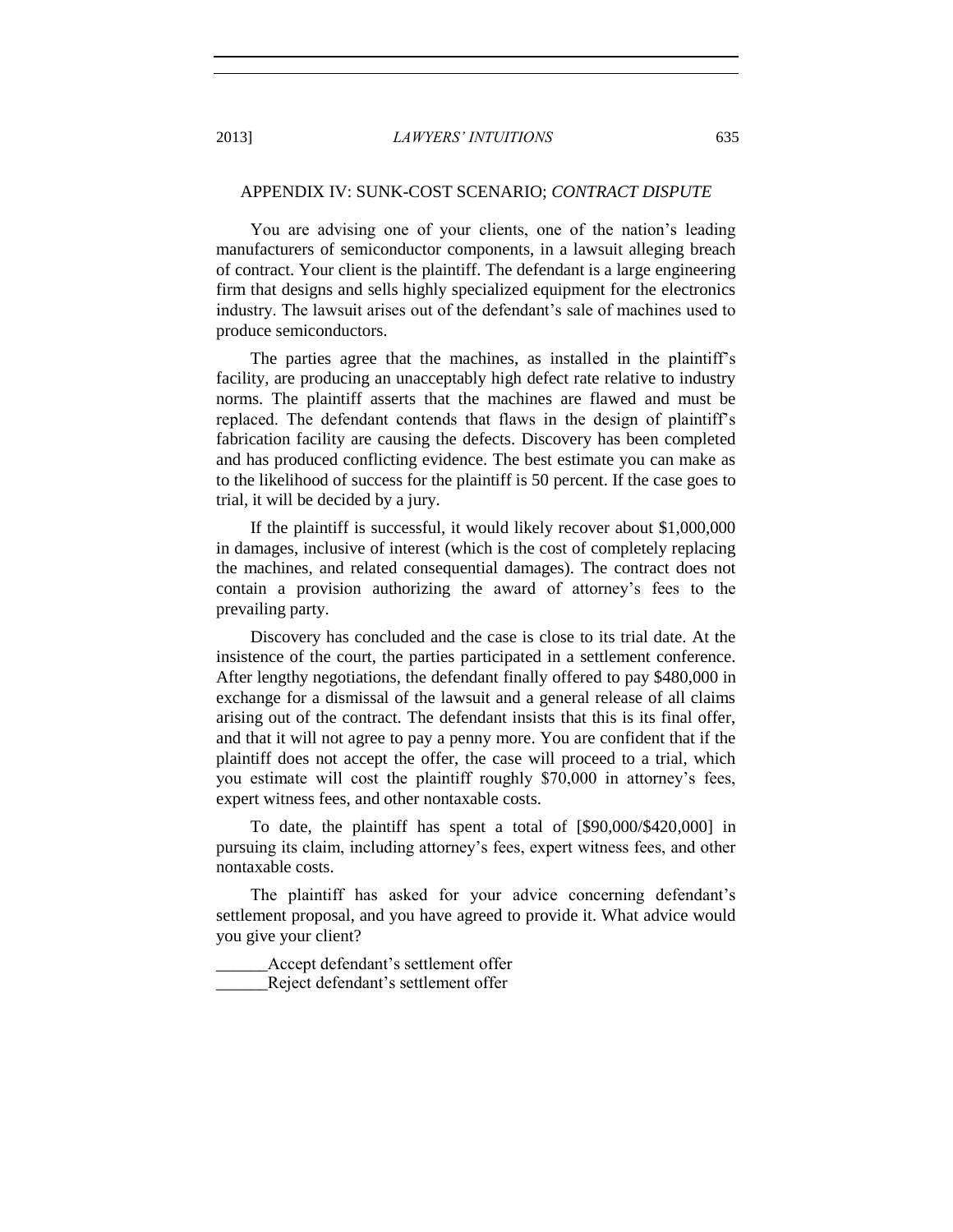## APPENDIX IV: SUNK-COST SCENARIO; *CONTRACT DISPUTE*

You are advising one of your clients, one of the nation's leading manufacturers of semiconductor components, in a lawsuit alleging breach of contract. Your client is the plaintiff. The defendant is a large engineering firm that designs and sells highly specialized equipment for the electronics industry. The lawsuit arises out of the defendant's sale of machines used to produce semiconductors.

The parties agree that the machines, as installed in the plaintiff's facility, are producing an unacceptably high defect rate relative to industry norms. The plaintiff asserts that the machines are flawed and must be replaced. The defendant contends that flaws in the design of plaintiff's fabrication facility are causing the defects. Discovery has been completed and has produced conflicting evidence. The best estimate you can make as to the likelihood of success for the plaintiff is 50 percent. If the case goes to trial, it will be decided by a jury.

If the plaintiff is successful, it would likely recover about $1,000,000 in damages, inclusive of interest (which is the cost of completely replacing the machines, and related consequential damages). The contract does not contain a provision authorizing the award of attorney's fees to the prevailing party.

Discovery has concluded and the case is close to its trial date. At the insistence of the court, the parties participated in a settlement conference. After lengthy negotiations, the defendant finally offered to pay $480,000 in exchange for a dismissal of the lawsuit and a general release of all claims arising out of the contract. The defendant insists that this is its final offer, and that it will not agree to pay a penny more. You are confident that if the plaintiff does not accept the offer, the case will proceed to a trial, which you estimate will cost the plaintiff roughly $70,000 in attorney's fees, expert witness fees, and other nontaxable costs.

To date, the plaintiff has spent a total of [$90,000/$420,000] in pursuing its claim, including attorney's fees, expert witness fees, and other nontaxable costs.

The plaintiff has asked for your advice concerning defendant's settlement proposal, and you have agreed to provide it. What advice would you give your client?

______Accept defendant's settlement offer
______Reject defendant's settlement offer